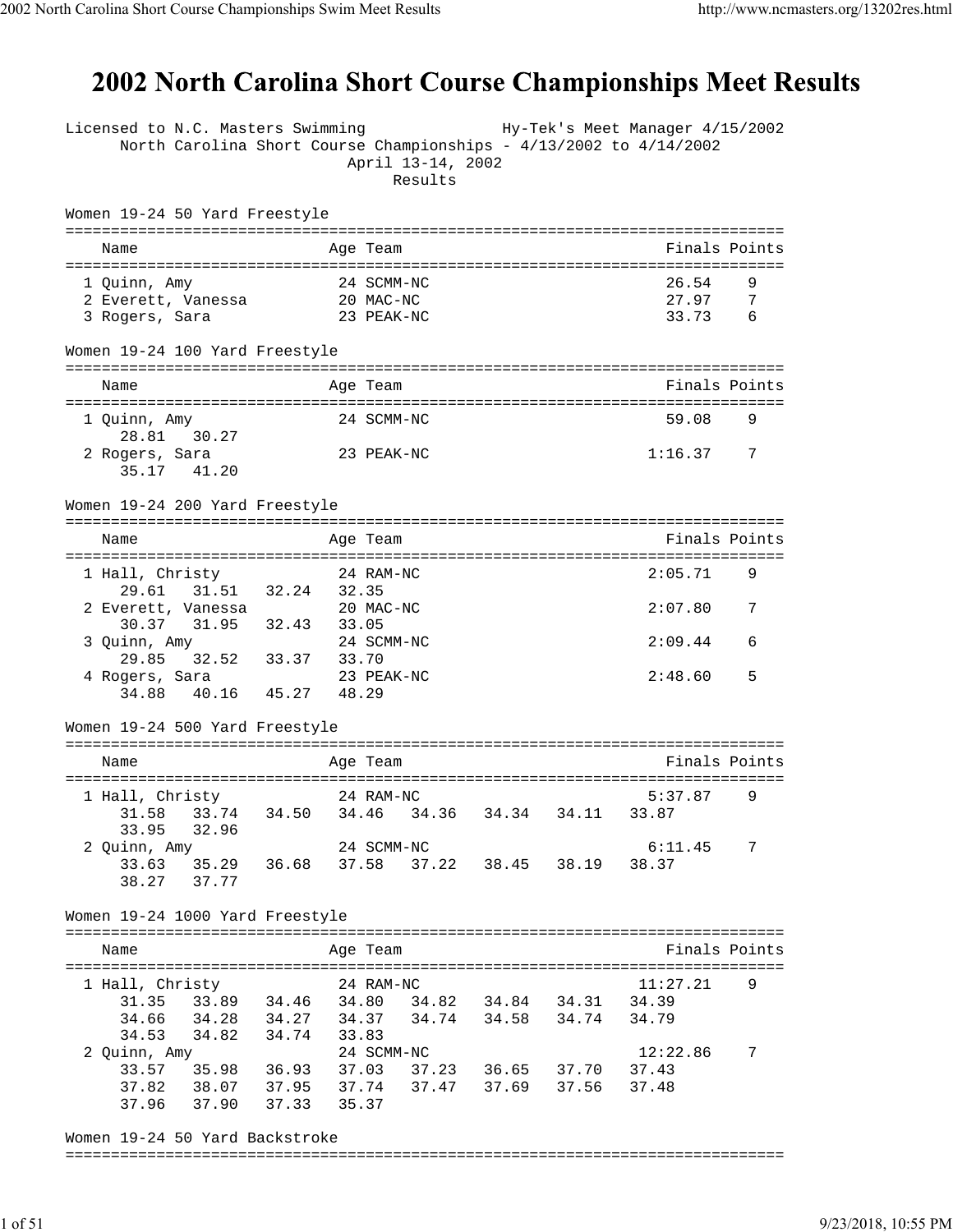# 2002 North Carolina Short Course Championships Meet Results

Licensed to N.C. Masters Swimming — Hy-Tek's Meet Manager 4/15/2002

North Carolina Short Course Championships - 4/13/2002 to 4/14/2002

April 13-14, 2002

Results

## Women 19-24 50 Yard Freestyle

| | Name | Age | Team | Finals | Points |
|---|---|---|---|---|---|
| 1 | Quinn, Amy | 24 | SCMM-NC | 26.54 | 9 |
| 2 | Everett, Vanessa | 20 | MAC-NC | 27.97 | 7 |
| 3 | Rogers, Sara | 23 | PEAK-NC | 33.73 | 6 |

## Women 19-24 100 Yard Freestyle

| | Name | Age | Team | Finals | Points |
|---|---|---|---|---|---|
| 1 | Quinn, Amy | 24 | SCMM-NC | 59.08 | 9 |
| | 28.81 30.27 | | | | |
| 2 | Rogers, Sara | 23 | PEAK-NC | 1:16.37 | 7 |
| | 35.17 41.20 | | | | |

## Women 19-24 200 Yard Freestyle

| | Name | Age | Team | Finals | Points |
|---|---|---|---|---|---|
| 1 | Hall, Christy | 24 | RAM-NC | 2:05.71 | 9 |
| | 29.61 31.51 32.24 32.35 | | | | |
| 2 | Everett, Vanessa | 20 | MAC-NC | 2:07.80 | 7 |
| | 30.37 31.95 32.43 33.05 | | | | |
| 3 | Quinn, Amy | 24 | SCMM-NC | 2:09.44 | 6 |
| | 29.85 32.52 33.37 33.70 | | | | |
| 4 | Rogers, Sara | 23 | PEAK-NC | 2:48.60 | 5 |
| | 34.88 40.16 45.27 48.29 | | | | |

## Women 19-24 500 Yard Freestyle

| | Name | Age | Team | Finals | Points |
|---|---|---|---|---|---|
| 1 | Hall, Christy | 24 | RAM-NC | 5:37.87 | 9 |
| | 31.58 33.74 34.50 34.46 34.36 34.34 34.11 33.87 33.95 32.96 | | | | |
| 2 | Quinn, Amy | 24 | SCMM-NC | 6:11.45 | 7 |
| | 33.63 35.29 36.68 37.58 37.22 38.45 38.19 38.37 38.27 37.77 | | | | |

## Women 19-24 1000 Yard Freestyle

| | Name | Age | Team | Finals | Points |
|---|---|---|---|---|---|
| 1 | Hall, Christy | 24 | RAM-NC | 11:27.21 | 9 |
| | 31.35 33.89 34.46 34.80 34.82 34.84 34.31 34.39 34.66 34.28 34.27 34.37 34.74 34.58 34.74 34.79 34.53 34.82 34.74 33.83 | | | | |
| 2 | Quinn, Amy | 24 | SCMM-NC | 12:22.86 | 7 |
| | 33.57 35.98 36.93 37.03 37.23 36.65 37.70 37.43 37.82 38.07 37.95 37.74 37.47 37.69 37.56 37.48 37.96 37.90 37.33 35.37 | | | | |

## Women 19-24 50 Yard Backstroke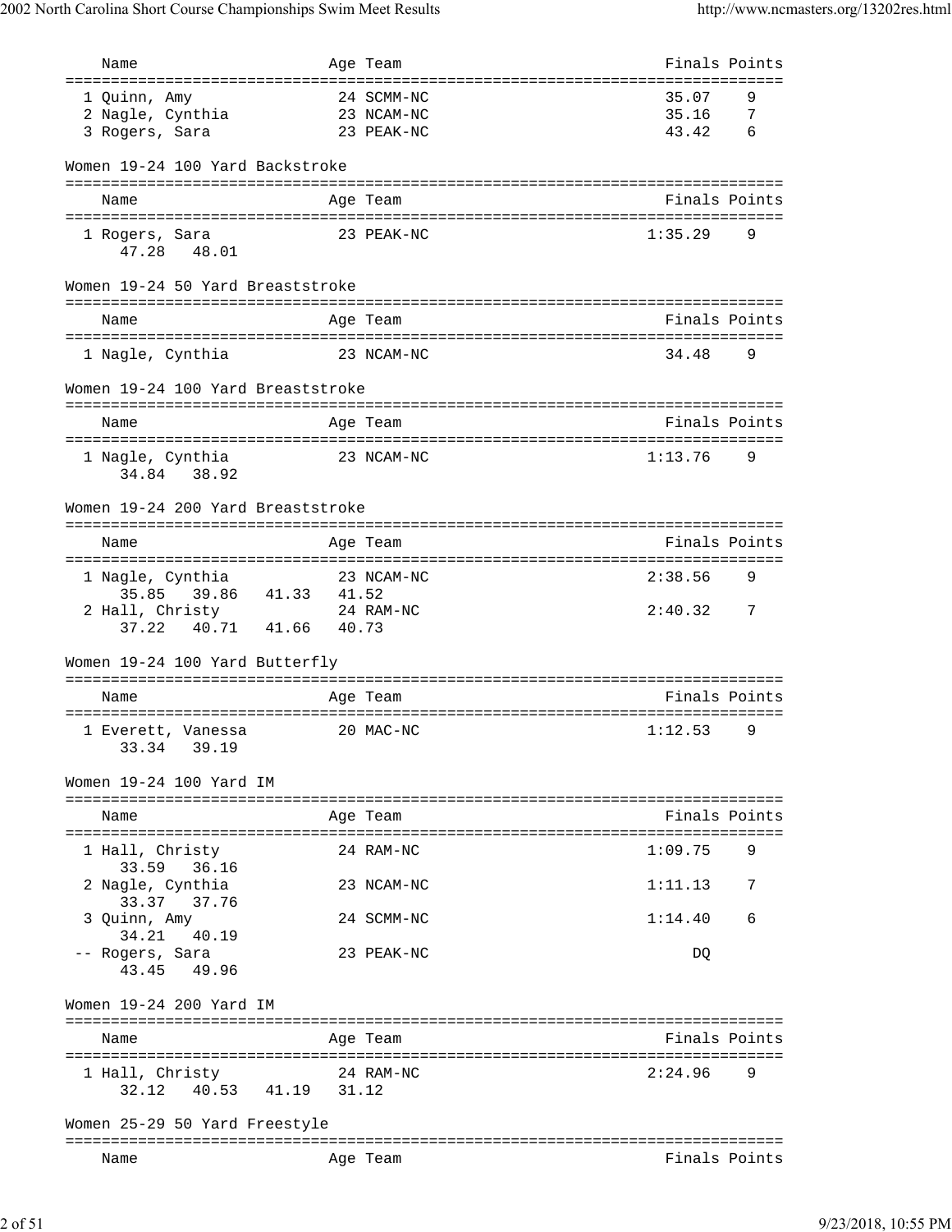| Name | Age | Team | Finals | Points |
|---|---|---|---|---|
| 1 Quinn, Amy | 24 | SCMM-NC | 35.07 | 9 |
| 2 Nagle, Cynthia | 23 | NCAM-NC | 35.16 | 7 |
| 3 Rogers, Sara | 23 | PEAK-NC | 43.42 | 6 |

### Women 19-24 100 Yard Backstroke

| Name | Age | Team | Finals | Points |
|---|---|---|---|---|
| 1 Rogers, Sara | 23 | PEAK-NC | 1:35.29 | 9 |
| 47.28  48.01 | | | | |

### Women 19-24 50 Yard Breaststroke

| Name | Age | Team | Finals | Points |
|---|---|---|---|---|
| 1 Nagle, Cynthia | 23 | NCAM-NC | 34.48 | 9 |

### Women 19-24 100 Yard Breaststroke

| Name | Age | Team | Finals | Points |
|---|---|---|---|---|
| 1 Nagle, Cynthia | 23 | NCAM-NC | 1:13.76 | 9 |
| 34.84  38.92 | | | | |

### Women 19-24 200 Yard Breaststroke

| Name | Age | Team | Finals | Points |
|---|---|---|---|---|
| 1 Nagle, Cynthia | 23 | NCAM-NC | 2:38.56 | 9 |
| 35.85  39.86  41.33  41.52 | | | | |
| 2 Hall, Christy | 24 | RAM-NC | 2:40.32 | 7 |
| 37.22  40.71  41.66  40.73 | | | | |

### Women 19-24 100 Yard Butterfly

| Name | Age | Team | Finals | Points |
|---|---|---|---|---|
| 1 Everett, Vanessa | 20 | MAC-NC | 1:12.53 | 9 |
| 33.34  39.19 | | | | |

### Women 19-24 100 Yard IM

| Name | Age | Team | Finals | Points |
|---|---|---|---|---|
| 1 Hall, Christy | 24 | RAM-NC | 1:09.75 | 9 |
| 33.59  36.16 | | | | |
| 2 Nagle, Cynthia | 23 | NCAM-NC | 1:11.13 | 7 |
| 33.37  37.76 | | | | |
| 3 Quinn, Amy | 24 | SCMM-NC | 1:14.40 | 6 |
| 34.21  40.19 | | | | |
| -- Rogers, Sara | 23 | PEAK-NC | DQ | |
| 43.45  49.96 | | | | |

### Women 19-24 200 Yard IM

| Name | Age | Team | Finals | Points |
|---|---|---|---|---|
| 1 Hall, Christy | 24 | RAM-NC | 2:24.96 | 9 |
| 32.12  40.53  41.19  31.12 | | | | |

### Women 25-29 50 Yard Freestyle

| Name | Age | Team | Finals | Points |
|---|---|---|---|---|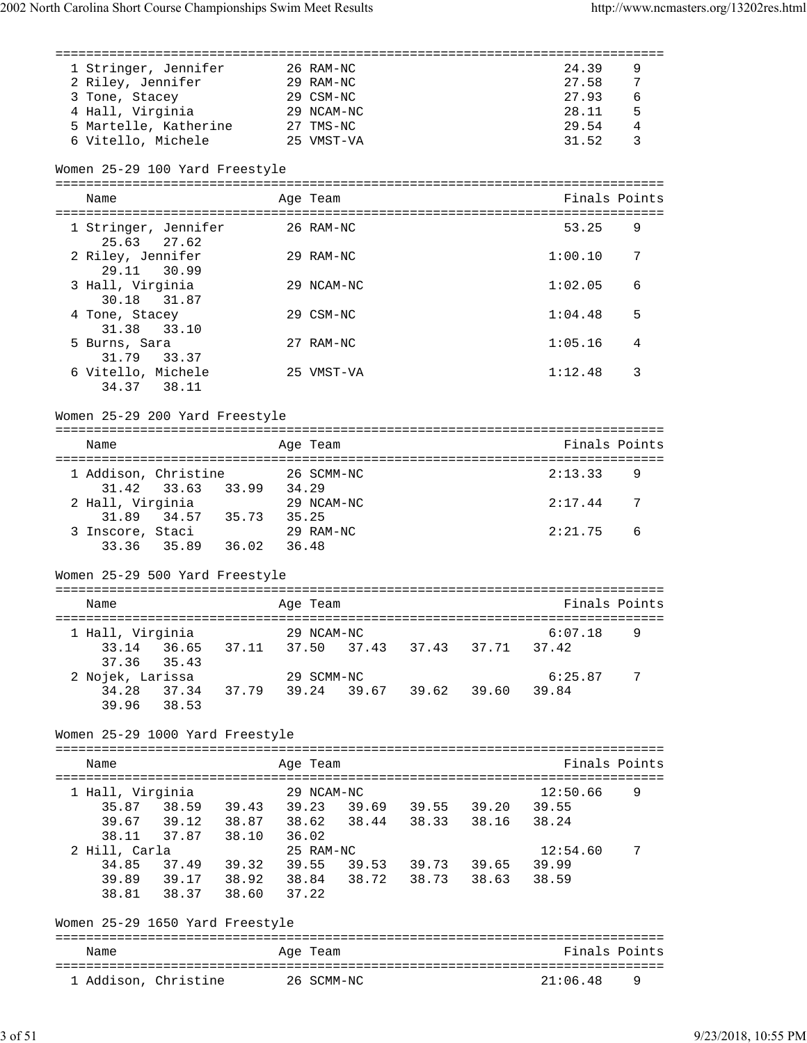| Name | Age | Team | Finals | Points |
|---|---|---|---|---|
| 1 Stringer, Jennifer | 26 | RAM-NC | 24.39 | 9 |
| 2 Riley, Jennifer | 29 | RAM-NC | 27.58 | 7 |
| 3 Tone, Stacey | 29 | CSM-NC | 27.93 | 6 |
| 4 Hall, Virginia | 29 | NCAM-NC | 28.11 | 5 |
| 5 Martelle, Katherine | 27 | TMS-NC | 29.54 | 4 |
| 6 Vitello, Michele | 25 | VMST-VA | 31.52 | 3 |

## Women 25-29 100 Yard Freestyle

| Name | Age | Team | Finals | Points |
|---|---|---|---|---|
| 1 Stringer, Jennifer | 26 | RAM-NC | 53.25 | 9 |
| 25.63 27.62 | | | | |
| 2 Riley, Jennifer | 29 | RAM-NC | 1:00.10 | 7 |
| 29.11 30.99 | | | | |
| 3 Hall, Virginia | 29 | NCAM-NC | 1:02.05 | 6 |
| 30.18 31.87 | | | | |
| 4 Tone, Stacey | 29 | CSM-NC | 1:04.48 | 5 |
| 31.38 33.10 | | | | |
| 5 Burns, Sara | 27 | RAM-NC | 1:05.16 | 4 |
| 31.79 33.37 | | | | |
| 6 Vitello, Michele | 25 | VMST-VA | 1:12.48 | 3 |
| 34.37 38.11 | | | | |

## Women 25-29 200 Yard Freestyle

| Name | Age | Team | Finals | Points |
|---|---|---|---|---|
| 1 Addison, Christine | 26 | SCMM-NC | 2:13.33 | 9 |
| 31.42 33.63 33.99 34.29 | | | | |
| 2 Hall, Virginia | 29 | NCAM-NC | 2:17.44 | 7 |
| 31.89 34.57 35.73 35.25 | | | | |
| 3 Inscore, Staci | 29 | RAM-NC | 2:21.75 | 6 |
| 33.36 35.89 36.02 36.48 | | | | |

## Women 25-29 500 Yard Freestyle

| Name | Age | Team | Finals | Points |
|---|---|---|---|---|
| 1 Hall, Virginia | 29 | NCAM-NC | 6:07.18 | 9 |
| 33.14 36.65 37.11 37.50 37.43 37.43 37.71 37.42 | | | | |
| 37.36 35.43 | | | | |
| 2 Nojek, Larissa | 29 | SCMM-NC | 6:25.87 | 7 |
| 34.28 37.34 37.79 39.24 39.67 39.62 39.60 39.84 | | | | |
| 39.96 38.53 | | | | |

## Women 25-29 1000 Yard Freestyle

| Name | Age | Team | Finals | Points |
|---|---|---|---|---|
| 1 Hall, Virginia | 29 | NCAM-NC | 12:50.66 | 9 |
| 35.87 38.59 39.43 39.23 39.69 39.55 39.20 39.55 | | | | |
| 39.67 39.12 38.87 38.62 38.44 38.33 38.16 38.24 | | | | |
| 38.11 37.87 38.10 36.02 | | | | |
| 2 Hill, Carla | 25 | RAM-NC | 12:54.60 | 7 |
| 34.85 37.49 39.32 39.55 39.53 39.73 39.65 39.99 | | | | |
| 39.89 39.17 38.92 38.84 38.72 38.73 38.63 38.59 | | | | |
| 38.81 38.37 38.60 37.22 | | | | |

## Women 25-29 1650 Yard Freestyle

| Name | Age | Team | Finals | Points |
|---|---|---|---|---|
| 1 Addison, Christine | 26 | SCMM-NC | 21:06.48 | 9 |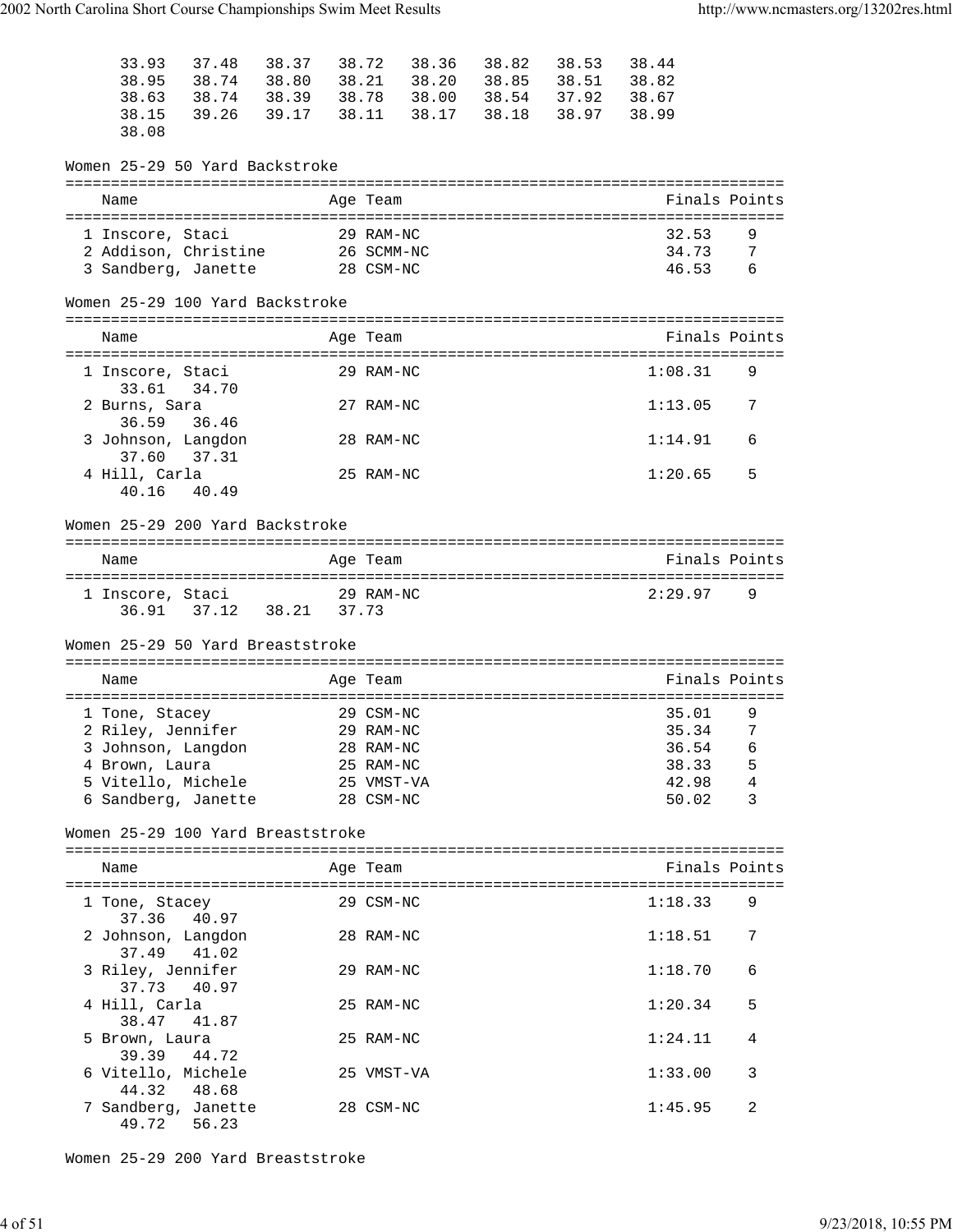```
  33.93   37.48   38.37   38.72   38.36   38.82   38.53   38.44
  38.95   38.74   38.80   38.21   38.20   38.85   38.51   38.82
  38.63   38.74   38.39   38.78   38.00   38.54   37.92   38.67
  38.15   39.26   39.17   38.11   38.17   38.18   38.97   38.99
  38.08
```

### Women 25-29 50 Yard Backstroke

| Name | Age | Team | Finals | Points |
|---|---|---|---|---|
| 1 Inscore, Staci | 29 | RAM-NC | 32.53 | 9 |
| 2 Addison, Christine | 26 | SCMM-NC | 34.73 | 7 |
| 3 Sandberg, Janette | 28 | CSM-NC | 46.53 | 6 |

### Women 25-29 100 Yard Backstroke

| Name | Age | Team | Finals | Points |
|---|---|---|---|---|
| 1 Inscore, Staci | 29 | RAM-NC | 1:08.31 | 9 |
| 33.61 34.70 | | | | |
| 2 Burns, Sara | 27 | RAM-NC | 1:13.05 | 7 |
| 36.59 36.46 | | | | |
| 3 Johnson, Langdon | 28 | RAM-NC | 1:14.91 | 6 |
| 37.60 37.31 | | | | |
| 4 Hill, Carla | 25 | RAM-NC | 1:20.65 | 5 |
| 40.16 40.49 | | | | |

### Women 25-29 200 Yard Backstroke

| Name | Age | Team | Finals | Points |
|---|---|---|---|---|
| 1 Inscore, Staci | 29 | RAM-NC | 2:29.97 | 9 |
| 36.91 37.12 38.21 37.73 | | | | |

### Women 25-29 50 Yard Breaststroke

| Name | Age | Team | Finals | Points |
|---|---|---|---|---|
| 1 Tone, Stacey | 29 | CSM-NC | 35.01 | 9 |
| 2 Riley, Jennifer | 29 | RAM-NC | 35.34 | 7 |
| 3 Johnson, Langdon | 28 | RAM-NC | 36.54 | 6 |
| 4 Brown, Laura | 25 | RAM-NC | 38.33 | 5 |
| 5 Vitello, Michele | 25 | VMST-VA | 42.98 | 4 |
| 6 Sandberg, Janette | 28 | CSM-NC | 50.02 | 3 |

### Women 25-29 100 Yard Breaststroke

| Name | Age | Team | Finals | Points |
|---|---|---|---|---|
| 1 Tone, Stacey | 29 | CSM-NC | 1:18.33 | 9 |
| 37.36 40.97 | | | | |
| 2 Johnson, Langdon | 28 | RAM-NC | 1:18.51 | 7 |
| 37.49 41.02 | | | | |
| 3 Riley, Jennifer | 29 | RAM-NC | 1:18.70 | 6 |
| 37.73 40.97 | | | | |
| 4 Hill, Carla | 25 | RAM-NC | 1:20.34 | 5 |
| 38.47 41.87 | | | | |
| 5 Brown, Laura | 25 | RAM-NC | 1:24.11 | 4 |
| 39.39 44.72 | | | | |
| 6 Vitello, Michele | 25 | VMST-VA | 1:33.00 | 3 |
| 44.32 48.68 | | | | |
| 7 Sandberg, Janette | 28 | CSM-NC | 1:45.95 | 2 |
| 49.72 56.23 | | | | |

### Women 25-29 200 Yard Breaststroke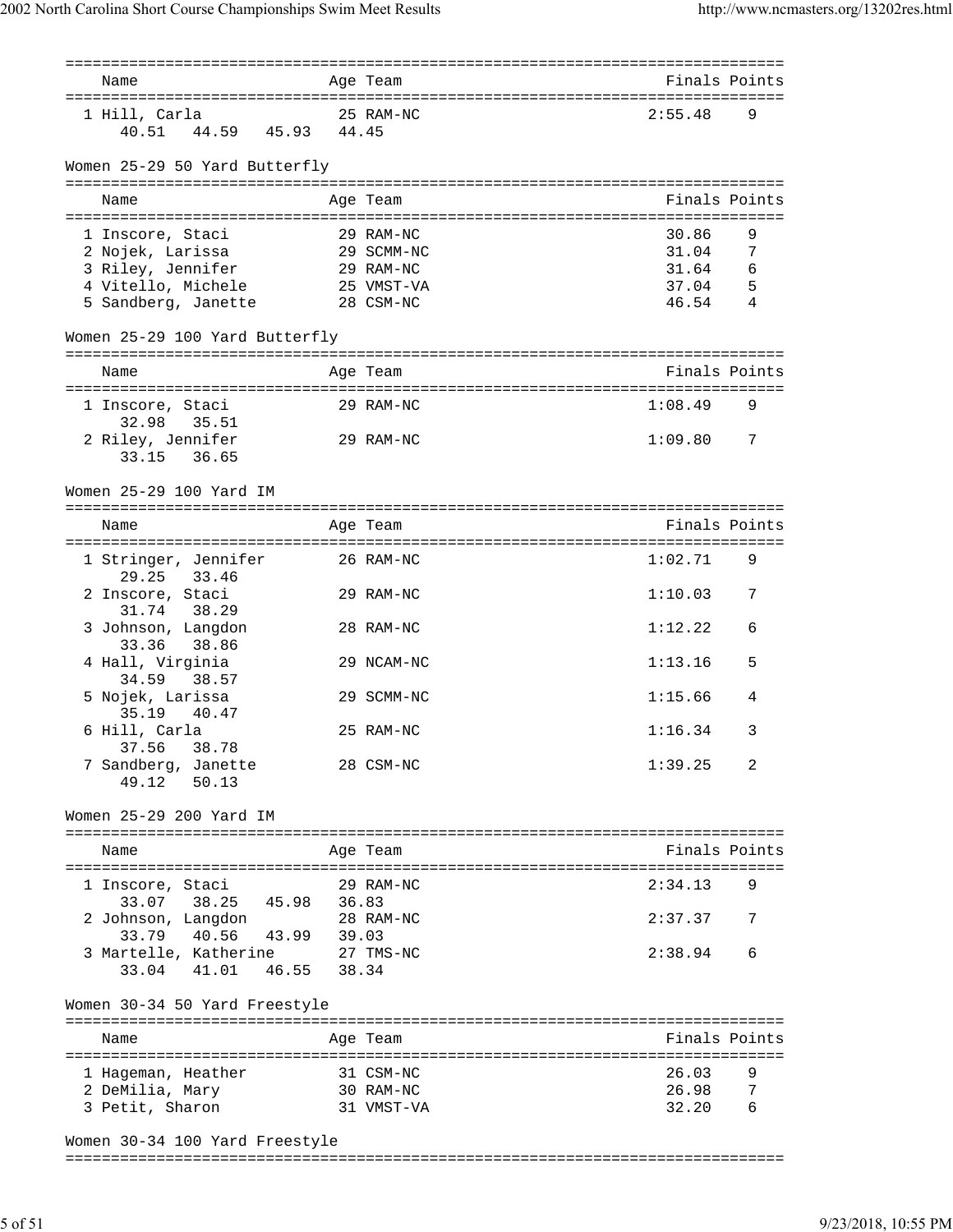| Name | Age | Team | Finals | Points |
|---|---|---|---|---|
| 1 Hill, Carla | 25 | RAM-NC | 2:55.48 | 9 |
| 40.51 44.59 45.93 44.45 | | | | |

Women 25-29 50 Yard Butterfly

| Name | Age | Team | Finals | Points |
|---|---|---|---|---|
| 1 Inscore, Staci | 29 | RAM-NC | 30.86 | 9 |
| 2 Nojek, Larissa | 29 | SCMM-NC | 31.04 | 7 |
| 3 Riley, Jennifer | 29 | RAM-NC | 31.64 | 6 |
| 4 Vitello, Michele | 25 | VMST-VA | 37.04 | 5 |
| 5 Sandberg, Janette | 28 | CSM-NC | 46.54 | 4 |

Women 25-29 100 Yard Butterfly

| Name | Age | Team | Finals | Points |
|---|---|---|---|---|
| 1 Inscore, Staci | 29 | RAM-NC | 1:08.49 | 9 |
| 32.98 35.51 | | | | |
| 2 Riley, Jennifer | 29 | RAM-NC | 1:09.80 | 7 |
| 33.15 36.65 | | | | |

Women 25-29 100 Yard IM

| Name | Age | Team | Finals | Points |
|---|---|---|---|---|
| 1 Stringer, Jennifer | 26 | RAM-NC | 1:02.71 | 9 |
| 29.25 33.46 | | | | |
| 2 Inscore, Staci | 29 | RAM-NC | 1:10.03 | 7 |
| 31.74 38.29 | | | | |
| 3 Johnson, Langdon | 28 | RAM-NC | 1:12.22 | 6 |
| 33.36 38.86 | | | | |
| 4 Hall, Virginia | 29 | NCAM-NC | 1:13.16 | 5 |
| 34.59 38.57 | | | | |
| 5 Nojek, Larissa | 29 | SCMM-NC | 1:15.66 | 4 |
| 35.19 40.47 | | | | |
| 6 Hill, Carla | 25 | RAM-NC | 1:16.34 | 3 |
| 37.56 38.78 | | | | |
| 7 Sandberg, Janette | 28 | CSM-NC | 1:39.25 | 2 |
| 49.12 50.13 | | | | |

Women 25-29 200 Yard IM

| Name | Age | Team | Finals | Points |
|---|---|---|---|---|
| 1 Inscore, Staci | 29 | RAM-NC | 2:34.13 | 9 |
| 33.07 38.25 45.98 36.83 | | | | |
| 2 Johnson, Langdon | 28 | RAM-NC | 2:37.37 | 7 |
| 33.79 40.56 43.99 39.03 | | | | |
| 3 Martelle, Katherine | 27 | TMS-NC | 2:38.94 | 6 |
| 33.04 41.01 46.55 38.34 | | | | |

Women 30-34 50 Yard Freestyle

| Name | Age | Team | Finals | Points |
|---|---|---|---|---|
| 1 Hageman, Heather | 31 | CSM-NC | 26.03 | 9 |
| 2 DeMilia, Mary | 30 | RAM-NC | 26.98 | 7 |
| 3 Petit, Sharon | 31 | VMST-VA | 32.20 | 6 |

Women 30-34 100 Yard Freestyle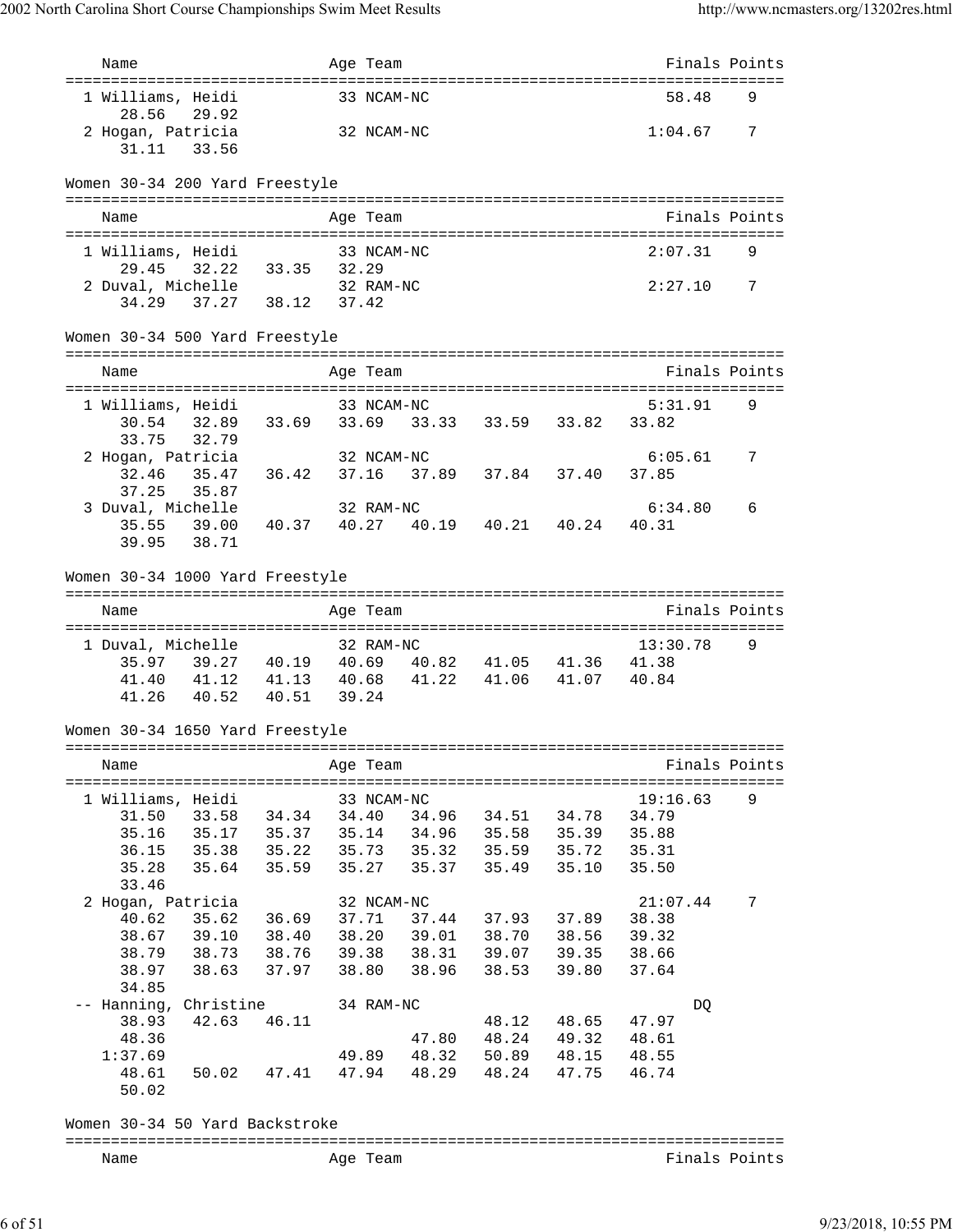| Name | Age | Team | Finals | Points |
|---|---|---|---|---|
| 1 Williams, Heidi | 33 | NCAM-NC | 58.48 | 9 |
| 28.56 29.92 | | | | |
| 2 Hogan, Patricia | 32 | NCAM-NC | 1:04.67 | 7 |
| 31.11 33.56 | | | | |

### Women 30-34 200 Yard Freestyle

| Name | Age | Team | Finals | Points |
|---|---|---|---|---|
| 1 Williams, Heidi | 33 | NCAM-NC | 2:07.31 | 9 |
| 29.45 32.22 33.35 32.29 | | | | |
| 2 Duval, Michelle | 32 | RAM-NC | 2:27.10 | 7 |
| 34.29 37.27 38.12 37.42 | | | | |

### Women 30-34 500 Yard Freestyle

| Name | Age | Team | Finals | Points |
|---|---|---|---|---|
| 1 Williams, Heidi | 33 | NCAM-NC | 5:31.91 | 9 |
| 30.54 32.89 33.69 33.69 33.33 33.59 33.82 33.82 | | | | |
| 33.75 32.79 | | | | |
| 2 Hogan, Patricia | 32 | NCAM-NC | 6:05.61 | 7 |
| 32.46 35.47 36.42 37.16 37.89 37.84 37.40 37.85 | | | | |
| 37.25 35.87 | | | | |
| 3 Duval, Michelle | 32 | RAM-NC | 6:34.80 | 6 |
| 35.55 39.00 40.37 40.27 40.19 40.21 40.24 40.31 | | | | |
| 39.95 38.71 | | | | |

### Women 30-34 1000 Yard Freestyle

| Name | Age | Team | Finals | Points |
|---|---|---|---|---|
| 1 Duval, Michelle | 32 | RAM-NC | 13:30.78 | 9 |
| 35.97 39.27 40.19 40.69 40.82 41.05 41.36 41.38 | | | | |
| 41.40 41.12 41.13 40.68 41.22 41.06 41.07 40.84 | | | | |
| 41.26 40.52 40.51 39.24 | | | | |

### Women 30-34 1650 Yard Freestyle

| Name | Age | Team | Finals | Points |
|---|---|---|---|---|
| 1 Williams, Heidi | 33 | NCAM-NC | 19:16.63 | 9 |
| 31.50 33.58 34.34 34.40 34.96 34.51 34.78 34.79 | | | | |
| 35.16 35.17 35.37 35.14 34.96 35.58 35.39 35.88 | | | | |
| 36.15 35.38 35.22 35.73 35.32 35.59 35.72 35.31 | | | | |
| 35.28 35.64 35.59 35.27 35.37 35.49 35.10 35.50 | | | | |
| 33.46 | | | | |
| 2 Hogan, Patricia | 32 | NCAM-NC | 21:07.44 | 7 |
| 40.62 35.62 36.69 37.71 37.44 37.93 37.89 38.38 | | | | |
| 38.67 39.10 38.40 38.20 39.01 38.70 38.56 39.32 | | | | |
| 38.79 38.73 38.76 39.38 38.31 39.07 39.35 38.66 | | | | |
| 38.97 38.63 37.97 38.80 38.96 38.53 39.80 37.64 | | | | |
| 34.85 | | | | |
| -- Hanning, Christine | 34 | RAM-NC | DQ | |
| 38.93 42.63 46.11 48.12 48.65 47.97 | | | | |
| 48.36 47.80 48.24 49.32 48.61 | | | | |
| 1:37.69 49.89 48.32 50.89 48.15 48.55 | | | | |
| 48.61 50.02 47.41 47.94 48.29 48.24 47.75 46.74 | | | | |
| 50.02 | | | | |

### Women 30-34 50 Yard Backstroke

| Name | Age | Team | Finals | Points |
|---|---|---|---|---|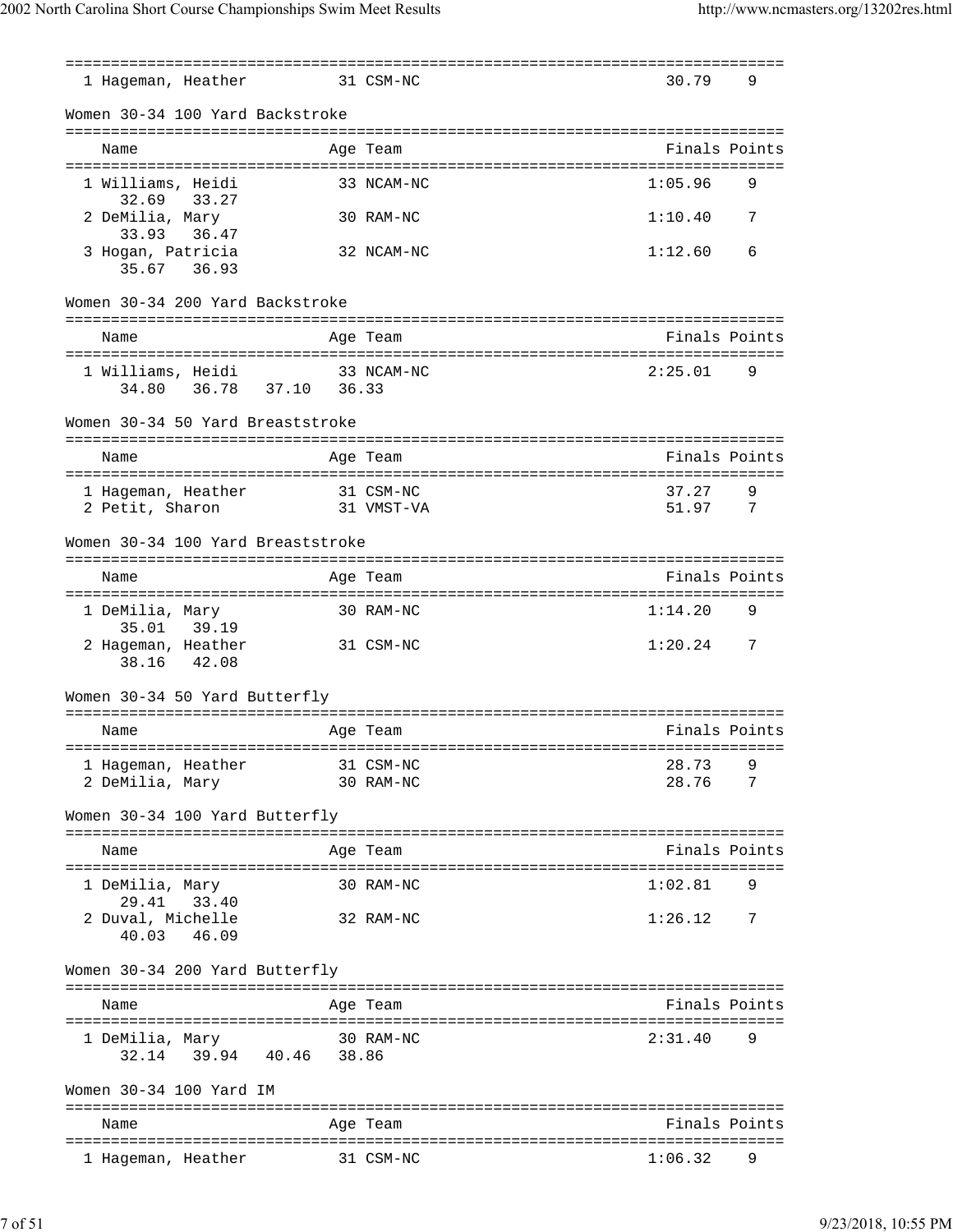| Place | Name | Age | Team | Finals | Points |
|---|---|---|---|---|---|
| 1 | Hageman, Heather | 31 | CSM-NC | 30.79 | 9 |

### Women 30-34 100 Yard Backstroke

| Place | Name | Age | Team | Finals | Points |
|---|---|---|---|---|---|
| 1 | Williams, Heidi | 33 | NCAM-NC | 1:05.96 | 9 |
| | 32.69 33.27 | | | | |
| 2 | DeMilia, Mary | 30 | RAM-NC | 1:10.40 | 7 |
| | 33.93 36.47 | | | | |
| 3 | Hogan, Patricia | 32 | NCAM-NC | 1:12.60 | 6 |
| | 35.67 36.93 | | | | |

### Women 30-34 200 Yard Backstroke

| Place | Name | Age | Team | Finals | Points |
|---|---|---|---|---|---|
| 1 | Williams, Heidi | 33 | NCAM-NC | 2:25.01 | 9 |
| | 34.80 36.78 37.10 36.33 | | | | |

### Women 30-34 50 Yard Breaststroke

| Place | Name | Age | Team | Finals | Points |
|---|---|---|---|---|---|
| 1 | Hageman, Heather | 31 | CSM-NC | 37.27 | 9 |
| 2 | Petit, Sharon | 31 | VMST-VA | 51.97 | 7 |

### Women 30-34 100 Yard Breaststroke

| Place | Name | Age | Team | Finals | Points |
|---|---|---|---|---|---|
| 1 | DeMilia, Mary | 30 | RAM-NC | 1:14.20 | 9 |
| | 35.01 39.19 | | | | |
| 2 | Hageman, Heather | 31 | CSM-NC | 1:20.24 | 7 |
| | 38.16 42.08 | | | | |

### Women 30-34 50 Yard Butterfly

| Place | Name | Age | Team | Finals | Points |
|---|---|---|---|---|---|
| 1 | Hageman, Heather | 31 | CSM-NC | 28.73 | 9 |
| 2 | DeMilia, Mary | 30 | RAM-NC | 28.76 | 7 |

### Women 30-34 100 Yard Butterfly

| Place | Name | Age | Team | Finals | Points |
|---|---|---|---|---|---|
| 1 | DeMilia, Mary | 30 | RAM-NC | 1:02.81 | 9 |
| | 29.41 33.40 | | | | |
| 2 | Duval, Michelle | 32 | RAM-NC | 1:26.12 | 7 |
| | 40.03 46.09 | | | | |

### Women 30-34 200 Yard Butterfly

| Place | Name | Age | Team | Finals | Points |
|---|---|---|---|---|---|
| 1 | DeMilia, Mary | 30 | RAM-NC | 2:31.40 | 9 |
| | 32.14 39.94 40.46 38.86 | | | | |

### Women 30-34 100 Yard IM

| Place | Name | Age | Team | Finals | Points |
|---|---|---|---|---|---|
| 1 | Hageman, Heather | 31 | CSM-NC | 1:06.32 | 9 |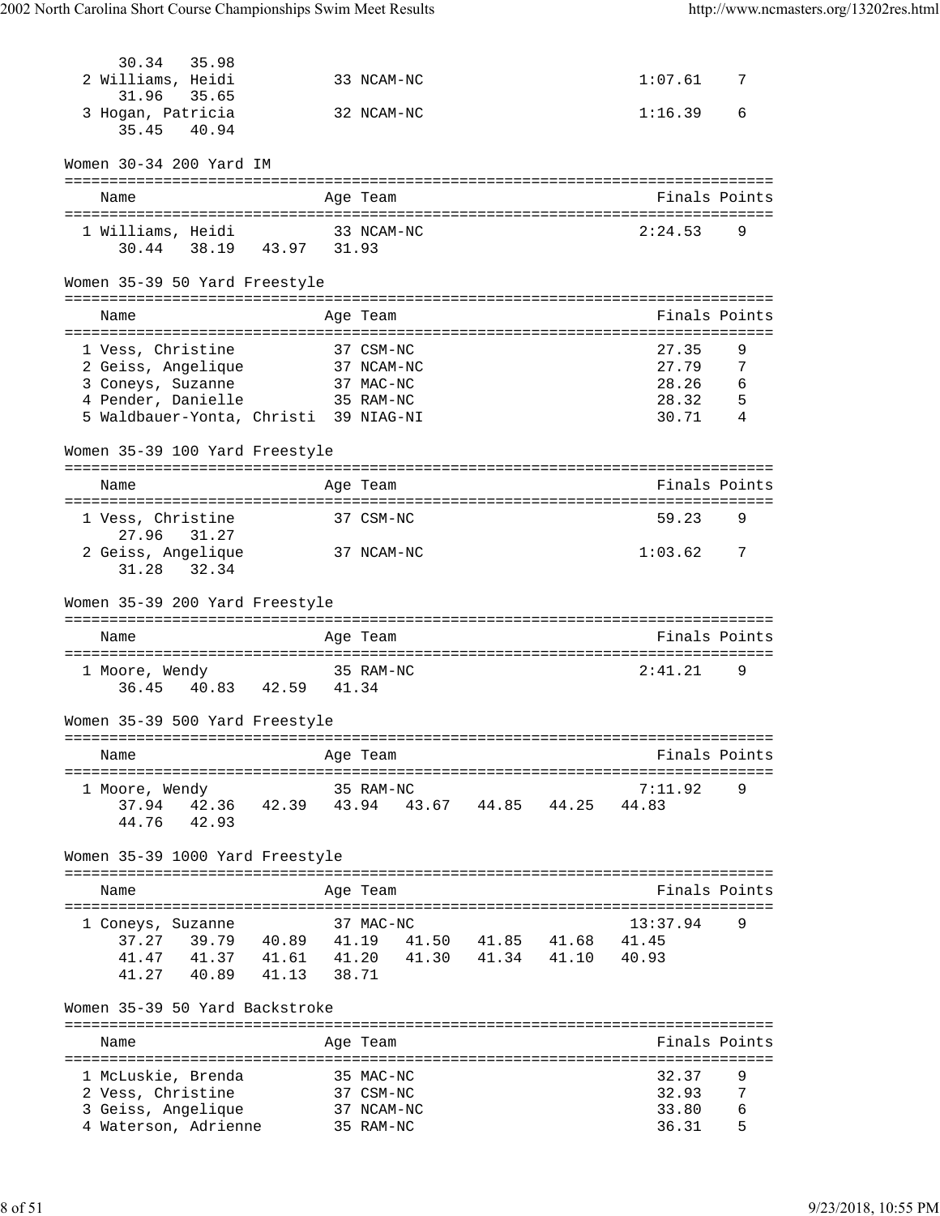30.34   35.98

| | Name | Age | Team | Finals | Points |
|---|---|---|---|---|---|
| 2 | Williams, Heidi | 33 | NCAM-NC | 1:07.61 | 7 |
| | 31.96   35.65 | | | | |
| 3 | Hogan, Patricia | 32 | NCAM-NC | 1:16.39 | 6 |
| | 35.45   40.94 | | | | |

### Women 30-34 200 Yard IM

| | Name | Age | Team | Finals | Points |
|---|---|---|---|---|---|
| 1 | Williams, Heidi | 33 | NCAM-NC | 2:24.53 | 9 |
| | 30.44   38.19   43.97   31.93 | | | | |

### Women 35-39 50 Yard Freestyle

| | Name | Age | Team | Finals | Points |
|---|---|---|---|---|---|
| 1 | Vess, Christine | 37 | CSM-NC | 27.35 | 9 |
| 2 | Geiss, Angelique | 37 | NCAM-NC | 27.79 | 7 |
| 3 | Coneys, Suzanne | 37 | MAC-NC | 28.26 | 6 |
| 4 | Pender, Danielle | 35 | RAM-NC | 28.32 | 5 |
| 5 | Waldbauer-Yonta, Christi | 39 | NIAG-NI | 30.71 | 4 |

### Women 35-39 100 Yard Freestyle

| | Name | Age | Team | Finals | Points |
|---|---|---|---|---|---|
| 1 | Vess, Christine | 37 | CSM-NC | 59.23 | 9 |
| | 27.96   31.27 | | | | |
| 2 | Geiss, Angelique | 37 | NCAM-NC | 1:03.62 | 7 |
| | 31.28   32.34 | | | | |

### Women 35-39 200 Yard Freestyle

| | Name | Age | Team | Finals | Points |
|---|---|---|---|---|---|
| 1 | Moore, Wendy | 35 | RAM-NC | 2:41.21 | 9 |
| | 36.45   40.83   42.59   41.34 | | | | |

### Women 35-39 500 Yard Freestyle

| | Name | Age | Team | Finals | Points |
|---|---|---|---|---|---|
| 1 | Moore, Wendy | 35 | RAM-NC | 7:11.92 | 9 |
| | 37.94   42.36   42.39   43.94   43.67   44.85   44.25   44.83 | | | | |
| | 44.76   42.93 | | | | |

### Women 35-39 1000 Yard Freestyle

| | Name | Age | Team | Finals | Points |
|---|---|---|---|---|---|
| 1 | Coneys, Suzanne | 37 | MAC-NC | 13:37.94 | 9 |
| | 37.27   39.79   40.89   41.19   41.50   41.85   41.68   41.45 | | | | |
| | 41.47   41.37   41.61   41.20   41.30   41.34   41.10   40.93 | | | | |
| | 41.27   40.89   41.13   38.71 | | | | |

### Women 35-39 50 Yard Backstroke

| | Name | Age | Team | Finals | Points |
|---|---|---|---|---|---|
| 1 | McLuskie, Brenda | 35 | MAC-NC | 32.37 | 9 |
| 2 | Vess, Christine | 37 | CSM-NC | 32.93 | 7 |
| 3 | Geiss, Angelique | 37 | NCAM-NC | 33.80 | 6 |
| 4 | Waterson, Adrienne | 35 | RAM-NC | 36.31 | 5 |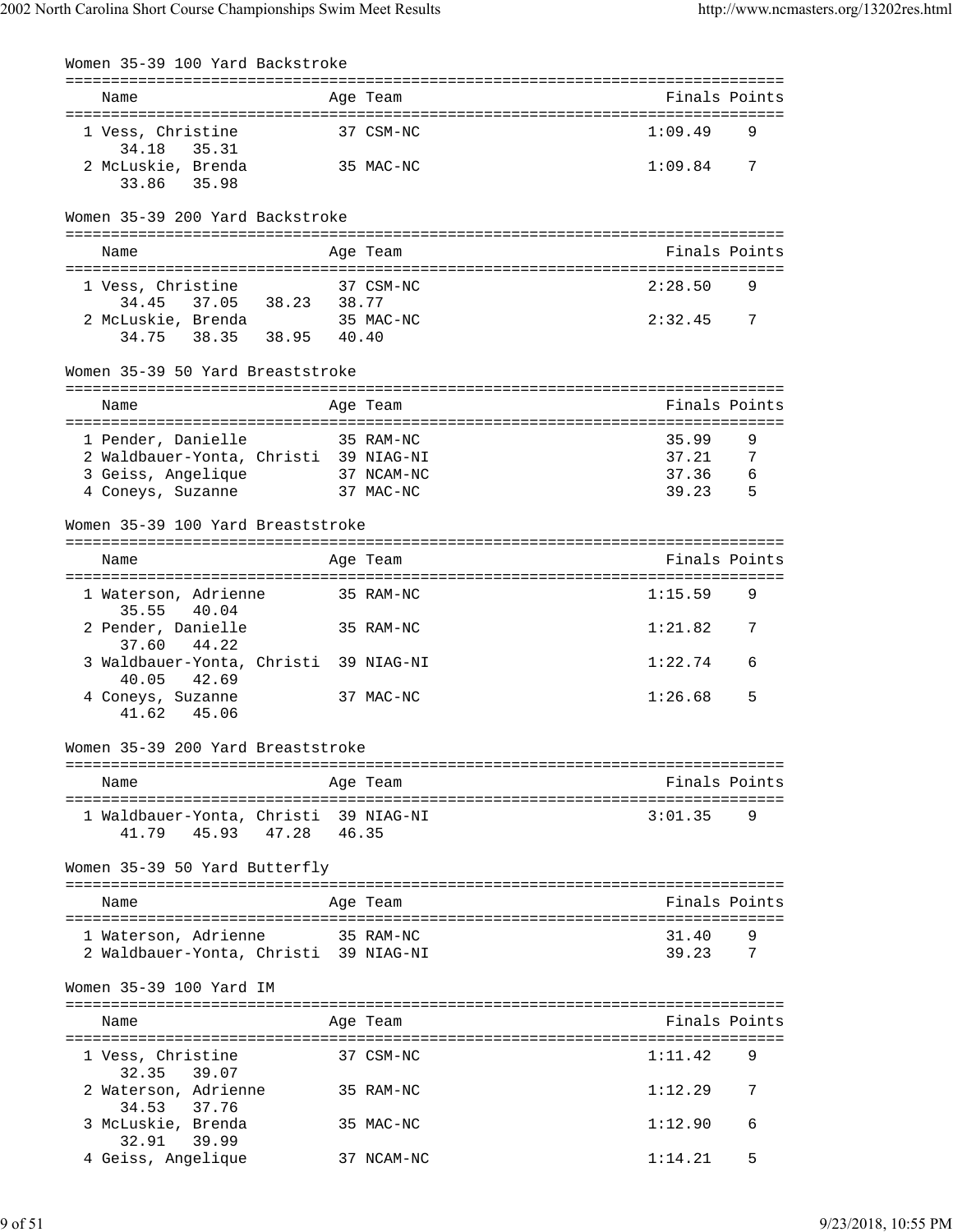## Women 35-39 100 Yard Backstroke

| Name | Age | Team | Finals | Points |
|---|---|---|---|---|
| 1 Vess, Christine | 37 | CSM-NC | 1:09.49 | 9 |
| 34.18  35.31 | | | | |
| 2 McLuskie, Brenda | 35 | MAC-NC | 1:09.84 | 7 |
| 33.86  35.98 | | | | |

## Women 35-39 200 Yard Backstroke

| Name | Age | Team | Finals | Points |
|---|---|---|---|---|
| 1 Vess, Christine | 37 | CSM-NC | 2:28.50 | 9 |
| 34.45  37.05  38.23  38.77 | | | | |
| 2 McLuskie, Brenda | 35 | MAC-NC | 2:32.45 | 7 |
| 34.75  38.35  38.95  40.40 | | | | |

## Women 35-39 50 Yard Breaststroke

| Name | Age | Team | Finals | Points |
|---|---|---|---|---|
| 1 Pender, Danielle | 35 | RAM-NC | 35.99 | 9 |
| 2 Waldbauer-Yonta, Christi | 39 | NIAG-NI | 37.21 | 7 |
| 3 Geiss, Angelique | 37 | NCAM-NC | 37.36 | 6 |
| 4 Coneys, Suzanne | 37 | MAC-NC | 39.23 | 5 |

## Women 35-39 100 Yard Breaststroke

| Name | Age | Team | Finals | Points |
|---|---|---|---|---|
| 1 Waterson, Adrienne | 35 | RAM-NC | 1:15.59 | 9 |
| 35.55  40.04 | | | | |
| 2 Pender, Danielle | 35 | RAM-NC | 1:21.82 | 7 |
| 37.60  44.22 | | | | |
| 3 Waldbauer-Yonta, Christi | 39 | NIAG-NI | 1:22.74 | 6 |
| 40.05  42.69 | | | | |
| 4 Coneys, Suzanne | 37 | MAC-NC | 1:26.68 | 5 |
| 41.62  45.06 | | | | |

## Women 35-39 200 Yard Breaststroke

| Name | Age | Team | Finals | Points |
|---|---|---|---|---|
| 1 Waldbauer-Yonta, Christi | 39 | NIAG-NI | 3:01.35 | 9 |
| 41.79  45.93  47.28  46.35 | | | | |

## Women 35-39 50 Yard Butterfly

| Name | Age | Team | Finals | Points |
|---|---|---|---|---|
| 1 Waterson, Adrienne | 35 | RAM-NC | 31.40 | 9 |
| 2 Waldbauer-Yonta, Christi | 39 | NIAG-NI | 39.23 | 7 |

## Women 35-39 100 Yard IM

| Name | Age | Team | Finals | Points |
|---|---|---|---|---|
| 1 Vess, Christine | 37 | CSM-NC | 1:11.42 | 9 |
| 32.35  39.07 | | | | |
| 2 Waterson, Adrienne | 35 | RAM-NC | 1:12.29 | 7 |
| 34.53  37.76 | | | | |
| 3 McLuskie, Brenda | 35 | MAC-NC | 1:12.90 | 6 |
| 32.91  39.99 | | | | |
| 4 Geiss, Angelique | 37 | NCAM-NC | 1:14.21 | 5 |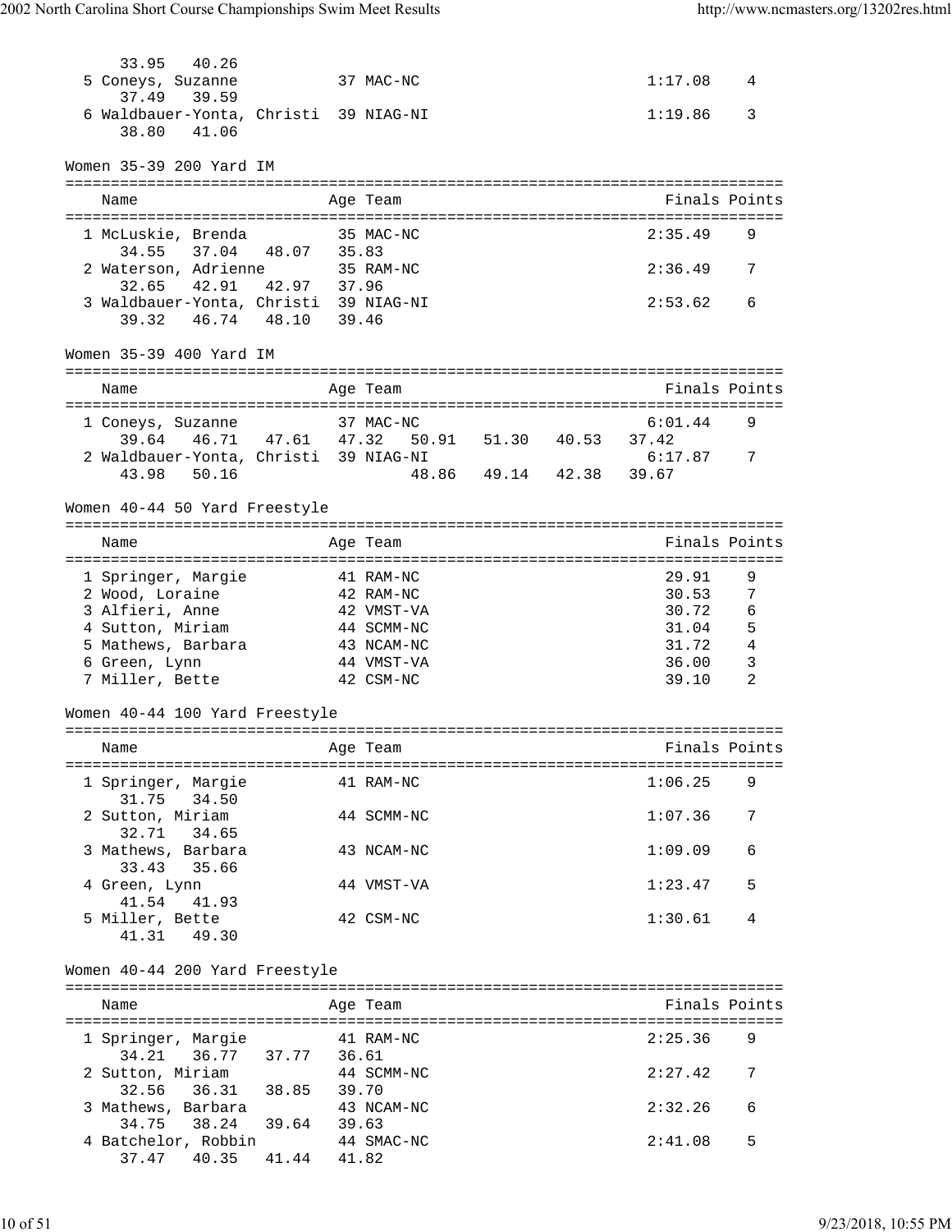```
    33.95   40.26
  5 Coneys, Suzanne           37 MAC-NC                        1:17.08    4
    37.49   39.59
  6 Waldbauer-Yonta, Christi  39 NIAG-NI                       1:19.86    3
    38.80   41.06
```

Women 35-39 200 Yard IM

```
===============================================================================
    Name                    Age Team                             Finals Points
===============================================================================
  1 McLuskie, Brenda          35 MAC-NC                        2:35.49    9
    34.55   37.04   48.07   35.83
  2 Waterson, Adrienne        35 RAM-NC                        2:36.49    7
    32.65   42.91   42.97   37.96
  3 Waldbauer-Yonta, Christi  39 NIAG-NI                       2:53.62    6
    39.32   46.74   48.10   39.46
```

Women 35-39 400 Yard IM

```
===============================================================================
    Name                    Age Team                             Finals Points
===============================================================================
  1 Coneys, Suzanne           37 MAC-NC                        6:01.44    9
    39.64   46.71   47.61   47.32   50.91   51.30   40.53   37.42
  2 Waldbauer-Yonta, Christi  39 NIAG-NI                       6:17.87    7
    43.98   50.16                   48.86   49.14   42.38   39.67
```

Women 40-44 50 Yard Freestyle

```
===============================================================================
    Name                    Age Team                             Finals Points
===============================================================================
  1 Springer, Margie          41 RAM-NC                          29.91    9
  2 Wood, Loraine             42 RAM-NC                          30.53    7
  3 Alfieri, Anne             42 VMST-VA                         30.72    6
  4 Sutton, Miriam            44 SCMM-NC                         31.04    5
  5 Mathews, Barbara          43 NCAM-NC                         31.72    4
  6 Green, Lynn               44 VMST-VA                         36.00    3
  7 Miller, Bette             42 CSM-NC                          39.10    2
```

Women 40-44 100 Yard Freestyle

```
===============================================================================
    Name                    Age Team                             Finals Points
===============================================================================
  1 Springer, Margie          41 RAM-NC                        1:06.25    9
    31.75   34.50
  2 Sutton, Miriam            44 SCMM-NC                       1:07.36    7
    32.71   34.65
  3 Mathews, Barbara          43 NCAM-NC                       1:09.09    6
    33.43   35.66
  4 Green, Lynn               44 VMST-VA                       1:23.47    5
    41.54   41.93
  5 Miller, Bette             42 CSM-NC                        1:30.61    4
    41.31   49.30
```

Women 40-44 200 Yard Freestyle

```
===============================================================================
    Name                    Age Team                             Finals Points
===============================================================================
  1 Springer, Margie          41 RAM-NC                        2:25.36    9
    34.21   36.77   37.77   36.61
  2 Sutton, Miriam            44 SCMM-NC                       2:27.42    7
    32.56   36.31   38.85   39.70
  3 Mathews, Barbara          43 NCAM-NC                       2:32.26    6
    34.75   38.24   39.64   39.63
  4 Batchelor, Robbin         44 SMAC-NC                       2:41.08    5
    37.47   40.35   41.44   41.82
```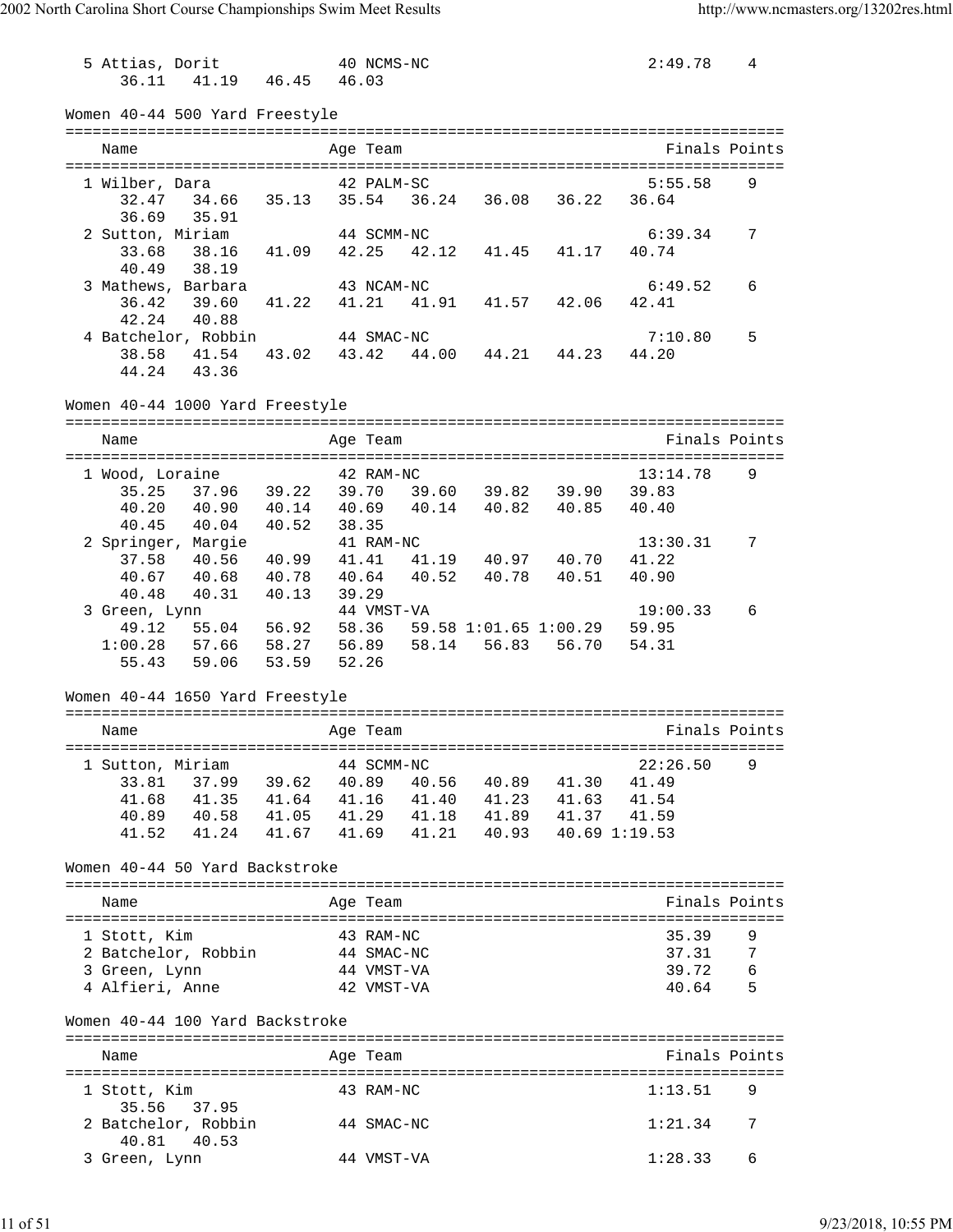```
  5 Attias, Dorit             40 NCMS-NC                         2:49.78    4
     36.11   41.19   46.45   46.03
```

Women 40-44 500 Yard Freestyle

```
===============================================================================
    Name                    Age Team                               Finals Points
===============================================================================
  1 Wilber, Dara            42 PALM-SC                           5:55.58    9
     32.47   34.66   35.13   35.54   36.24   36.08   36.22   36.64
     36.69   35.91
  2 Sutton, Miriam          44 SCMM-NC                           6:39.34    7
     33.68   38.16   41.09   42.25   42.12   41.45   41.17   40.74
     40.49   38.19
  3 Mathews, Barbara        43 NCAM-NC                           6:49.52    6
     36.42   39.60   41.22   41.21   41.91   41.57   42.06   42.41
     42.24   40.88
  4 Batchelor, Robbin       44 SMAC-NC                           7:10.80    5
     38.58   41.54   43.02   43.42   44.00   44.21   44.23   44.20
     44.24   43.36
```

Women 40-44 1000 Yard Freestyle

```
===============================================================================
    Name                    Age Team                               Finals Points
===============================================================================
  1 Wood, Loraine           42 RAM-NC                           13:14.78    9
     35.25   37.96   39.22   39.70   39.60   39.82   39.90   39.83
     40.20   40.90   40.14   40.69   40.14   40.82   40.85   40.40
     40.45   40.04   40.52   38.35
  2 Springer, Margie        41 RAM-NC                           13:30.31    7
     37.58   40.56   40.99   41.41   41.19   40.97   40.70   41.22
     40.67   40.68   40.78   40.64   40.52   40.78   40.51   40.90
     40.48   40.31   40.13   39.29
  3 Green, Lynn             44 VMST-VA                          19:00.33    6
     49.12   55.04   56.92   58.36   59.58 1:01.65 1:00.29   59.95
   1:00.28   57.66   58.27   56.89   58.14   56.83   56.70   54.31
     55.43   59.06   53.59   52.26
```

Women 40-44 1650 Yard Freestyle

```
===============================================================================
    Name                    Age Team                               Finals Points
===============================================================================
  1 Sutton, Miriam          44 SCMM-NC                          22:26.50    9
     33.81   37.99   39.62   40.89   40.56   40.89   41.30   41.49
     41.68   41.35   41.64   41.16   41.40   41.23   41.63   41.54
     40.89   40.58   41.05   41.29   41.18   41.89   41.37   41.59
     41.52   41.24   41.67   41.69   41.21   40.93   40.69 1:19.53
```

Women 40-44 50 Yard Backstroke

```
===============================================================================
    Name                    Age Team                               Finals Points
===============================================================================
  1 Stott, Kim              43 RAM-NC                              35.39    9
  2 Batchelor, Robbin       44 SMAC-NC                             37.31    7
  3 Green, Lynn             44 VMST-VA                             39.72    6
  4 Alfieri, Anne           42 VMST-VA                             40.64    5
```

Women 40-44 100 Yard Backstroke

```
===============================================================================
    Name                    Age Team                               Finals Points
===============================================================================
  1 Stott, Kim              43 RAM-NC                            1:13.51    9
     35.56   37.95
  2 Batchelor, Robbin       44 SMAC-NC                           1:21.34    7
     40.81   40.53
  3 Green, Lynn             44 VMST-VA                           1:28.33    6
```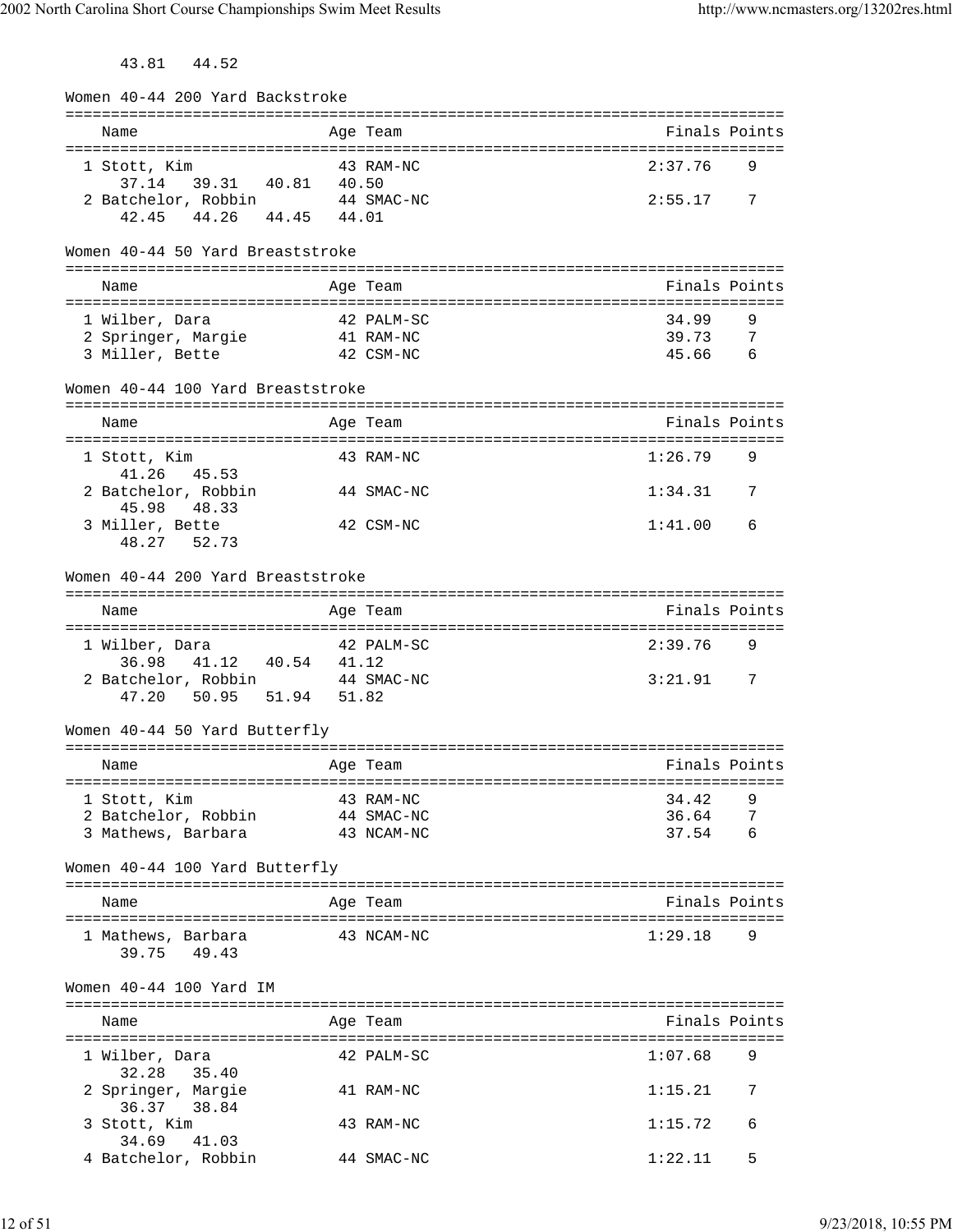43.81   44.52

### Women 40-44 200 Yard Backstroke

| Name | Age | Team | Finals | Points |
|---|---|---|---|---|
| 1 Stott, Kim | 43 | RAM-NC | 2:37.76 | 9 |
| 37.14   39.31   40.81   40.50 | | | | |
| 2 Batchelor, Robbin | 44 | SMAC-NC | 2:55.17 | 7 |
| 42.45   44.26   44.45   44.01 | | | | |

### Women 40-44 50 Yard Breaststroke

| Name | Age | Team | Finals | Points |
|---|---|---|---|---|
| 1 Wilber, Dara | 42 | PALM-SC | 34.99 | 9 |
| 2 Springer, Margie | 41 | RAM-NC | 39.73 | 7 |
| 3 Miller, Bette | 42 | CSM-NC | 45.66 | 6 |

### Women 40-44 100 Yard Breaststroke

| Name | Age | Team | Finals | Points |
|---|---|---|---|---|
| 1 Stott, Kim | 43 | RAM-NC | 1:26.79 | 9 |
| 41.26   45.53 | | | | |
| 2 Batchelor, Robbin | 44 | SMAC-NC | 1:34.31 | 7 |
| 45.98   48.33 | | | | |
| 3 Miller, Bette | 42 | CSM-NC | 1:41.00 | 6 |
| 48.27   52.73 | | | | |

### Women 40-44 200 Yard Breaststroke

| Name | Age | Team | Finals | Points |
|---|---|---|---|---|
| 1 Wilber, Dara | 42 | PALM-SC | 2:39.76 | 9 |
| 36.98   41.12   40.54   41.12 | | | | |
| 2 Batchelor, Robbin | 44 | SMAC-NC | 3:21.91 | 7 |
| 47.20   50.95   51.94   51.82 | | | | |

### Women 40-44 50 Yard Butterfly

| Name | Age | Team | Finals | Points |
|---|---|---|---|---|
| 1 Stott, Kim | 43 | RAM-NC | 34.42 | 9 |
| 2 Batchelor, Robbin | 44 | SMAC-NC | 36.64 | 7 |
| 3 Mathews, Barbara | 43 | NCAM-NC | 37.54 | 6 |

### Women 40-44 100 Yard Butterfly

| Name | Age | Team | Finals | Points |
|---|---|---|---|---|
| 1 Mathews, Barbara | 43 | NCAM-NC | 1:29.18 | 9 |
| 39.75   49.43 | | | | |

### Women 40-44 100 Yard IM

| Name | Age | Team | Finals | Points |
|---|---|---|---|---|
| 1 Wilber, Dara | 42 | PALM-SC | 1:07.68 | 9 |
| 32.28   35.40 | | | | |
| 2 Springer, Margie | 41 | RAM-NC | 1:15.21 | 7 |
| 36.37   38.84 | | | | |
| 3 Stott, Kim | 43 | RAM-NC | 1:15.72 | 6 |
| 34.69   41.03 | | | | |
| 4 Batchelor, Robbin | 44 | SMAC-NC | 1:22.11 | 5 |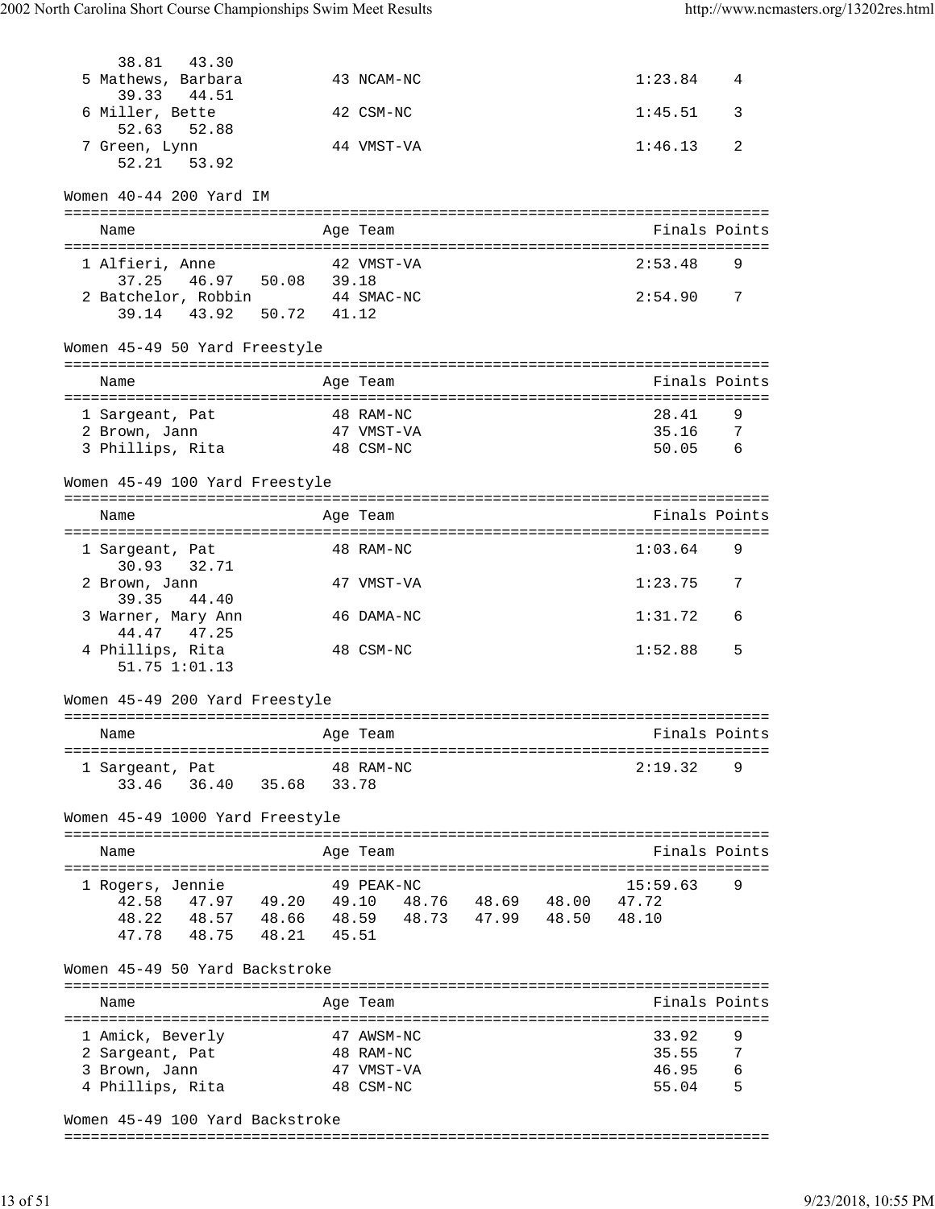38.81 43.30

| Name | Age | Team | Finals | Points |
|---|---|---|---|---|
| 5 Mathews, Barbara | 43 | NCAM-NC | 1:23.84 | 4 |
| 39.33 44.51 | | | | |
| 6 Miller, Bette | 42 | CSM-NC | 1:45.51 | 3 |
| 52.63 52.88 | | | | |
| 7 Green, Lynn | 44 | VMST-VA | 1:46.13 | 2 |
| 52.21 53.92 | | | | |

## Women 40-44 200 Yard IM

| Name | Age | Team | Finals | Points |
|---|---|---|---|---|
| 1 Alfieri, Anne | 42 | VMST-VA | 2:53.48 | 9 |
| 37.25 46.97 50.08 39.18 | | | | |
| 2 Batchelor, Robbin | 44 | SMAC-NC | 2:54.90 | 7 |
| 39.14 43.92 50.72 41.12 | | | | |

## Women 45-49 50 Yard Freestyle

| Name | Age | Team | Finals | Points |
|---|---|---|---|---|
| 1 Sargeant, Pat | 48 | RAM-NC | 28.41 | 9 |
| 2 Brown, Jann | 47 | VMST-VA | 35.16 | 7 |
| 3 Phillips, Rita | 48 | CSM-NC | 50.05 | 6 |

## Women 45-49 100 Yard Freestyle

| Name | Age | Team | Finals | Points |
|---|---|---|---|---|
| 1 Sargeant, Pat | 48 | RAM-NC | 1:03.64 | 9 |
| 30.93 32.71 | | | | |
| 2 Brown, Jann | 47 | VMST-VA | 1:23.75 | 7 |
| 39.35 44.40 | | | | |
| 3 Warner, Mary Ann | 46 | DAMA-NC | 1:31.72 | 6 |
| 44.47 47.25 | | | | |
| 4 Phillips, Rita | 48 | CSM-NC | 1:52.88 | 5 |
| 51.75 1:01.13 | | | | |

## Women 45-49 200 Yard Freestyle

| Name | Age | Team | Finals | Points |
|---|---|---|---|---|
| 1 Sargeant, Pat | 48 | RAM-NC | 2:19.32 | 9 |
| 33.46 36.40 35.68 33.78 | | | | |

## Women 45-49 1000 Yard Freestyle

| Name | Age | Team | Finals | Points |
|---|---|---|---|---|
| 1 Rogers, Jennie | 49 | PEAK-NC | 15:59.63 | 9 |
| 42.58 47.97 49.20 49.10 48.76 48.69 48.00 47.72 | | | | |
| 48.22 48.57 48.66 48.59 48.73 47.99 48.50 48.10 | | | | |
| 47.78 48.75 48.21 45.51 | | | | |

## Women 45-49 50 Yard Backstroke

| Name | Age | Team | Finals | Points |
|---|---|---|---|---|
| 1 Amick, Beverly | 47 | AWSM-NC | 33.92 | 9 |
| 2 Sargeant, Pat | 48 | RAM-NC | 35.55 | 7 |
| 3 Brown, Jann | 47 | VMST-VA | 46.95 | 6 |
| 4 Phillips, Rita | 48 | CSM-NC | 55.04 | 5 |

## Women 45-49 100 Yard Backstroke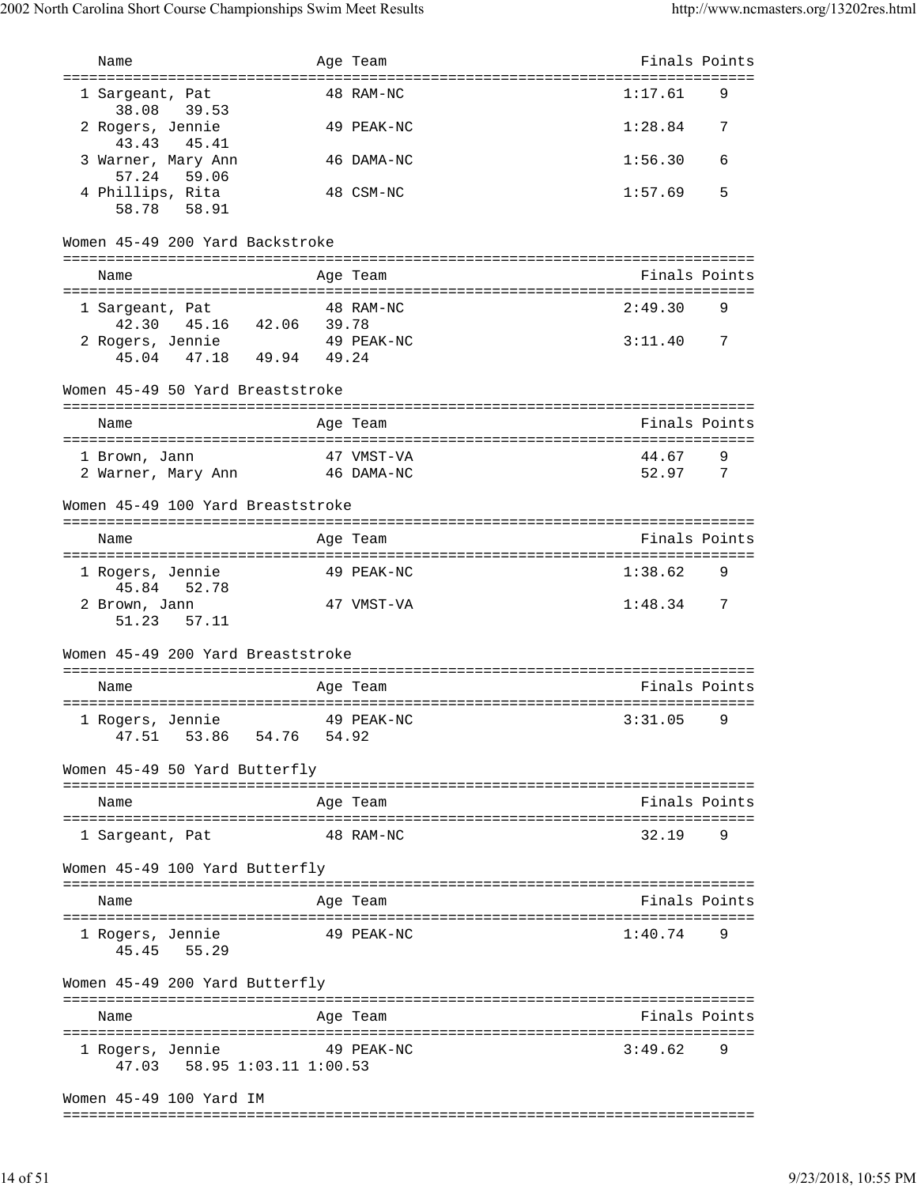| Name | Age | Team | Finals | Points |
|---|---|---|---|---|
| 1 Sargeant, Pat | 48 | RAM-NC | 1:17.61 | 9 |
| 38.08 39.53 | | | | |
| 2 Rogers, Jennie | 49 | PEAK-NC | 1:28.84 | 7 |
| 43.43 45.41 | | | | |
| 3 Warner, Mary Ann | 46 | DAMA-NC | 1:56.30 | 6 |
| 57.24 59.06 | | | | |
| 4 Phillips, Rita | 48 | CSM-NC | 1:57.69 | 5 |
| 58.78 58.91 | | | | |

### Women 45-49 200 Yard Backstroke

| Name | Age | Team | Finals | Points |
|---|---|---|---|---|
| 1 Sargeant, Pat | 48 | RAM-NC | 2:49.30 | 9 |
| 42.30 45.16 42.06 39.78 | | | | |
| 2 Rogers, Jennie | 49 | PEAK-NC | 3:11.40 | 7 |
| 45.04 47.18 49.94 49.24 | | | | |

### Women 45-49 50 Yard Breaststroke

| Name | Age | Team | Finals | Points |
|---|---|---|---|---|
| 1 Brown, Jann | 47 | VMST-VA | 44.67 | 9 |
| 2 Warner, Mary Ann | 46 | DAMA-NC | 52.97 | 7 |

### Women 45-49 100 Yard Breaststroke

| Name | Age | Team | Finals | Points |
|---|---|---|---|---|
| 1 Rogers, Jennie | 49 | PEAK-NC | 1:38.62 | 9 |
| 45.84 52.78 | | | | |
| 2 Brown, Jann | 47 | VMST-VA | 1:48.34 | 7 |
| 51.23 57.11 | | | | |

### Women 45-49 200 Yard Breaststroke

| Name | Age | Team | Finals | Points |
|---|---|---|---|---|
| 1 Rogers, Jennie | 49 | PEAK-NC | 3:31.05 | 9 |
| 47.51 53.86 54.76 54.92 | | | | |

### Women 45-49 50 Yard Butterfly

| Name | Age | Team | Finals | Points |
|---|---|---|---|---|
| 1 Sargeant, Pat | 48 | RAM-NC | 32.19 | 9 |

### Women 45-49 100 Yard Butterfly

| Name | Age | Team | Finals | Points |
|---|---|---|---|---|
| 1 Rogers, Jennie | 49 | PEAK-NC | 1:40.74 | 9 |
| 45.45 55.29 | | | | |

### Women 45-49 200 Yard Butterfly

| Name | Age | Team | Finals | Points |
|---|---|---|---|---|
| 1 Rogers, Jennie | 49 | PEAK-NC | 3:49.62 | 9 |
| 47.03 58.95 1:03.11 1:00.53 | | | | |

### Women 45-49 100 Yard IM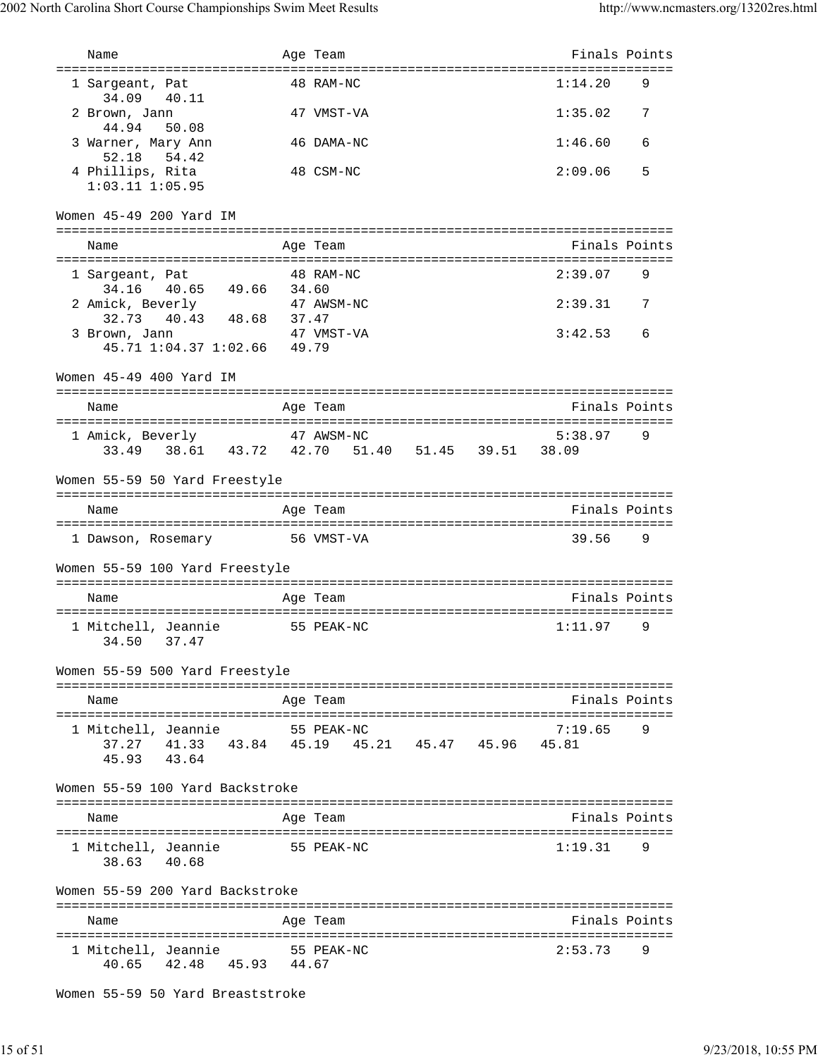| Name | Age | Team | Finals | Points |
|---|---|---|---|---|
| 1 Sargeant, Pat | 48 | RAM-NC | 1:14.20 | 9 |
| 34.09 40.11 | | | | |
| 2 Brown, Jann | 47 | VMST-VA | 1:35.02 | 7 |
| 44.94 50.08 | | | | |
| 3 Warner, Mary Ann | 46 | DAMA-NC | 1:46.60 | 6 |
| 52.18 54.42 | | | | |
| 4 Phillips, Rita | 48 | CSM-NC | 2:09.06 | 5 |
| 1:03.11 1:05.95 | | | | |

Women 45-49 200 Yard IM

| Name | Age | Team | Finals | Points |
|---|---|---|---|---|
| 1 Sargeant, Pat | 48 | RAM-NC | 2:39.07 | 9 |
| 34.16 40.65 49.66 34.60 | | | | |
| 2 Amick, Beverly | 47 | AWSM-NC | 2:39.31 | 7 |
| 32.73 40.43 48.68 37.47 | | | | |
| 3 Brown, Jann | 47 | VMST-VA | 3:42.53 | 6 |
| 45.71 1:04.37 1:02.66 49.79 | | | | |

Women 45-49 400 Yard IM

| Name | Age | Team | Finals | Points |
|---|---|---|---|---|
| 1 Amick, Beverly | 47 | AWSM-NC | 5:38.97 | 9 |
| 33.49 38.61 43.72 42.70 51.40 51.45 39.51 38.09 | | | | |

Women 55-59 50 Yard Freestyle

| Name | Age | Team | Finals | Points |
|---|---|---|---|---|
| 1 Dawson, Rosemary | 56 | VMST-VA | 39.56 | 9 |

Women 55-59 100 Yard Freestyle

| Name | Age | Team | Finals | Points |
|---|---|---|---|---|
| 1 Mitchell, Jeannie | 55 | PEAK-NC | 1:11.97 | 9 |
| 34.50 37.47 | | | | |

Women 55-59 500 Yard Freestyle

| Name | Age | Team | Finals | Points |
|---|---|---|---|---|
| 1 Mitchell, Jeannie | 55 | PEAK-NC | 7:19.65 | 9 |
| 37.27 41.33 43.84 45.19 45.21 45.47 45.96 45.81 | | | | |
| 45.93 43.64 | | | | |

Women 55-59 100 Yard Backstroke

| Name | Age | Team | Finals | Points |
|---|---|---|---|---|
| 1 Mitchell, Jeannie | 55 | PEAK-NC | 1:19.31 | 9 |
| 38.63 40.68 | | | | |

Women 55-59 200 Yard Backstroke

| Name | Age | Team | Finals | Points |
|---|---|---|---|---|
| 1 Mitchell, Jeannie | 55 | PEAK-NC | 2:53.73 | 9 |
| 40.65 42.48 45.93 44.67 | | | | |

Women 55-59 50 Yard Breaststroke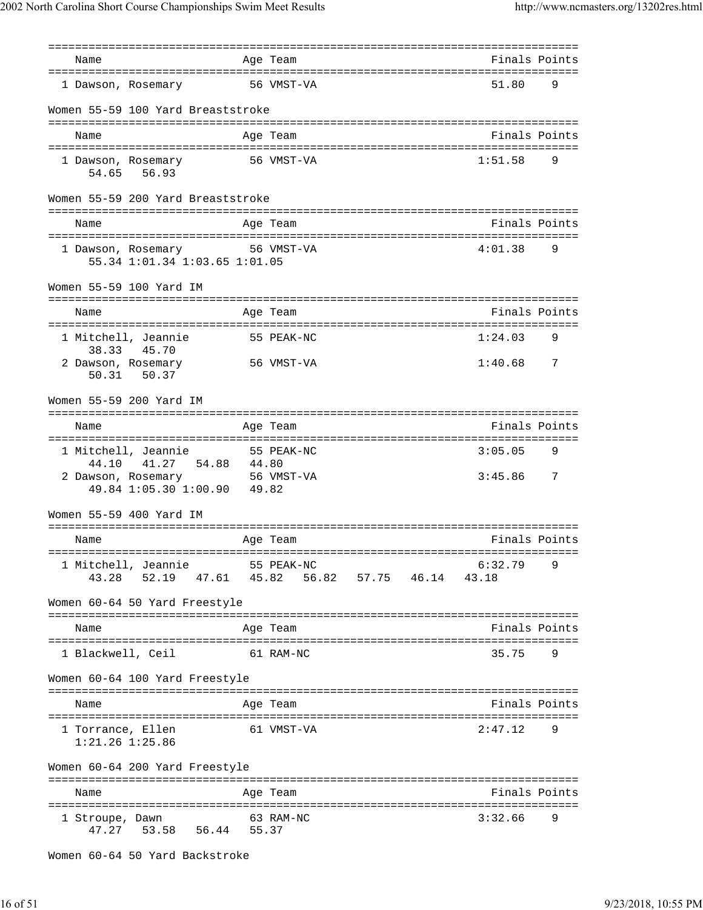| Name | Age | Team | Finals | Points |
|---|---|---|---|---|
| 1 Dawson, Rosemary | 56 | VMST-VA | 51.80 | 9 |

Women 55-59 100 Yard Breaststroke

| Name | Age | Team | Finals | Points |
|---|---|---|---|---|
| 1 Dawson, Rosemary | 56 | VMST-VA | 1:51.58 | 9 |
| 54.65 56.93 | | | | |

Women 55-59 200 Yard Breaststroke

| Name | Age | Team | Finals | Points |
|---|---|---|---|---|
| 1 Dawson, Rosemary | 56 | VMST-VA | 4:01.38 | 9 |
| 55.34 1:01.34 1:03.65 1:01.05 | | | | |

Women 55-59 100 Yard IM

| Name | Age | Team | Finals | Points |
|---|---|---|---|---|
| 1 Mitchell, Jeannie | 55 | PEAK-NC | 1:24.03 | 9 |
| 38.33 45.70 | | | | |
| 2 Dawson, Rosemary | 56 | VMST-VA | 1:40.68 | 7 |
| 50.31 50.37 | | | | |

Women 55-59 200 Yard IM

| Name | Age | Team | Finals | Points |
|---|---|---|---|---|
| 1 Mitchell, Jeannie | 55 | PEAK-NC | 3:05.05 | 9 |
| 44.10 41.27 54.88 44.80 | | | | |
| 2 Dawson, Rosemary | 56 | VMST-VA | 3:45.86 | 7 |
| 49.84 1:05.30 1:00.90 49.82 | | | | |

Women 55-59 400 Yard IM

| Name | Age | Team | Finals | Points |
|---|---|---|---|---|
| 1 Mitchell, Jeannie | 55 | PEAK-NC | 6:32.79 | 9 |
| 43.28 52.19 47.61 45.82 56.82 57.75 46.14 43.18 | | | | |

Women 60-64 50 Yard Freestyle

| Name | Age | Team | Finals | Points |
|---|---|---|---|---|
| 1 Blackwell, Ceil | 61 | RAM-NC | 35.75 | 9 |

Women 60-64 100 Yard Freestyle

| Name | Age | Team | Finals | Points |
|---|---|---|---|---|
| 1 Torrance, Ellen | 61 | VMST-VA | 2:47.12 | 9 |
| 1:21.26 1:25.86 | | | | |

Women 60-64 200 Yard Freestyle

| Name | Age | Team | Finals | Points |
|---|---|---|---|---|
| 1 Stroupe, Dawn | 63 | RAM-NC | 3:32.66 | 9 |
| 47.27 53.58 56.44 55.37 | | | | |

Women 60-64 50 Yard Backstroke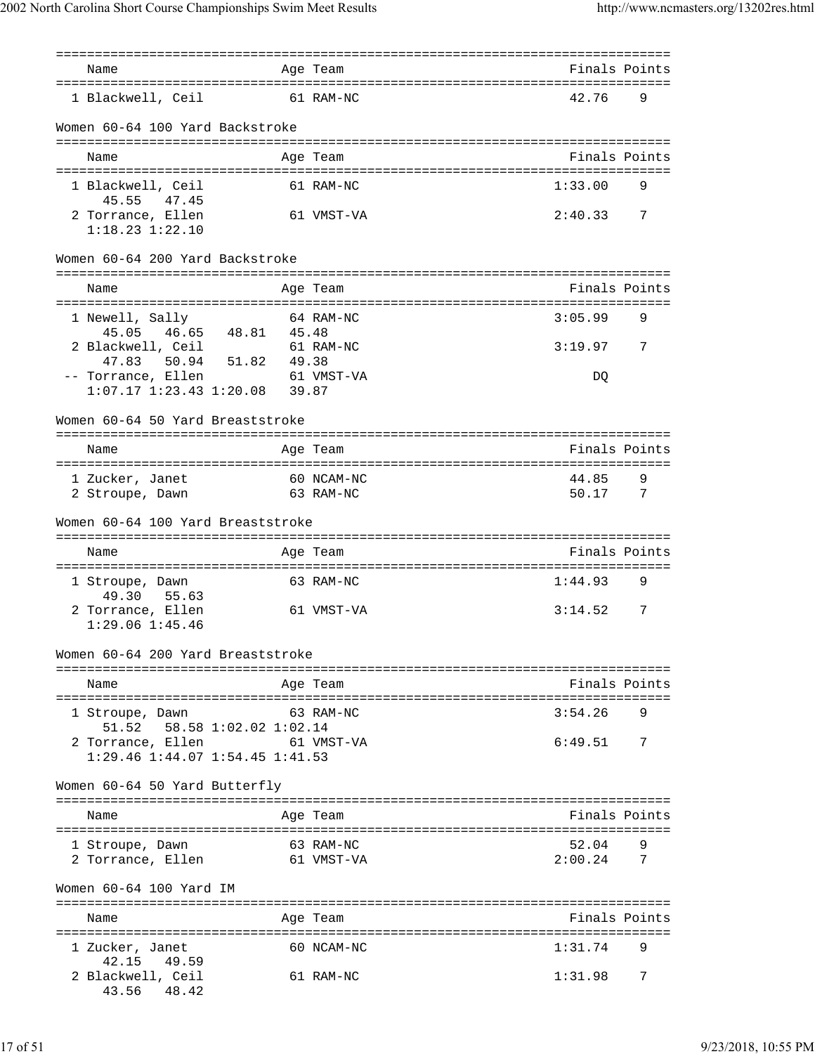| Name | Age | Team | Finals | Points |
|---|---|---|---|---|
| 1 Blackwell, Ceil | 61 | RAM-NC | 42.76 | 9 |

## Women 60-64 100 Yard Backstroke

| Name | Age | Team | Finals | Points |
|---|---|---|---|---|
| 1 Blackwell, Ceil | 61 | RAM-NC | 1:33.00 | 9 |
| 45.55 47.45 | | | | |
| 2 Torrance, Ellen | 61 | VMST-VA | 2:40.33 | 7 |
| 1:18.23 1:22.10 | | | | |

## Women 60-64 200 Yard Backstroke

| Name | Age | Team | Finals | Points |
|---|---|---|---|---|
| 1 Newell, Sally | 64 | RAM-NC | 3:05.99 | 9 |
| 45.05 46.65 48.81 45.48 | | | | |
| 2 Blackwell, Ceil | 61 | RAM-NC | 3:19.97 | 7 |
| 47.83 50.94 51.82 49.38 | | | | |
| -- Torrance, Ellen | 61 | VMST-VA | DQ | |
| 1:07.17 1:23.43 1:20.08 39.87 | | | | |

## Women 60-64 50 Yard Breaststroke

| Name | Age | Team | Finals | Points |
|---|---|---|---|---|
| 1 Zucker, Janet | 60 | NCAM-NC | 44.85 | 9 |
| 2 Stroupe, Dawn | 63 | RAM-NC | 50.17 | 7 |

## Women 60-64 100 Yard Breaststroke

| Name | Age | Team | Finals | Points |
|---|---|---|---|---|
| 1 Stroupe, Dawn | 63 | RAM-NC | 1:44.93 | 9 |
| 49.30 55.63 | | | | |
| 2 Torrance, Ellen | 61 | VMST-VA | 3:14.52 | 7 |
| 1:29.06 1:45.46 | | | | |

## Women 60-64 200 Yard Breaststroke

| Name | Age | Team | Finals | Points |
|---|---|---|---|---|
| 1 Stroupe, Dawn | 63 | RAM-NC | 3:54.26 | 9 |
| 51.52 58.58 1:02.02 1:02.14 | | | | |
| 2 Torrance, Ellen | 61 | VMST-VA | 6:49.51 | 7 |
| 1:29.46 1:44.07 1:54.45 1:41.53 | | | | |

## Women 60-64 50 Yard Butterfly

| Name | Age | Team | Finals | Points |
|---|---|---|---|---|
| 1 Stroupe, Dawn | 63 | RAM-NC | 52.04 | 9 |
| 2 Torrance, Ellen | 61 | VMST-VA | 2:00.24 | 7 |

## Women 60-64 100 Yard IM

| Name | Age | Team | Finals | Points |
|---|---|---|---|---|
| 1 Zucker, Janet | 60 | NCAM-NC | 1:31.74 | 9 |
| 42.15 49.59 | | | | |
| 2 Blackwell, Ceil | 61 | RAM-NC | 1:31.98 | 7 |
| 43.56 48.42 | | | | |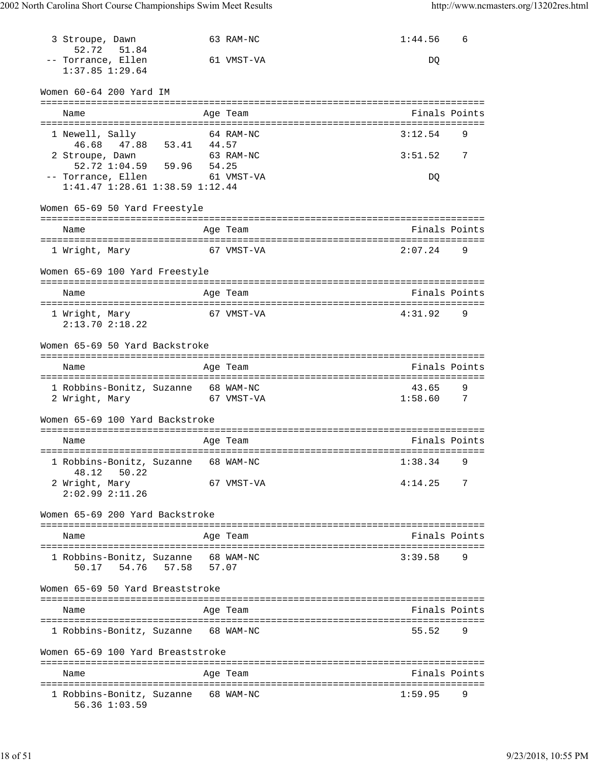| Place | Name | Age | Team | Finals | Points |
|---|---|---|---|---|---|
| 3 | Stroupe, Dawn | 63 | RAM-NC | 1:44.56 | 6 |
| | 52.72 51.84 | | | | |
| -- | Torrance, Ellen | 61 | VMST-VA | DQ | |
| | 1:37.85 1:29.64 | | | | |

### Women 60-64 200 Yard IM

| Place | Name | Age | Team | Finals | Points |
|---|---|---|---|---|---|
| 1 | Newell, Sally | 64 | RAM-NC | 3:12.54 | 9 |
| | 46.68 47.88 53.41 44.57 | | | | |
| 2 | Stroupe, Dawn | 63 | RAM-NC | 3:51.52 | 7 |
| | 52.72 1:04.59 59.96 54.25 | | | | |
| -- | Torrance, Ellen | 61 | VMST-VA | DQ | |
| | 1:41.47 1:28.61 1:38.59 1:12.44 | | | | |

### Women 65-69 50 Yard Freestyle

| Place | Name | Age | Team | Finals | Points |
|---|---|---|---|---|---|
| 1 | Wright, Mary | 67 | VMST-VA | 2:07.24 | 9 |

### Women 65-69 100 Yard Freestyle

| Place | Name | Age | Team | Finals | Points |
|---|---|---|---|---|---|
| 1 | Wright, Mary | 67 | VMST-VA | 4:31.92 | 9 |
| | 2:13.70 2:18.22 | | | | |

### Women 65-69 50 Yard Backstroke

| Place | Name | Age | Team | Finals | Points |
|---|---|---|---|---|---|
| 1 | Robbins-Bonitz, Suzanne | 68 | WAM-NC | 43.65 | 9 |
| 2 | Wright, Mary | 67 | VMST-VA | 1:58.60 | 7 |

### Women 65-69 100 Yard Backstroke

| Place | Name | Age | Team | Finals | Points |
|---|---|---|---|---|---|
| 1 | Robbins-Bonitz, Suzanne | 68 | WAM-NC | 1:38.34 | 9 |
| | 48.12 50.22 | | | | |
| 2 | Wright, Mary | 67 | VMST-VA | 4:14.25 | 7 |
| | 2:02.99 2:11.26 | | | | |

### Women 65-69 200 Yard Backstroke

| Place | Name | Age | Team | Finals | Points |
|---|---|---|---|---|---|
| 1 | Robbins-Bonitz, Suzanne | 68 | WAM-NC | 3:39.58 | 9 |
| | 50.17 54.76 57.58 57.07 | | | | |

### Women 65-69 50 Yard Breaststroke

| Place | Name | Age | Team | Finals | Points |
|---|---|---|---|---|---|
| 1 | Robbins-Bonitz, Suzanne | 68 | WAM-NC | 55.52 | 9 |

### Women 65-69 100 Yard Breaststroke

| Place | Name | Age | Team | Finals | Points |
|---|---|---|---|---|---|
| 1 | Robbins-Bonitz, Suzanne | 68 | WAM-NC | 1:59.95 | 9 |
| | 56.36 1:03.59 | | | | |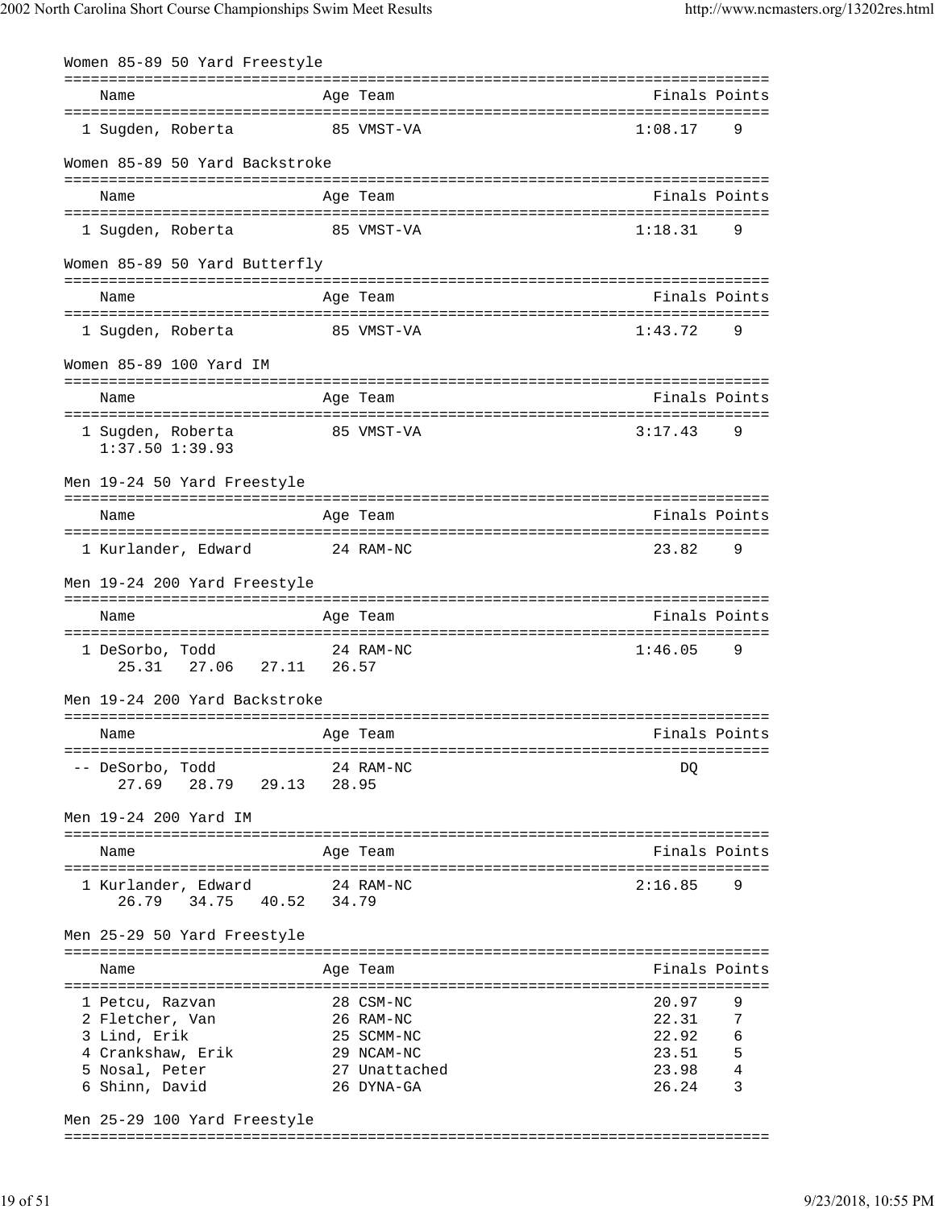### Women 85-89 50 Yard Freestyle

| Name | Age | Team | Finals | Points |
|---|---|---|---|---|
| 1 Sugden, Roberta | 85 | VMST-VA | 1:08.17 | 9 |

### Women 85-89 50 Yard Backstroke

| Name | Age | Team | Finals | Points |
|---|---|---|---|---|
| 1 Sugden, Roberta | 85 | VMST-VA | 1:18.31 | 9 |

### Women 85-89 50 Yard Butterfly

| Name | Age | Team | Finals | Points |
|---|---|---|---|---|
| 1 Sugden, Roberta | 85 | VMST-VA | 1:43.72 | 9 |

### Women 85-89 100 Yard IM

| Name | Age | Team | Finals | Points |
|---|---|---|---|---|
| 1 Sugden, Roberta | 85 | VMST-VA | 3:17.43 | 9 |
| 1:37.50 1:39.93 | | | | |

### Men 19-24 50 Yard Freestyle

| Name | Age | Team | Finals | Points |
|---|---|---|---|---|
| 1 Kurlander, Edward | 24 | RAM-NC | 23.82 | 9 |

### Men 19-24 200 Yard Freestyle

| Name | Age | Team | Finals | Points |
|---|---|---|---|---|
| 1 DeSorbo, Todd | 24 | RAM-NC | 1:46.05 | 9 |
| 25.31 27.06 27.11 26.57 | | | | |

### Men 19-24 200 Yard Backstroke

| Name | Age | Team | Finals | Points |
|---|---|---|---|---|
| -- DeSorbo, Todd | 24 | RAM-NC | DQ | |
| 27.69 28.79 29.13 28.95 | | | | |

### Men 19-24 200 Yard IM

| Name | Age | Team | Finals | Points |
|---|---|---|---|---|
| 1 Kurlander, Edward | 24 | RAM-NC | 2:16.85 | 9 |
| 26.79 34.75 40.52 34.79 | | | | |

### Men 25-29 50 Yard Freestyle

| Name | Age | Team | Finals | Points |
|---|---|---|---|---|
| 1 Petcu, Razvan | 28 | CSM-NC | 20.97 | 9 |
| 2 Fletcher, Van | 26 | RAM-NC | 22.31 | 7 |
| 3 Lind, Erik | 25 | SCMM-NC | 22.92 | 6 |
| 4 Crankshaw, Erik | 29 | NCAM-NC | 23.51 | 5 |
| 5 Nosal, Peter | 27 | Unattached | 23.98 | 4 |
| 6 Shinn, David | 26 | DYNA-GA | 26.24 | 3 |

### Men 25-29 100 Yard Freestyle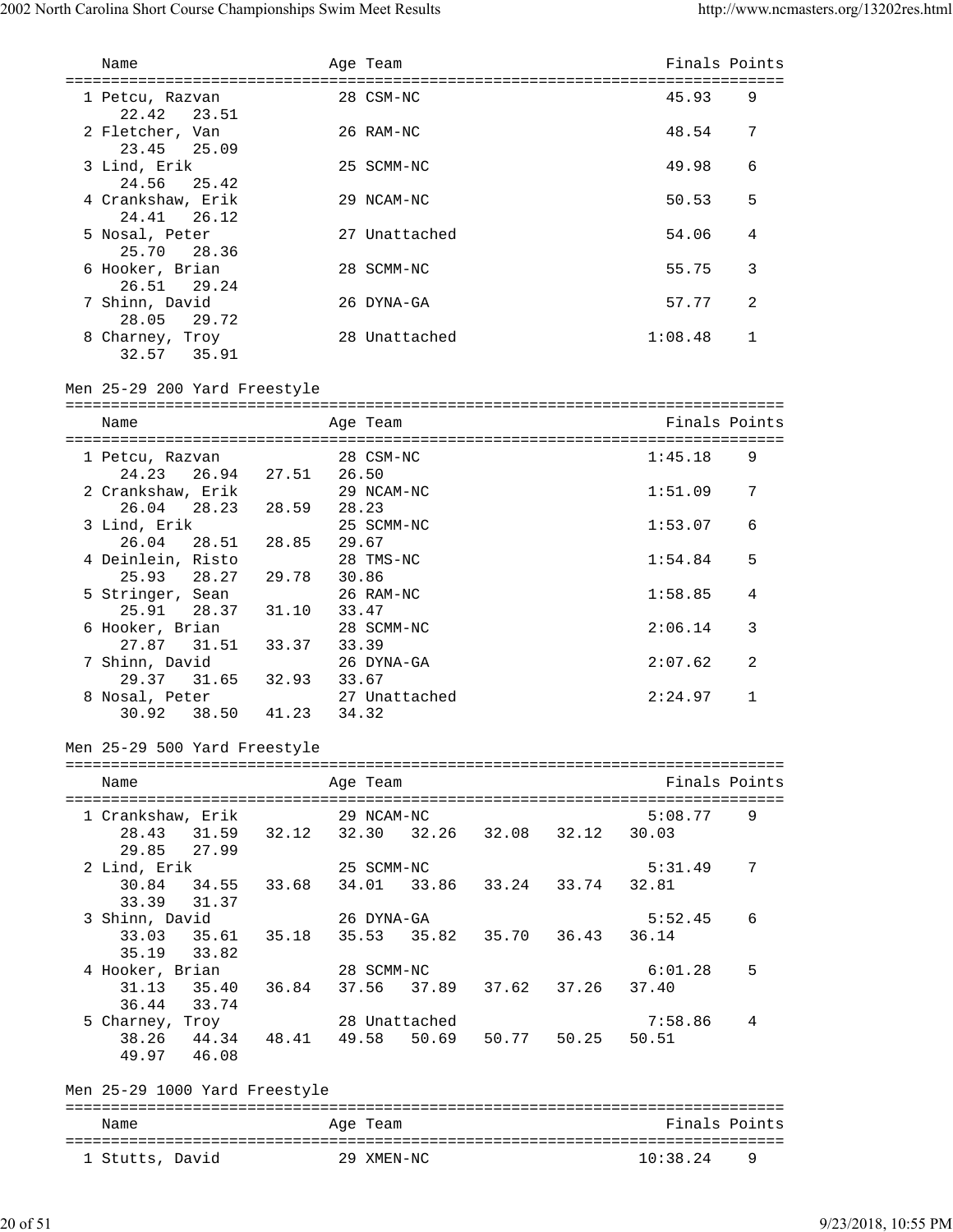| Name | Age | Team | Finals | Points |
|---|---|---|---|---|
| 1 Petcu, Razvan | 28 | CSM-NC | 45.93 | 9 |
| 22.42 23.51 | | | | |
| 2 Fletcher, Van | 26 | RAM-NC | 48.54 | 7 |
| 23.45 25.09 | | | | |
| 3 Lind, Erik | 25 | SCMM-NC | 49.98 | 6 |
| 24.56 25.42 | | | | |
| 4 Crankshaw, Erik | 29 | NCAM-NC | 50.53 | 5 |
| 24.41 26.12 | | | | |
| 5 Nosal, Peter | 27 | Unattached | 54.06 | 4 |
| 25.70 28.36 | | | | |
| 6 Hooker, Brian | 28 | SCMM-NC | 55.75 | 3 |
| 26.51 29.24 | | | | |
| 7 Shinn, David | 26 | DYNA-GA | 57.77 | 2 |
| 28.05 29.72 | | | | |
| 8 Charney, Troy | 28 | Unattached | 1:08.48 | 1 |
| 32.57 35.91 | | | | |

Men 25-29 200 Yard Freestyle

| Name | Age | Team | Finals | Points |
|---|---|---|---|---|
| 1 Petcu, Razvan | 28 | CSM-NC | 1:45.18 | 9 |
| 24.23 26.94 27.51 26.50 | | | | |
| 2 Crankshaw, Erik | 29 | NCAM-NC | 1:51.09 | 7 |
| 26.04 28.23 28.59 28.23 | | | | |
| 3 Lind, Erik | 25 | SCMM-NC | 1:53.07 | 6 |
| 26.04 28.51 28.85 29.67 | | | | |
| 4 Deinlein, Risto | 28 | TMS-NC | 1:54.84 | 5 |
| 25.93 28.27 29.78 30.86 | | | | |
| 5 Stringer, Sean | 26 | RAM-NC | 1:58.85 | 4 |
| 25.91 28.37 31.10 33.47 | | | | |
| 6 Hooker, Brian | 28 | SCMM-NC | 2:06.14 | 3 |
| 27.87 31.51 33.37 33.39 | | | | |
| 7 Shinn, David | 26 | DYNA-GA | 2:07.62 | 2 |
| 29.37 31.65 32.93 33.67 | | | | |
| 8 Nosal, Peter | 27 | Unattached | 2:24.97 | 1 |
| 30.92 38.50 41.23 34.32 | | | | |

Men 25-29 500 Yard Freestyle

| Name | Age | Team | Finals | Points |
|---|---|---|---|---|
| 1 Crankshaw, Erik | 29 | NCAM-NC | 5:08.77 | 9 |
| 28.43 31.59 32.12 32.30 32.26 32.08 32.12 30.03 29.85 27.99 | | | | |
| 2 Lind, Erik | 25 | SCMM-NC | 5:31.49 | 7 |
| 30.84 34.55 33.68 34.01 33.86 33.24 33.74 32.81 33.39 31.37 | | | | |
| 3 Shinn, David | 26 | DYNA-GA | 5:52.45 | 6 |
| 33.03 35.61 35.18 35.53 35.82 35.70 36.43 36.14 35.19 33.82 | | | | |
| 4 Hooker, Brian | 28 | SCMM-NC | 6:01.28 | 5 |
| 31.13 35.40 36.84 37.56 37.89 37.62 37.26 37.40 36.44 33.74 | | | | |
| 5 Charney, Troy | 28 | Unattached | 7:58.86 | 4 |
| 38.26 44.34 48.41 49.58 50.69 50.77 50.25 50.51 49.97 46.08 | | | | |

Men 25-29 1000 Yard Freestyle

| Name | Age | Team | Finals | Points |
|---|---|---|---|---|
| 1 Stutts, David | 29 | XMEN-NC | 10:38.24 | 9 |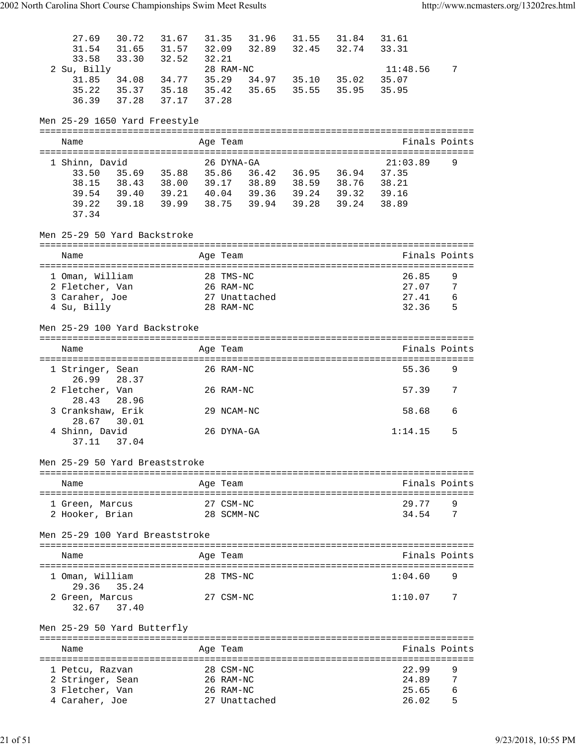```
      27.69   30.72   31.67   31.35   31.96   31.55   31.84   31.61
      31.54   31.65   31.57   32.09   32.89   32.45   32.74   33.31
      33.58   33.30   32.52   32.21
  2 Su, Billy                 28 RAM-NC                        11:48.56    7
      31.85   34.08   34.77   35.29   34.97   35.10   35.02   35.07
      35.22   35.37   35.18   35.42   35.65   35.55   35.95   35.95
      36.39   37.28   37.17   37.28
```

## Men 25-29 1650 Yard Freestyle

```
===============================================================================
    Name                    Age Team                              Finals Points
===============================================================================
  1 Shinn, David              26 DYNA-GA                       21:03.89    9
      33.50   35.69   35.88   35.86   36.42   36.95   36.94   37.35
      38.15   38.43   38.00   39.17   38.89   38.59   38.76   38.21
      39.54   39.40   39.21   40.04   39.36   39.24   39.32   39.16
      39.22   39.18   39.99   38.75   39.94   39.28   39.24   38.89
      37.34
```

## Men 25-29 50 Yard Backstroke

| Name | Age | Team | Finals | Points |
|---|---|---|---|---|
| 1 Oman, William | 28 | TMS-NC | 26.85 | 9 |
| 2 Fletcher, Van | 26 | RAM-NC | 27.07 | 7 |
| 3 Caraher, Joe | 27 | Unattached | 27.41 | 6 |
| 4 Su, Billy | 28 | RAM-NC | 32.36 | 5 |

## Men 25-29 100 Yard Backstroke

```
===============================================================================
    Name                    Age Team                              Finals Points
===============================================================================
  1 Stringer, Sean            26 RAM-NC                           55.36    9
      26.99   28.37
  2 Fletcher, Van             26 RAM-NC                           57.39    7
      28.43   28.96
  3 Crankshaw, Erik           29 NCAM-NC                          58.68    6
      28.67   30.01
  4 Shinn, David              26 DYNA-GA                        1:14.15    5
      37.11   37.04
```

## Men 25-29 50 Yard Breaststroke

| Name | Age | Team | Finals | Points |
|---|---|---|---|---|
| 1 Green, Marcus | 27 | CSM-NC | 29.77 | 9 |
| 2 Hooker, Brian | 28 | SCMM-NC | 34.54 | 7 |

## Men 25-29 100 Yard Breaststroke

```
===============================================================================
    Name                    Age Team                              Finals Points
===============================================================================
  1 Oman, William             28 TMS-NC                         1:04.60    9
      29.36   35.24
  2 Green, Marcus             27 CSM-NC                         1:10.07    7
      32.67   37.40
```

## Men 25-29 50 Yard Butterfly

| Name | Age | Team | Finals | Points |
|---|---|---|---|---|
| 1 Petcu, Razvan | 28 | CSM-NC | 22.99 | 9 |
| 2 Stringer, Sean | 26 | RAM-NC | 24.89 | 7 |
| 3 Fletcher, Van | 26 | RAM-NC | 25.65 | 6 |
| 4 Caraher, Joe | 27 | Unattached | 26.02 | 5 |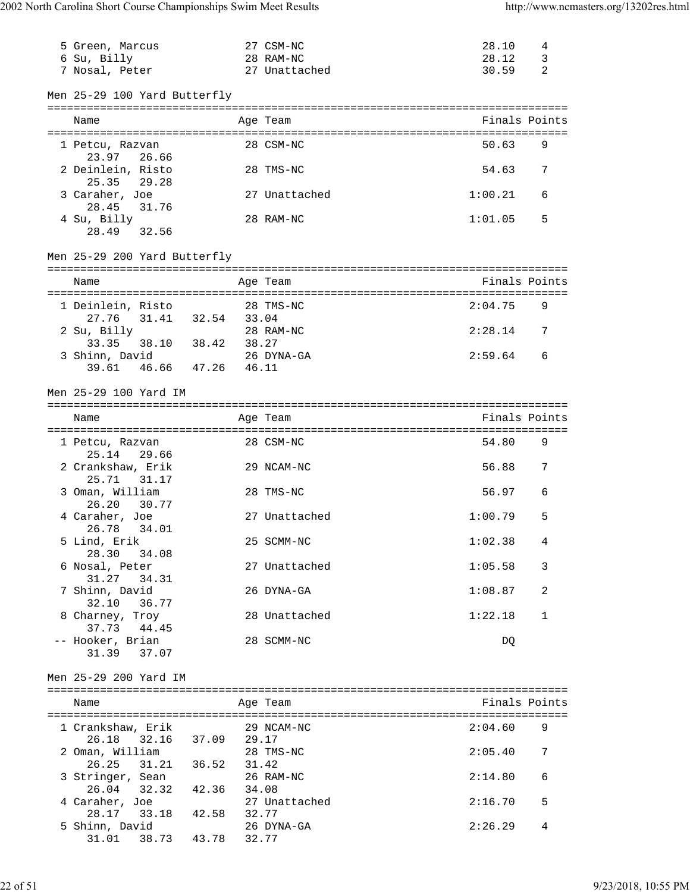| Place | Name | Age | Team | Finals | Points |
|---|---|---|---|---|---|
| 5 | Green, Marcus | 27 | CSM-NC | 28.10 | 4 |
| 6 | Su, Billy | 28 | RAM-NC | 28.12 | 3 |
| 7 | Nosal, Peter | 27 | Unattached | 30.59 | 2 |

### Men 25-29 100 Yard Butterfly

| Place | Name | Age | Team | Finals | Points | Splits |
|---|---|---|---|---|---|---|
| 1 | Petcu, Razvan | 28 | CSM-NC | 50.63 | 9 | 23.97 26.66 |
| 2 | Deinlein, Risto | 28 | TMS-NC | 54.63 | 7 | 25.35 29.28 |
| 3 | Caraher, Joe | 27 | Unattached | 1:00.21 | 6 | 28.45 31.76 |
| 4 | Su, Billy | 28 | RAM-NC | 1:01.05 | 5 | 28.49 32.56 |

### Men 25-29 200 Yard Butterfly

| Place | Name | Age | Team | Finals | Points | Splits |
|---|---|---|---|---|---|---|
| 1 | Deinlein, Risto | 28 | TMS-NC | 2:04.75 | 9 | 27.76 31.41 32.54 33.04 |
| 2 | Su, Billy | 28 | RAM-NC | 2:28.14 | 7 | 33.35 38.10 38.42 38.27 |
| 3 | Shinn, David | 26 | DYNA-GA | 2:59.64 | 6 | 39.61 46.66 47.26 46.11 |

### Men 25-29 100 Yard IM

| Place | Name | Age | Team | Finals | Points | Splits |
|---|---|---|---|---|---|---|
| 1 | Petcu, Razvan | 28 | CSM-NC | 54.80 | 9 | 25.14 29.66 |
| 2 | Crankshaw, Erik | 29 | NCAM-NC | 56.88 | 7 | 25.71 31.17 |
| 3 | Oman, William | 28 | TMS-NC | 56.97 | 6 | 26.20 30.77 |
| 4 | Caraher, Joe | 27 | Unattached | 1:00.79 | 5 | 26.78 34.01 |
| 5 | Lind, Erik | 25 | SCMM-NC | 1:02.38 | 4 | 28.30 34.08 |
| 6 | Nosal, Peter | 27 | Unattached | 1:05.58 | 3 | 31.27 34.31 |
| 7 | Shinn, David | 26 | DYNA-GA | 1:08.87 | 2 | 32.10 36.77 |
| 8 | Charney, Troy | 28 | Unattached | 1:22.18 | 1 | 37.73 44.45 |
| -- | Hooker, Brian | 28 | SCMM-NC | DQ | | 31.39 37.07 |

### Men 25-29 200 Yard IM

| Place | Name | Age | Team | Finals | Points | Splits |
|---|---|---|---|---|---|---|
| 1 | Crankshaw, Erik | 29 | NCAM-NC | 2:04.60 | 9 | 26.18 32.16 37.09 29.17 |
| 2 | Oman, William | 28 | TMS-NC | 2:05.40 | 7 | 26.25 31.21 36.52 31.42 |
| 3 | Stringer, Sean | 26 | RAM-NC | 2:14.80 | 6 | 26.04 32.32 42.36 34.08 |
| 4 | Caraher, Joe | 27 | Unattached | 2:16.70 | 5 | 28.17 33.18 42.58 32.77 |
| 5 | Shinn, David | 26 | DYNA-GA | 2:26.29 | 4 | 31.01 38.73 43.78 32.77 |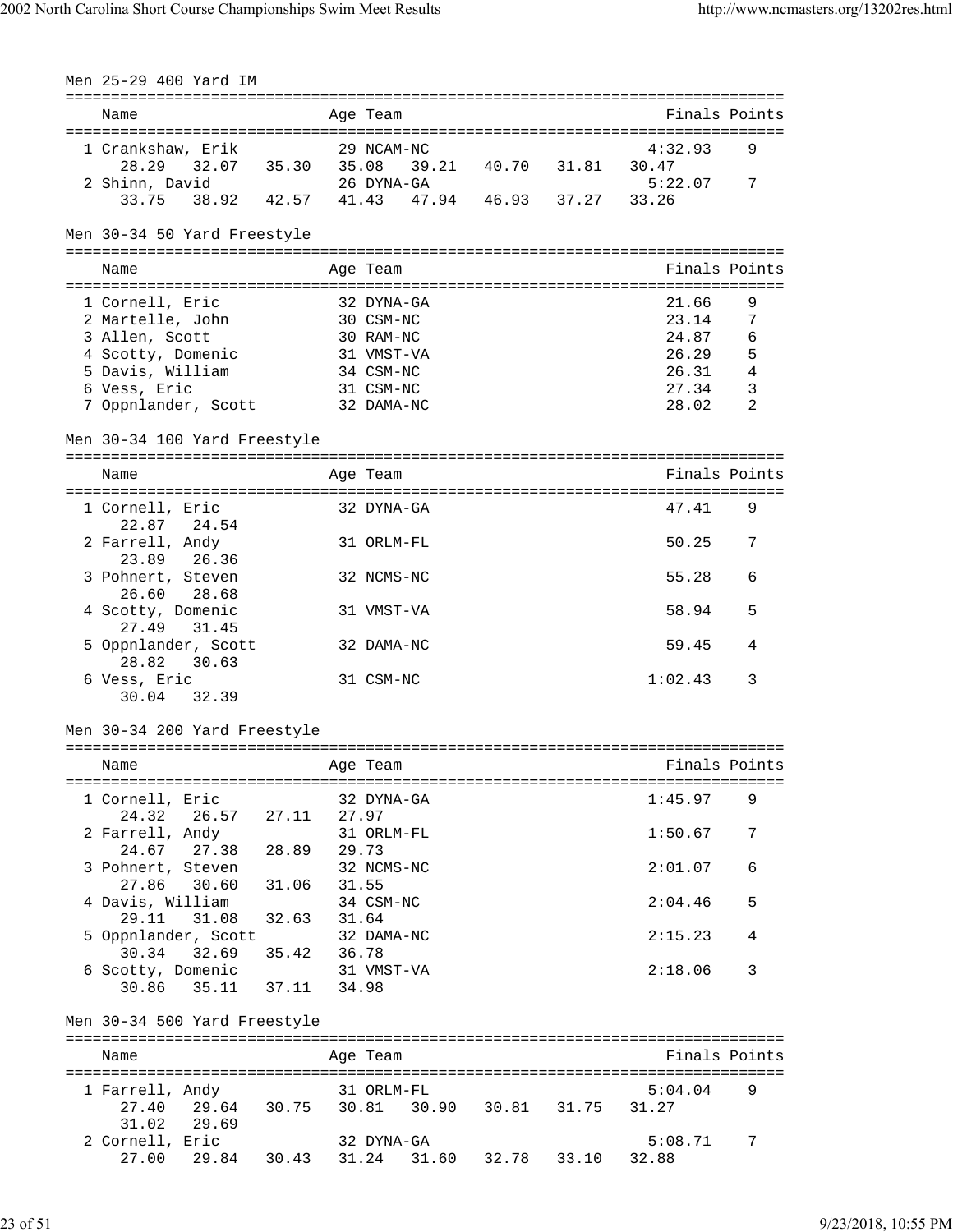### Men 25-29 400 Yard IM

| Name | Age | Team | Finals | Points |
|---|---|---|---|---|
| 1 Crankshaw, Erik | 29 | NCAM-NC | 4:32.93 | 9 |
| 28.29 32.07 35.30 35.08 39.21 40.70 31.81 30.47 | | | | |
| 2 Shinn, David | 26 | DYNA-GA | 5:22.07 | 7 |
| 33.75 38.92 42.57 41.43 47.94 46.93 37.27 33.26 | | | | |

### Men 30-34 50 Yard Freestyle

| Name | Age | Team | Finals | Points |
|---|---|---|---|---|
| 1 Cornell, Eric | 32 | DYNA-GA | 21.66 | 9 |
| 2 Martelle, John | 30 | CSM-NC | 23.14 | 7 |
| 3 Allen, Scott | 30 | RAM-NC | 24.87 | 6 |
| 4 Scotty, Domenic | 31 | VMST-VA | 26.29 | 5 |
| 5 Davis, William | 34 | CSM-NC | 26.31 | 4 |
| 6 Vess, Eric | 31 | CSM-NC | 27.34 | 3 |
| 7 Oppnlander, Scott | 32 | DAMA-NC | 28.02 | 2 |

### Men 30-34 100 Yard Freestyle

| Name | Age | Team | Finals | Points |
|---|---|---|---|---|
| 1 Cornell, Eric | 32 | DYNA-GA | 47.41 | 9 |
| 22.87 24.54 | | | | |
| 2 Farrell, Andy | 31 | ORLM-FL | 50.25 | 7 |
| 23.89 26.36 | | | | |
| 3 Pohnert, Steven | 32 | NCMS-NC | 55.28 | 6 |
| 26.60 28.68 | | | | |
| 4 Scotty, Domenic | 31 | VMST-VA | 58.94 | 5 |
| 27.49 31.45 | | | | |
| 5 Oppnlander, Scott | 32 | DAMA-NC | 59.45 | 4 |
| 28.82 30.63 | | | | |
| 6 Vess, Eric | 31 | CSM-NC | 1:02.43 | 3 |
| 30.04 32.39 | | | | |

### Men 30-34 200 Yard Freestyle

| Name | Age | Team | Finals | Points |
|---|---|---|---|---|
| 1 Cornell, Eric | 32 | DYNA-GA | 1:45.97 | 9 |
| 24.32 26.57 27.11 27.97 | | | | |
| 2 Farrell, Andy | 31 | ORLM-FL | 1:50.67 | 7 |
| 24.67 27.38 28.89 29.73 | | | | |
| 3 Pohnert, Steven | 32 | NCMS-NC | 2:01.07 | 6 |
| 27.86 30.60 31.06 31.55 | | | | |
| 4 Davis, William | 34 | CSM-NC | 2:04.46 | 5 |
| 29.11 31.08 32.63 31.64 | | | | |
| 5 Oppnlander, Scott | 32 | DAMA-NC | 2:15.23 | 4 |
| 30.34 32.69 35.42 36.78 | | | | |
| 6 Scotty, Domenic | 31 | VMST-VA | 2:18.06 | 3 |
| 30.86 35.11 37.11 34.98 | | | | |

### Men 30-34 500 Yard Freestyle

| Name | Age | Team | Finals | Points |
|---|---|---|---|---|
| 1 Farrell, Andy | 31 | ORLM-FL | 5:04.04 | 9 |
| 27.40 29.64 30.75 30.81 30.90 30.81 31.75 31.27 31.02 29.69 | | | | |
| 2 Cornell, Eric | 32 | DYNA-GA | 5:08.71 | 7 |
| 27.00 29.84 30.43 31.24 31.60 32.78 33.10 32.88 | | | | |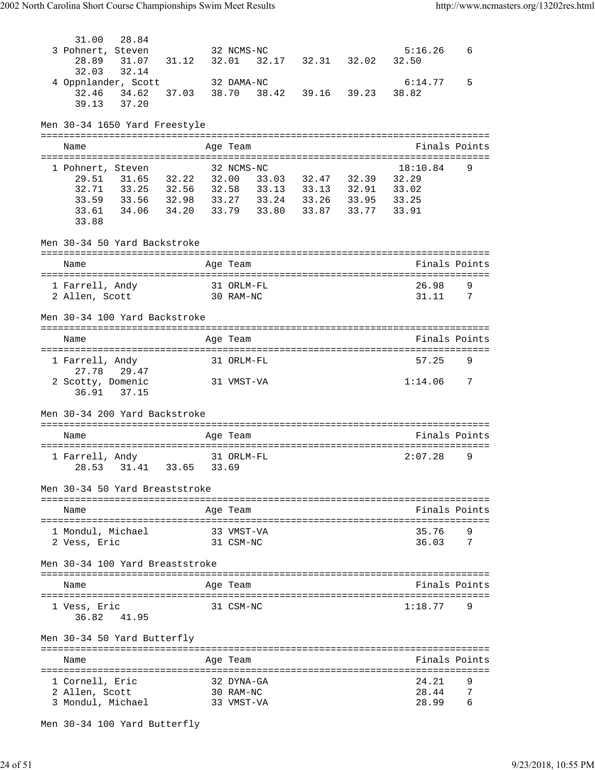31.00 28.84

3 Pohnert, Steven 32 NCMS-NC 5:16.26 6
28.89 31.07 31.12 32.01 32.17 32.31 32.02 32.50
32.03 32.14

4 Oppnlander, Scott 32 DAMA-NC 6:14.77 5
32.46 34.62 37.03 38.70 38.42 39.16 39.23 38.82
39.13 37.20

## Men 30-34 1650 Yard Freestyle

| Name | Age | Team | Finals | Points |
|---|---|---|---|---|
| 1 Pohnert, Steven | 32 | NCMS-NC | 18:10.84 | 9 |

29.51 31.65 32.22 32.00 33.03 32.47 32.39 32.29
32.71 33.25 32.56 32.58 33.13 33.13 32.91 33.02
33.59 33.56 32.98 33.27 33.24 33.26 33.95 33.25
33.61 34.06 34.20 33.79 33.80 33.87 33.77 33.91
33.88

## Men 30-34 50 Yard Backstroke

| Name | Age | Team | Finals | Points |
|---|---|---|---|---|
| 1 Farrell, Andy | 31 | ORLM-FL | 26.98 | 9 |
| 2 Allen, Scott | 30 | RAM-NC | 31.11 | 7 |

## Men 30-34 100 Yard Backstroke

| Name | Age | Team | Finals | Points |
|---|---|---|---|---|
| 1 Farrell, Andy | 31 | ORLM-FL | 57.25 | 9 |
| 27.78 29.47 | | | | |
| 2 Scotty, Domenic | 31 | VMST-VA | 1:14.06 | 7 |
| 36.91 37.15 | | | | |

## Men 30-34 200 Yard Backstroke

| Name | Age | Team | Finals | Points |
|---|---|---|---|---|
| 1 Farrell, Andy | 31 | ORLM-FL | 2:07.28 | 9 |
| 28.53 31.41 33.65 33.69 | | | | |

## Men 30-34 50 Yard Breaststroke

| Name | Age | Team | Finals | Points |
|---|---|---|---|---|
| 1 Mondul, Michael | 33 | VMST-VA | 35.76 | 9 |
| 2 Vess, Eric | 31 | CSM-NC | 36.03 | 7 |

## Men 30-34 100 Yard Breaststroke

| Name | Age | Team | Finals | Points |
|---|---|---|---|---|
| 1 Vess, Eric | 31 | CSM-NC | 1:18.77 | 9 |
| 36.82 41.95 | | | | |

## Men 30-34 50 Yard Butterfly

| Name | Age | Team | Finals | Points |
|---|---|---|---|---|
| 1 Cornell, Eric | 32 | DYNA-GA | 24.21 | 9 |
| 2 Allen, Scott | 30 | RAM-NC | 28.44 | 7 |
| 3 Mondul, Michael | 33 | VMST-VA | 28.99 | 6 |

## Men 30-34 100 Yard Butterfly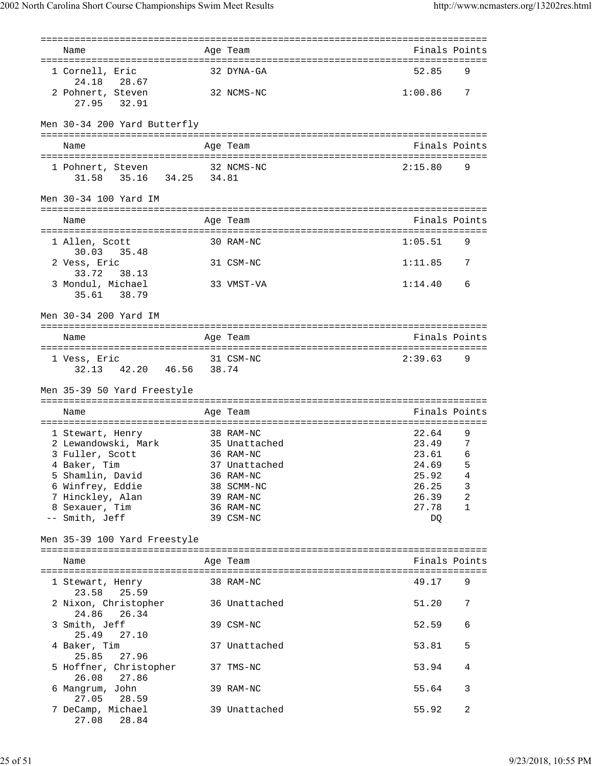| Name | Age | Team | Finals | Points |
|---|---|---|---|---|
| 1 Cornell, Eric | 32 | DYNA-GA | 52.85 | 9 |
| 24.18 28.67 | | | | |
| 2 Pohnert, Steven | 32 | NCMS-NC | 1:00.86 | 7 |
| 27.95 32.91 | | | | |

Men 30-34 200 Yard Butterfly

| Name | Age | Team | Finals | Points |
|---|---|---|---|---|
| 1 Pohnert, Steven | 32 | NCMS-NC | 2:15.80 | 9 |
| 31.58 35.16 34.25 34.81 | | | | |

Men 30-34 100 Yard IM

| Name | Age | Team | Finals | Points |
|---|---|---|---|---|
| 1 Allen, Scott | 30 | RAM-NC | 1:05.51 | 9 |
| 30.03 35.48 | | | | |
| 2 Vess, Eric | 31 | CSM-NC | 1:11.85 | 7 |
| 33.72 38.13 | | | | |
| 3 Mondul, Michael | 33 | VMST-VA | 1:14.40 | 6 |
| 35.61 38.79 | | | | |

Men 30-34 200 Yard IM

| Name | Age | Team | Finals | Points |
|---|---|---|---|---|
| 1 Vess, Eric | 31 | CSM-NC | 2:39.63 | 9 |
| 32.13 42.20 46.56 38.74 | | | | |

Men 35-39 50 Yard Freestyle

| Name | Age | Team | Finals | Points |
|---|---|---|---|---|
| 1 Stewart, Henry | 38 | RAM-NC | 22.64 | 9 |
| 2 Lewandowski, Mark | 35 | Unattached | 23.49 | 7 |
| 3 Fuller, Scott | 36 | RAM-NC | 23.61 | 6 |
| 4 Baker, Tim | 37 | Unattached | 24.69 | 5 |
| 5 Shamlin, David | 36 | RAM-NC | 25.92 | 4 |
| 6 Winfrey, Eddie | 38 | SCMM-NC | 26.25 | 3 |
| 7 Hinckley, Alan | 39 | RAM-NC | 26.39 | 2 |
| 8 Sexauer, Tim | 36 | RAM-NC | 27.78 | 1 |
| -- Smith, Jeff | 39 | CSM-NC | DQ | |

Men 35-39 100 Yard Freestyle

| Name | Age | Team | Finals | Points |
|---|---|---|---|---|
| 1 Stewart, Henry | 38 | RAM-NC | 49.17 | 9 |
| 23.58 25.59 | | | | |
| 2 Nixon, Christopher | 36 | Unattached | 51.20 | 7 |
| 24.86 26.34 | | | | |
| 3 Smith, Jeff | 39 | CSM-NC | 52.59 | 6 |
| 25.49 27.10 | | | | |
| 4 Baker, Tim | 37 | Unattached | 53.81 | 5 |
| 25.85 27.96 | | | | |
| 5 Hoffner, Christopher | 37 | TMS-NC | 53.94 | 4 |
| 26.08 27.86 | | | | |
| 6 Mangrum, John | 39 | RAM-NC | 55.64 | 3 |
| 27.05 28.59 | | | | |
| 7 DeCamp, Michael | 39 | Unattached | 55.92 | 2 |
| 27.08 28.84 | | | | |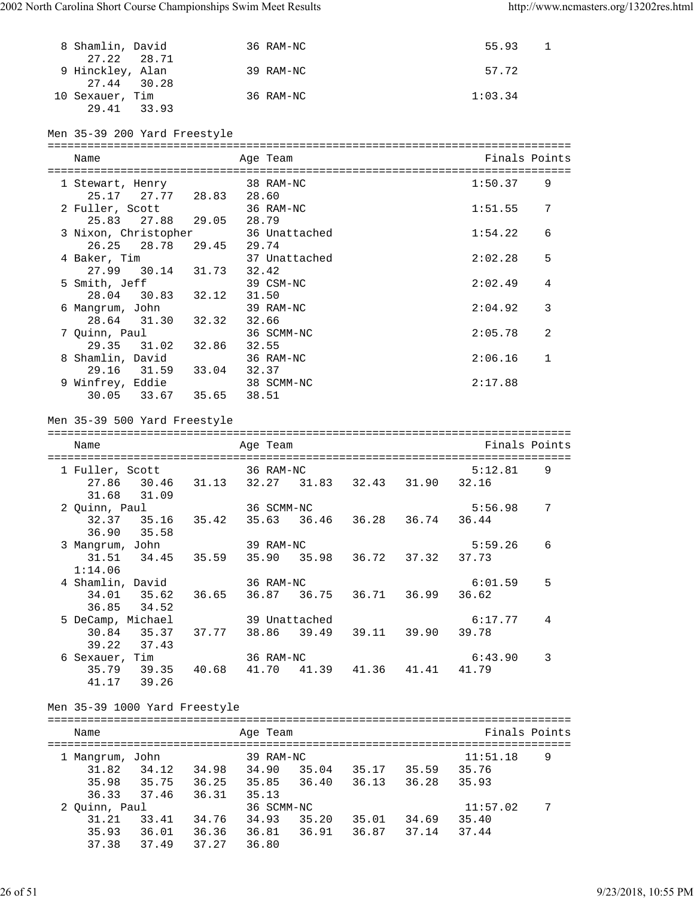```
  8 Shamlin, David           36 RAM-NC                          55.93    1
     27.22   28.71
  9 Hinckley, Alan           39 RAM-NC                          57.72
     27.44   30.28
 10 Sexauer, Tim             36 RAM-NC                        1:03.34
     29.41   33.93
```

Men 35-39 200 Yard Freestyle

```
===============================================================================
    Name                    Age Team                            Finals Points
===============================================================================
  1 Stewart, Henry           38 RAM-NC                        1:50.37    9
     25.17   27.77   28.83   28.60
  2 Fuller, Scott            36 RAM-NC                        1:51.55    7
     25.83   27.88   29.05   28.79
  3 Nixon, Christopher       36 Unattached                    1:54.22    6
     26.25   28.78   29.45   29.74
  4 Baker, Tim               37 Unattached                    2:02.28    5
     27.99   30.14   31.73   32.42
  5 Smith, Jeff              39 CSM-NC                        2:02.49    4
     28.04   30.83   32.12   31.50
  6 Mangrum, John            39 RAM-NC                        2:04.92    3
     28.64   31.30   32.32   32.66
  7 Quinn, Paul              36 SCMM-NC                       2:05.78    2
     29.35   31.02   32.86   32.55
  8 Shamlin, David           36 RAM-NC                        2:06.16    1
     29.16   31.59   33.04   32.37
  9 Winfrey, Eddie           38 SCMM-NC                       2:17.88
     30.05   33.67   35.65   38.51
```

Men 35-39 500 Yard Freestyle

```
===============================================================================
    Name                    Age Team                            Finals Points
===============================================================================
  1 Fuller, Scott            36 RAM-NC                        5:12.81    9
     27.86   30.46   31.13   32.27   31.83   32.43   31.90   32.16
     31.68   31.09
  2 Quinn, Paul              36 SCMM-NC                       5:56.98    7
     32.37   35.16   35.42   35.63   36.46   36.28   36.74   36.44
     36.90   35.58
  3 Mangrum, John            39 RAM-NC                        5:59.26    6
     31.51   34.45   35.59   35.90   35.98   36.72   37.32   37.73
   1:14.06
  4 Shamlin, David           36 RAM-NC                        6:01.59    5
     34.01   35.62   36.65   36.87   36.75   36.71   36.99   36.62
     36.85   34.52
  5 DeCamp, Michael          39 Unattached                    6:17.77    4
     30.84   35.37   37.77   38.86   39.49   39.11   39.90   39.78
     39.22   37.43
  6 Sexauer, Tim             36 RAM-NC                        6:43.90    3
     35.79   39.35   40.68   41.70   41.39   41.36   41.41   41.79
     41.17   39.26
```

Men 35-39 1000 Yard Freestyle

```
===============================================================================
    Name                    Age Team                            Finals Points
===============================================================================
  1 Mangrum, John            39 RAM-NC                       11:51.18    9
     31.82   34.12   34.98   34.90   35.04   35.17   35.59   35.76
     35.98   35.75   36.25   35.85   36.40   36.13   36.28   35.93
     36.33   37.46   36.31   35.13
  2 Quinn, Paul              36 SCMM-NC                      11:57.02    7
     31.21   33.41   34.76   34.93   35.20   35.01   34.69   35.40
     35.93   36.01   36.36   36.81   36.91   36.87   37.14   37.44
     37.38   37.49   37.27   36.80
```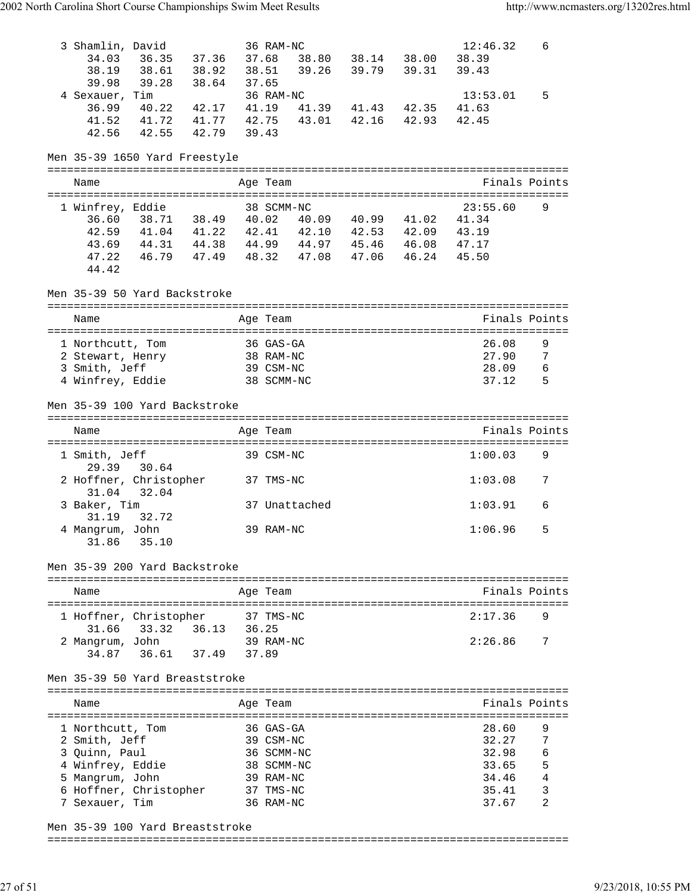| | | | | | | | | | |
|---|---|---|---|---|---|---|---|---|---|
| 3 Shamlin, David | | | 36 RAM-NC | | | | | 12:46.32 | 6 |
| 34.03 | 36.35 | 37.36 | 37.68 | 38.80 | 38.14 | 38.00 | 38.39 | | |
| 38.19 | 38.61 | 38.92 | 38.51 | 39.26 | 39.79 | 39.31 | 39.43 | | |
| 39.98 | 39.28 | 38.64 | 37.65 | | | | | | |
| 4 Sexauer, Tim | | | 36 RAM-NC | | | | | 13:53.01 | 5 |
| 36.99 | 40.22 | 42.17 | 41.19 | 41.39 | 41.43 | 42.35 | 41.63 | | |
| 41.52 | 41.72 | 41.77 | 42.75 | 43.01 | 42.16 | 42.93 | 42.45 | | |
| 42.56 | 42.55 | 42.79 | 39.43 | | | | | | |

Men 35-39 1650 Yard Freestyle

| Name | Age | Team | Finals | Points |
|---|---|---|---|---|
| 1 Winfrey, Eddie | 38 | SCMM-NC | 23:55.60 | 9 |

36.60 38.71 38.49 40.02 40.09 40.99 41.02 41.34
42.59 41.04 41.22 42.41 42.10 42.53 42.09 43.19
43.69 44.31 44.38 44.99 44.97 45.46 46.08 47.17
47.22 46.79 47.49 48.32 47.08 47.06 46.24 45.50
44.42

Men 35-39 50 Yard Backstroke

| Name | Age | Team | Finals | Points |
|---|---|---|---|---|
| 1 Northcutt, Tom | 36 | GAS-GA | 26.08 | 9 |
| 2 Stewart, Henry | 38 | RAM-NC | 27.90 | 7 |
| 3 Smith, Jeff | 39 | CSM-NC | 28.09 | 6 |
| 4 Winfrey, Eddie | 38 | SCMM-NC | 37.12 | 5 |

Men 35-39 100 Yard Backstroke

| Name | Age | Team | Finals | Points |
|---|---|---|---|---|
| 1 Smith, Jeff | 39 | CSM-NC | 1:00.03 | 9 |
| 29.39 30.64 | | | | |
| 2 Hoffner, Christopher | 37 | TMS-NC | 1:03.08 | 7 |
| 31.04 32.04 | | | | |
| 3 Baker, Tim | 37 | Unattached | 1:03.91 | 6 |
| 31.19 32.72 | | | | |
| 4 Mangrum, John | 39 | RAM-NC | 1:06.96 | 5 |
| 31.86 35.10 | | | | |

Men 35-39 200 Yard Backstroke

| Name | Age | Team | Finals | Points |
|---|---|---|---|---|
| 1 Hoffner, Christopher | 37 | TMS-NC | 2:17.36 | 9 |
| 31.66 33.32 36.13 36.25 | | | | |
| 2 Mangrum, John | 39 | RAM-NC | 2:26.86 | 7 |
| 34.87 36.61 37.49 37.89 | | | | |

Men 35-39 50 Yard Breaststroke

| Name | Age | Team | Finals | Points |
|---|---|---|---|---|
| 1 Northcutt, Tom | 36 | GAS-GA | 28.60 | 9 |
| 2 Smith, Jeff | 39 | CSM-NC | 32.27 | 7 |
| 3 Quinn, Paul | 36 | SCMM-NC | 32.98 | 6 |
| 4 Winfrey, Eddie | 38 | SCMM-NC | 33.65 | 5 |
| 5 Mangrum, John | 39 | RAM-NC | 34.46 | 4 |
| 6 Hoffner, Christopher | 37 | TMS-NC | 35.41 | 3 |
| 7 Sexauer, Tim | 36 | RAM-NC | 37.67 | 2 |

Men 35-39 100 Yard Breaststroke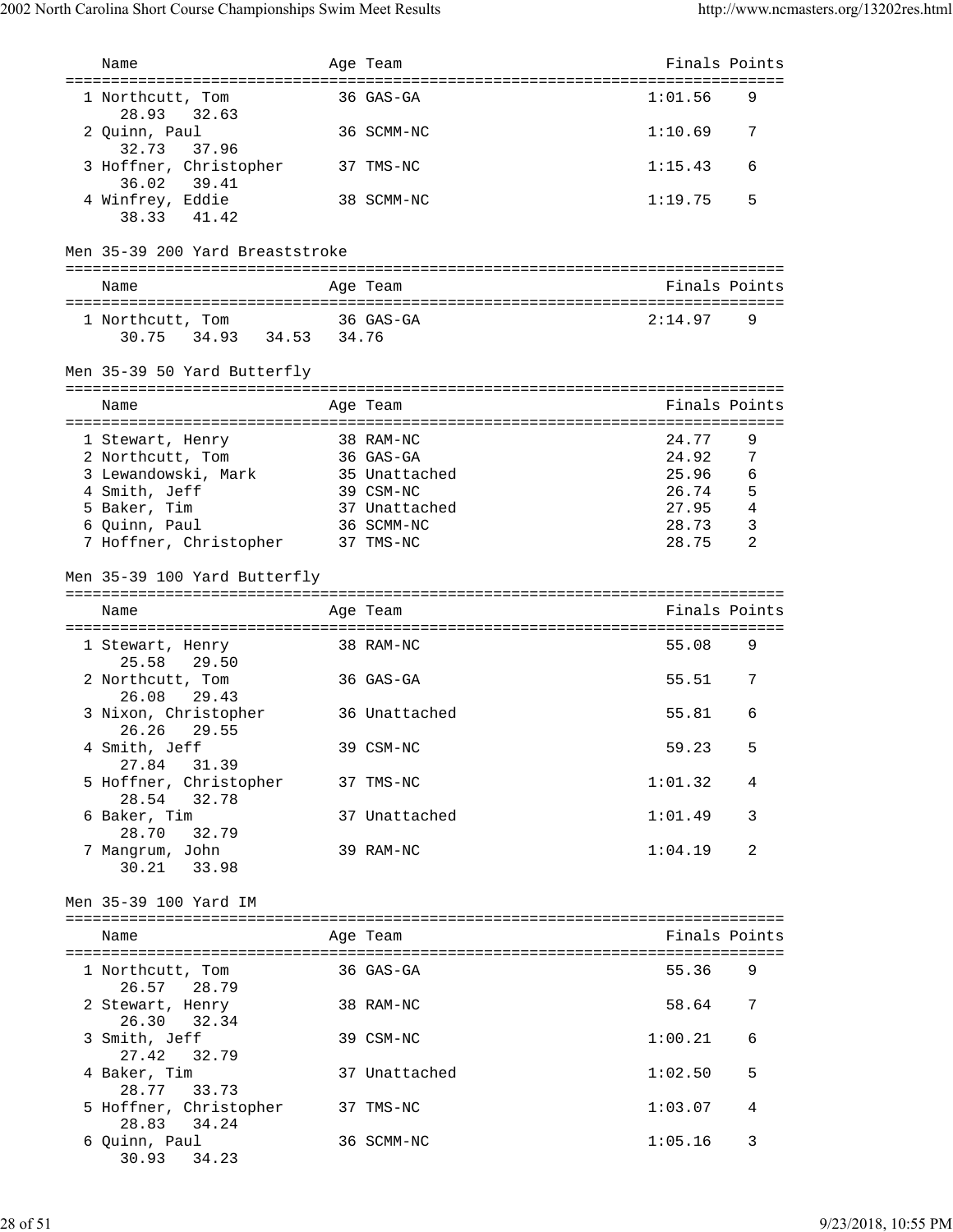| Name | Age | Team | Finals | Points |
|---|---|---|---|---|
| 1 Northcutt, Tom | 36 | GAS-GA | 1:01.56 | 9 |
| 28.93 32.63 | | | | |
| 2 Quinn, Paul | 36 | SCMM-NC | 1:10.69 | 7 |
| 32.73 37.96 | | | | |
| 3 Hoffner, Christopher | 37 | TMS-NC | 1:15.43 | 6 |
| 36.02 39.41 | | | | |
| 4 Winfrey, Eddie | 38 | SCMM-NC | 1:19.75 | 5 |
| 38.33 41.42 | | | | |

## Men 35-39 200 Yard Breaststroke

| Name | Age | Team | Finals | Points |
|---|---|---|---|---|
| 1 Northcutt, Tom | 36 | GAS-GA | 2:14.97 | 9 |
| 30.75 34.93 34.53 34.76 | | | | |

## Men 35-39 50 Yard Butterfly

| Name | Age | Team | Finals | Points |
|---|---|---|---|---|
| 1 Stewart, Henry | 38 | RAM-NC | 24.77 | 9 |
| 2 Northcutt, Tom | 36 | GAS-GA | 24.92 | 7 |
| 3 Lewandowski, Mark | 35 | Unattached | 25.96 | 6 |
| 4 Smith, Jeff | 39 | CSM-NC | 26.74 | 5 |
| 5 Baker, Tim | 37 | Unattached | 27.95 | 4 |
| 6 Quinn, Paul | 36 | SCMM-NC | 28.73 | 3 |
| 7 Hoffner, Christopher | 37 | TMS-NC | 28.75 | 2 |

## Men 35-39 100 Yard Butterfly

| Name | Age | Team | Finals | Points |
|---|---|---|---|---|
| 1 Stewart, Henry | 38 | RAM-NC | 55.08 | 9 |
| 25.58 29.50 | | | | |
| 2 Northcutt, Tom | 36 | GAS-GA | 55.51 | 7 |
| 26.08 29.43 | | | | |
| 3 Nixon, Christopher | 36 | Unattached | 55.81 | 6 |
| 26.26 29.55 | | | | |
| 4 Smith, Jeff | 39 | CSM-NC | 59.23 | 5 |
| 27.84 31.39 | | | | |
| 5 Hoffner, Christopher | 37 | TMS-NC | 1:01.32 | 4 |
| 28.54 32.78 | | | | |
| 6 Baker, Tim | 37 | Unattached | 1:01.49 | 3 |
| 28.70 32.79 | | | | |
| 7 Mangrum, John | 39 | RAM-NC | 1:04.19 | 2 |
| 30.21 33.98 | | | | |

## Men 35-39 100 Yard IM

| Name | Age | Team | Finals | Points |
|---|---|---|---|---|
| 1 Northcutt, Tom | 36 | GAS-GA | 55.36 | 9 |
| 26.57 28.79 | | | | |
| 2 Stewart, Henry | 38 | RAM-NC | 58.64 | 7 |
| 26.30 32.34 | | | | |
| 3 Smith, Jeff | 39 | CSM-NC | 1:00.21 | 6 |
| 27.42 32.79 | | | | |
| 4 Baker, Tim | 37 | Unattached | 1:02.50 | 5 |
| 28.77 33.73 | | | | |
| 5 Hoffner, Christopher | 37 | TMS-NC | 1:03.07 | 4 |
| 28.83 34.24 | | | | |
| 6 Quinn, Paul | 36 | SCMM-NC | 1:05.16 | 3 |
| 30.93 34.23 | | | | |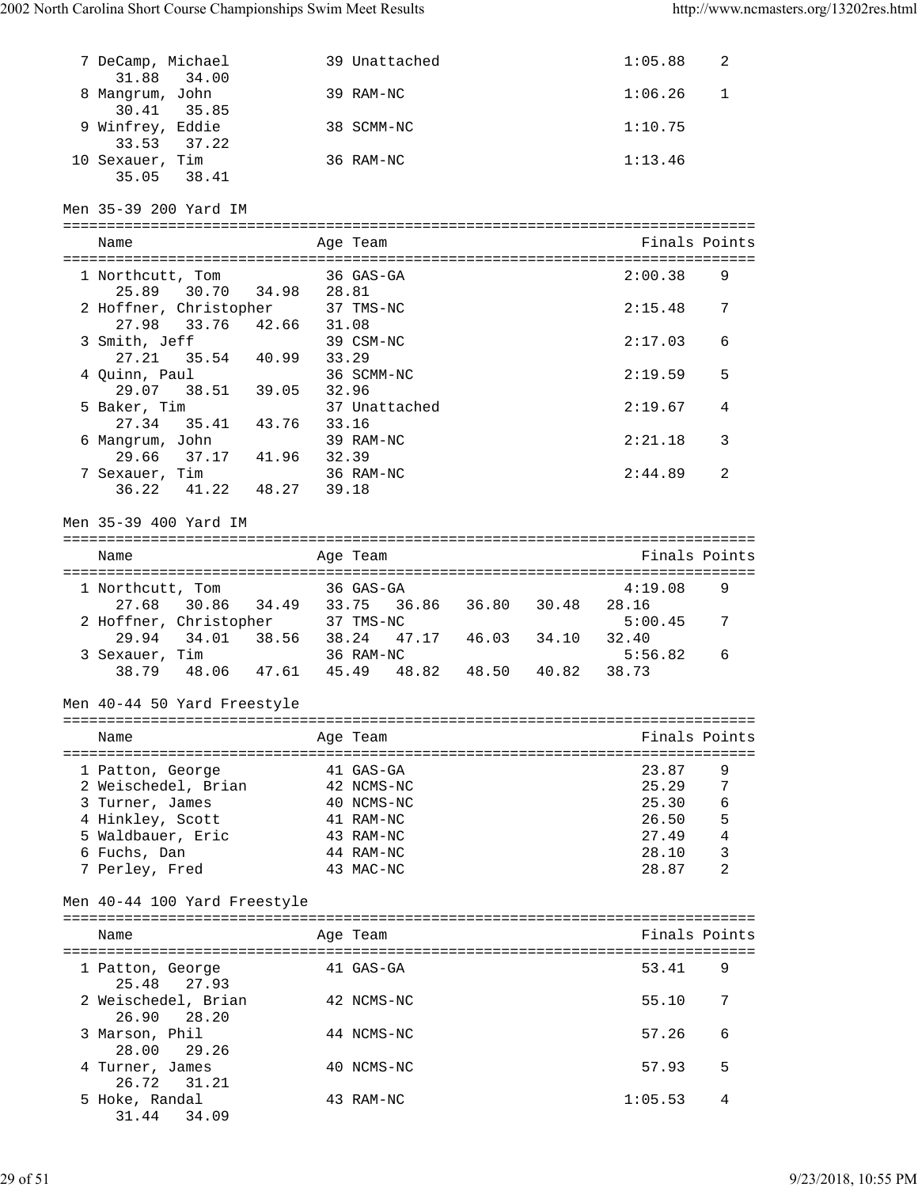| Name | Age | Team | Finals | Points |
|---|---|---|---|---|
| 7 DeCamp, Michael | 39 | Unattached | 1:05.88 | 2 |
| 31.88 34.00 | | | | |
| 8 Mangrum, John | 39 | RAM-NC | 1:06.26 | 1 |
| 30.41 35.85 | | | | |
| 9 Winfrey, Eddie | 38 | SCMM-NC | 1:10.75 | |
| 33.53 37.22 | | | | |
| 10 Sexauer, Tim | 36 | RAM-NC | 1:13.46 | |
| 35.05 38.41 | | | | |

## Men 35-39 200 Yard IM

| Name | Age | Team | Finals | Points |
|---|---|---|---|---|
| 1 Northcutt, Tom | 36 | GAS-GA | 2:00.38 | 9 |
| 25.89 30.70 34.98 28.81 | | | | |
| 2 Hoffner, Christopher | 37 | TMS-NC | 2:15.48 | 7 |
| 27.98 33.76 42.66 31.08 | | | | |
| 3 Smith, Jeff | 39 | CSM-NC | 2:17.03 | 6 |
| 27.21 35.54 40.99 33.29 | | | | |
| 4 Quinn, Paul | 36 | SCMM-NC | 2:19.59 | 5 |
| 29.07 38.51 39.05 32.96 | | | | |
| 5 Baker, Tim | 37 | Unattached | 2:19.67 | 4 |
| 27.34 35.41 43.76 33.16 | | | | |
| 6 Mangrum, John | 39 | RAM-NC | 2:21.18 | 3 |
| 29.66 37.17 41.96 32.39 | | | | |
| 7 Sexauer, Tim | 36 | RAM-NC | 2:44.89 | 2 |
| 36.22 41.22 48.27 39.18 | | | | |

## Men 35-39 400 Yard IM

| Name | Age | Team | Finals | Points |
|---|---|---|---|---|
| 1 Northcutt, Tom | 36 | GAS-GA | 4:19.08 | 9 |
| 27.68 30.86 34.49 33.75 36.86 36.80 30.48 28.16 | | | | |
| 2 Hoffner, Christopher | 37 | TMS-NC | 5:00.45 | 7 |
| 29.94 34.01 38.56 38.24 47.17 46.03 34.10 32.40 | | | | |
| 3 Sexauer, Tim | 36 | RAM-NC | 5:56.82 | 6 |
| 38.79 48.06 47.61 45.49 48.82 48.50 40.82 38.73 | | | | |

## Men 40-44 50 Yard Freestyle

| Name | Age | Team | Finals | Points |
|---|---|---|---|---|
| 1 Patton, George | 41 | GAS-GA | 23.87 | 9 |
| 2 Weischedel, Brian | 42 | NCMS-NC | 25.29 | 7 |
| 3 Turner, James | 40 | NCMS-NC | 25.30 | 6 |
| 4 Hinkley, Scott | 41 | RAM-NC | 26.50 | 5 |
| 5 Waldbauer, Eric | 43 | RAM-NC | 27.49 | 4 |
| 6 Fuchs, Dan | 44 | RAM-NC | 28.10 | 3 |
| 7 Perley, Fred | 43 | MAC-NC | 28.87 | 2 |

## Men 40-44 100 Yard Freestyle

| Name | Age | Team | Finals | Points |
|---|---|---|---|---|
| 1 Patton, George | 41 | GAS-GA | 53.41 | 9 |
| 25.48 27.93 | | | | |
| 2 Weischedel, Brian | 42 | NCMS-NC | 55.10 | 7 |
| 26.90 28.20 | | | | |
| 3 Marson, Phil | 44 | NCMS-NC | 57.26 | 6 |
| 28.00 29.26 | | | | |
| 4 Turner, James | 40 | NCMS-NC | 57.93 | 5 |
| 26.72 31.21 | | | | |
| 5 Hoke, Randal | 43 | RAM-NC | 1:05.53 | 4 |
| 31.44 34.09 | | | | |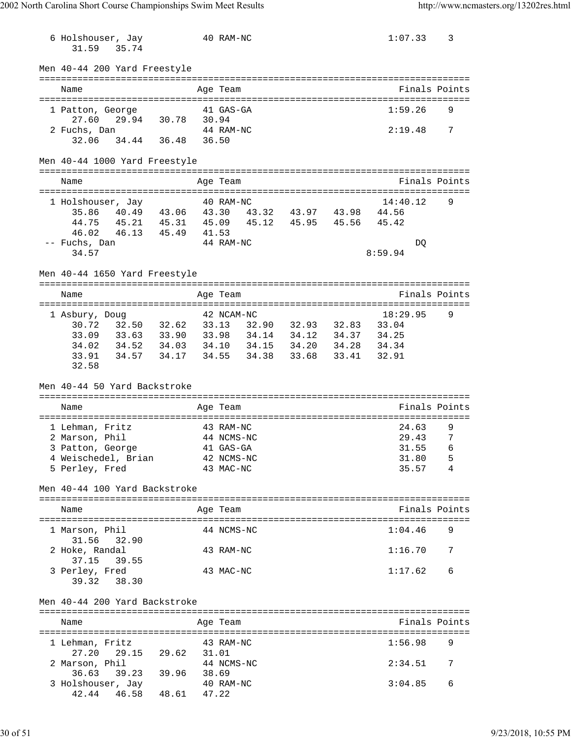6 Holshouser, Jay 40 RAM-NC 1:07.33 3
31.59 35.74

## Men 40-44 200 Yard Freestyle

| Name | Age | Team | Finals | Points |
|---|---|---|---|---|
| 1 Patton, George | 41 | GAS-GA | 1:59.26 | 9 |
| 27.60 29.94 30.78 30.94 | | | | |
| 2 Fuchs, Dan | 44 | RAM-NC | 2:19.48 | 7 |
| 32.06 34.44 36.48 36.50 | | | | |

## Men 40-44 1000 Yard Freestyle

| Name | Age | Team | Finals | Points |
|---|---|---|---|---|
| 1 Holshouser, Jay | 40 | RAM-NC | 14:40.12 | 9 |
| 35.86 40.49 43.06 43.30 43.32 43.97 43.98 44.56 | | | | |
| 44.75 45.21 45.31 45.09 45.12 45.95 45.56 45.42 | | | | |
| 46.02 46.13 45.49 41.53 | | | | |
| -- Fuchs, Dan | 44 | RAM-NC | DQ | |
| 34.57 8:59.94 | | | | |

## Men 40-44 1650 Yard Freestyle

| Name | Age | Team | Finals | Points |
|---|---|---|---|---|
| 1 Asbury, Doug | 42 | NCAM-NC | 18:29.95 | 9 |
| 30.72 32.50 32.62 33.13 32.90 32.93 32.83 33.04 | | | | |
| 33.09 33.63 33.90 33.98 34.14 34.12 34.37 34.25 | | | | |
| 34.02 34.52 34.03 34.10 34.15 34.20 34.28 34.34 | | | | |
| 33.91 34.57 34.17 34.55 34.38 33.68 33.41 32.91 | | | | |
| 32.58 | | | | |

## Men 40-44 50 Yard Backstroke

| Name | Age | Team | Finals | Points |
|---|---|---|---|---|
| 1 Lehman, Fritz | 43 | RAM-NC | 24.63 | 9 |
| 2 Marson, Phil | 44 | NCMS-NC | 29.43 | 7 |
| 3 Patton, George | 41 | GAS-GA | 31.55 | 6 |
| 4 Weischedel, Brian | 42 | NCMS-NC | 31.80 | 5 |
| 5 Perley, Fred | 43 | MAC-NC | 35.57 | 4 |

## Men 40-44 100 Yard Backstroke

| Name | Age | Team | Finals | Points |
|---|---|---|---|---|
| 1 Marson, Phil | 44 | NCMS-NC | 1:04.46 | 9 |
| 31.56 32.90 | | | | |
| 2 Hoke, Randal | 43 | RAM-NC | 1:16.70 | 7 |
| 37.15 39.55 | | | | |
| 3 Perley, Fred | 43 | MAC-NC | 1:17.62 | 6 |
| 39.32 38.30 | | | | |

## Men 40-44 200 Yard Backstroke

| Name | Age | Team | Finals | Points |
|---|---|---|---|---|
| 1 Lehman, Fritz | 43 | RAM-NC | 1:56.98 | 9 |
| 27.20 29.15 29.62 31.01 | | | | |
| 2 Marson, Phil | 44 | NCMS-NC | 2:34.51 | 7 |
| 36.63 39.23 39.96 38.69 | | | | |
| 3 Holshouser, Jay | 40 | RAM-NC | 3:04.85 | 6 |
| 42.44 46.58 48.61 47.22 | | | | |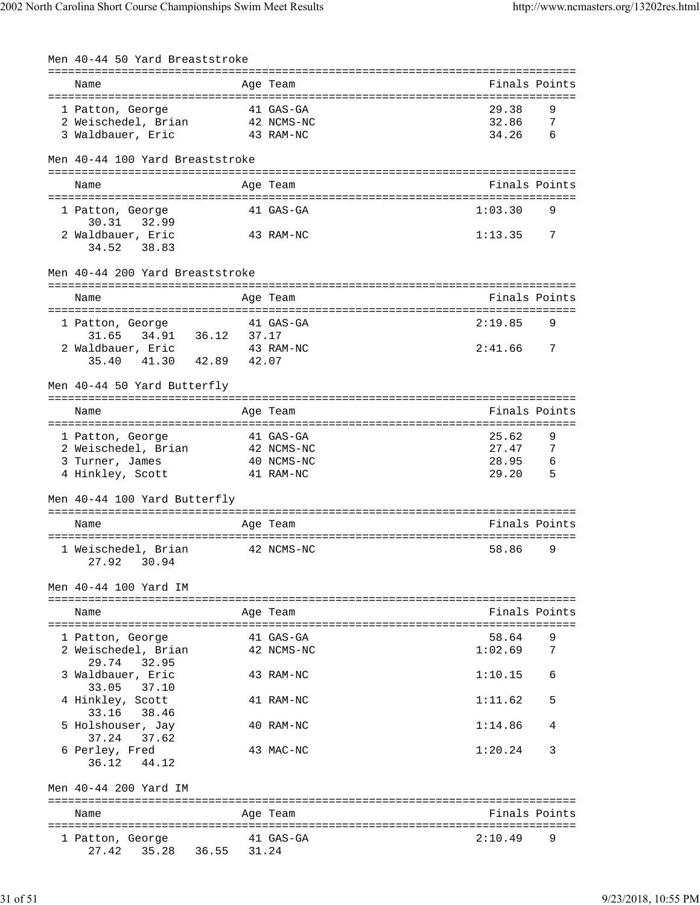### Men 40-44 50 Yard Breaststroke

| Name | Age | Team | Finals | Points |
|---|---|---|---|---|
| 1 Patton, George | 41 | GAS-GA | 29.38 | 9 |
| 2 Weischedel, Brian | 42 | NCMS-NC | 32.86 | 7 |
| 3 Waldbauer, Eric | 43 | RAM-NC | 34.26 | 6 |

### Men 40-44 100 Yard Breaststroke

| Name | Age | Team | Finals | Points |
|---|---|---|---|---|
| 1 Patton, George | 41 | GAS-GA | 1:03.30 | 9 |
| 30.31 32.99 | | | | |
| 2 Waldbauer, Eric | 43 | RAM-NC | 1:13.35 | 7 |
| 34.52 38.83 | | | | |

### Men 40-44 200 Yard Breaststroke

| Name | Age | Team | Finals | Points |
|---|---|---|---|---|
| 1 Patton, George | 41 | GAS-GA | 2:19.85 | 9 |
| 31.65 34.91 36.12 37.17 | | | | |
| 2 Waldbauer, Eric | 43 | RAM-NC | 2:41.66 | 7 |
| 35.40 41.30 42.89 42.07 | | | | |

### Men 40-44 50 Yard Butterfly

| Name | Age | Team | Finals | Points |
|---|---|---|---|---|
| 1 Patton, George | 41 | GAS-GA | 25.62 | 9 |
| 2 Weischedel, Brian | 42 | NCMS-NC | 27.47 | 7 |
| 3 Turner, James | 40 | NCMS-NC | 28.95 | 6 |
| 4 Hinkley, Scott | 41 | RAM-NC | 29.20 | 5 |

### Men 40-44 100 Yard Butterfly

| Name | Age | Team | Finals | Points |
|---|---|---|---|---|
| 1 Weischedel, Brian | 42 | NCMS-NC | 58.86 | 9 |
| 27.92 30.94 | | | | |

### Men 40-44 100 Yard IM

| Name | Age | Team | Finals | Points |
|---|---|---|---|---|
| 1 Patton, George | 41 | GAS-GA | 58.64 | 9 |
| 2 Weischedel, Brian | 42 | NCMS-NC | 1:02.69 | 7 |
| 29.74 32.95 | | | | |
| 3 Waldbauer, Eric | 43 | RAM-NC | 1:10.15 | 6 |
| 33.05 37.10 | | | | |
| 4 Hinkley, Scott | 41 | RAM-NC | 1:11.62 | 5 |
| 33.16 38.46 | | | | |
| 5 Holshouser, Jay | 40 | RAM-NC | 1:14.86 | 4 |
| 37.24 37.62 | | | | |
| 6 Perley, Fred | 43 | MAC-NC | 1:20.24 | 3 |
| 36.12 44.12 | | | | |

### Men 40-44 200 Yard IM

| Name | Age | Team | Finals | Points |
|---|---|---|---|---|
| 1 Patton, George | 41 | GAS-GA | 2:10.49 | 9 |
| 27.42 35.28 36.55 31.24 | | | | |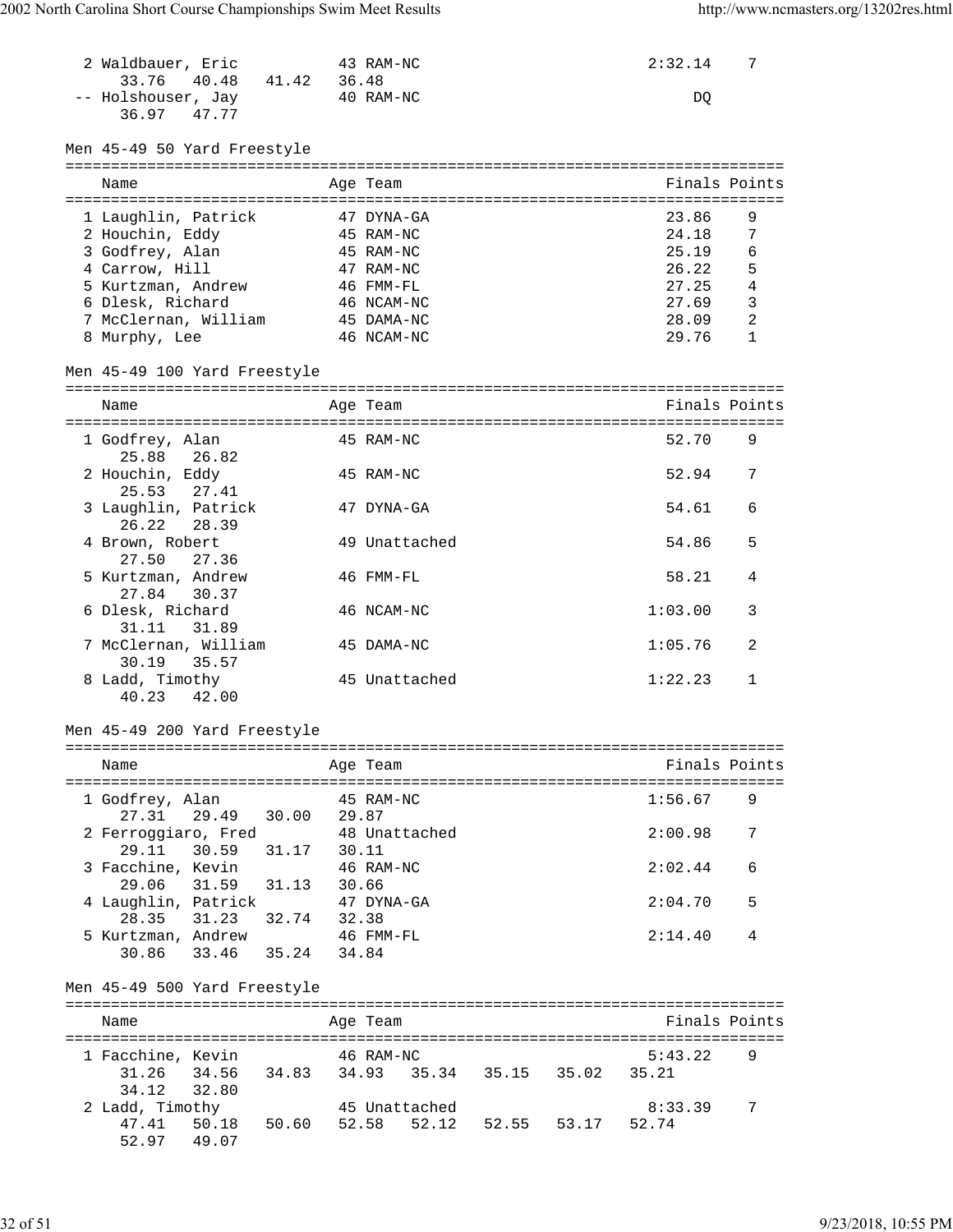```
  2 Waldbauer, Eric           43 RAM-NC                          2:32.14    7
      33.76   40.48   41.42   36.48
 -- Holshouser, Jay           40 RAM-NC                               DQ
      36.97   47.77
```

Men 45-49 50 Yard Freestyle

| Place | Name | Age | Team | Finals | Points |
|---|---|---|---|---|---|
| 1 | Laughlin, Patrick | 47 | DYNA-GA | 23.86 | 9 |
| 2 | Houchin, Eddy | 45 | RAM-NC | 24.18 | 7 |
| 3 | Godfrey, Alan | 45 | RAM-NC | 25.19 | 6 |
| 4 | Carrow, Hill | 47 | RAM-NC | 26.22 | 5 |
| 5 | Kurtzman, Andrew | 46 | FMM-FL | 27.25 | 4 |
| 6 | Dlesk, Richard | 46 | NCAM-NC | 27.69 | 3 |
| 7 | McClernan, William | 45 | DAMA-NC | 28.09 | 2 |
| 8 | Murphy, Lee | 46 | NCAM-NC | 29.76 | 1 |

Men 45-49 100 Yard Freestyle

| Place | Name | Age | Team | Finals | Points | Splits |
|---|---|---|---|---|---|---|
| 1 | Godfrey, Alan | 45 | RAM-NC | 52.70 | 9 | 25.88 26.82 |
| 2 | Houchin, Eddy | 45 | RAM-NC | 52.94 | 7 | 25.53 27.41 |
| 3 | Laughlin, Patrick | 47 | DYNA-GA | 54.61 | 6 | 26.22 28.39 |
| 4 | Brown, Robert | 49 | Unattached | 54.86 | 5 | 27.50 27.36 |
| 5 | Kurtzman, Andrew | 46 | FMM-FL | 58.21 | 4 | 27.84 30.37 |
| 6 | Dlesk, Richard | 46 | NCAM-NC | 1:03.00 | 3 | 31.11 31.89 |
| 7 | McClernan, William | 45 | DAMA-NC | 1:05.76 | 2 | 30.19 35.57 |
| 8 | Ladd, Timothy | 45 | Unattached | 1:22.23 | 1 | 40.23 42.00 |

Men 45-49 200 Yard Freestyle

| Place | Name | Age | Team | Finals | Points | Splits |
|---|---|---|---|---|---|---|
| 1 | Godfrey, Alan | 45 | RAM-NC | 1:56.67 | 9 | 27.31 29.49 30.00 29.87 |
| 2 | Ferroggiaro, Fred | 48 | Unattached | 2:00.98 | 7 | 29.11 30.59 31.17 30.11 |
| 3 | Facchine, Kevin | 46 | RAM-NC | 2:02.44 | 6 | 29.06 31.59 31.13 30.66 |
| 4 | Laughlin, Patrick | 47 | DYNA-GA | 2:04.70 | 5 | 28.35 31.23 32.74 32.38 |
| 5 | Kurtzman, Andrew | 46 | FMM-FL | 2:14.40 | 4 | 30.86 33.46 35.24 34.84 |

Men 45-49 500 Yard Freestyle

| Place | Name | Age | Team | Finals | Points | Splits |
|---|---|---|---|---|---|---|
| 1 | Facchine, Kevin | 46 | RAM-NC | 5:43.22 | 9 | 31.26 34.56 34.83 34.93 35.34 35.15 35.02 35.21 34.12 32.80 |
| 2 | Ladd, Timothy | 45 | Unattached | 8:33.39 | 7 | 47.41 50.18 50.60 52.58 52.12 52.55 53.17 52.74 52.97 49.07 |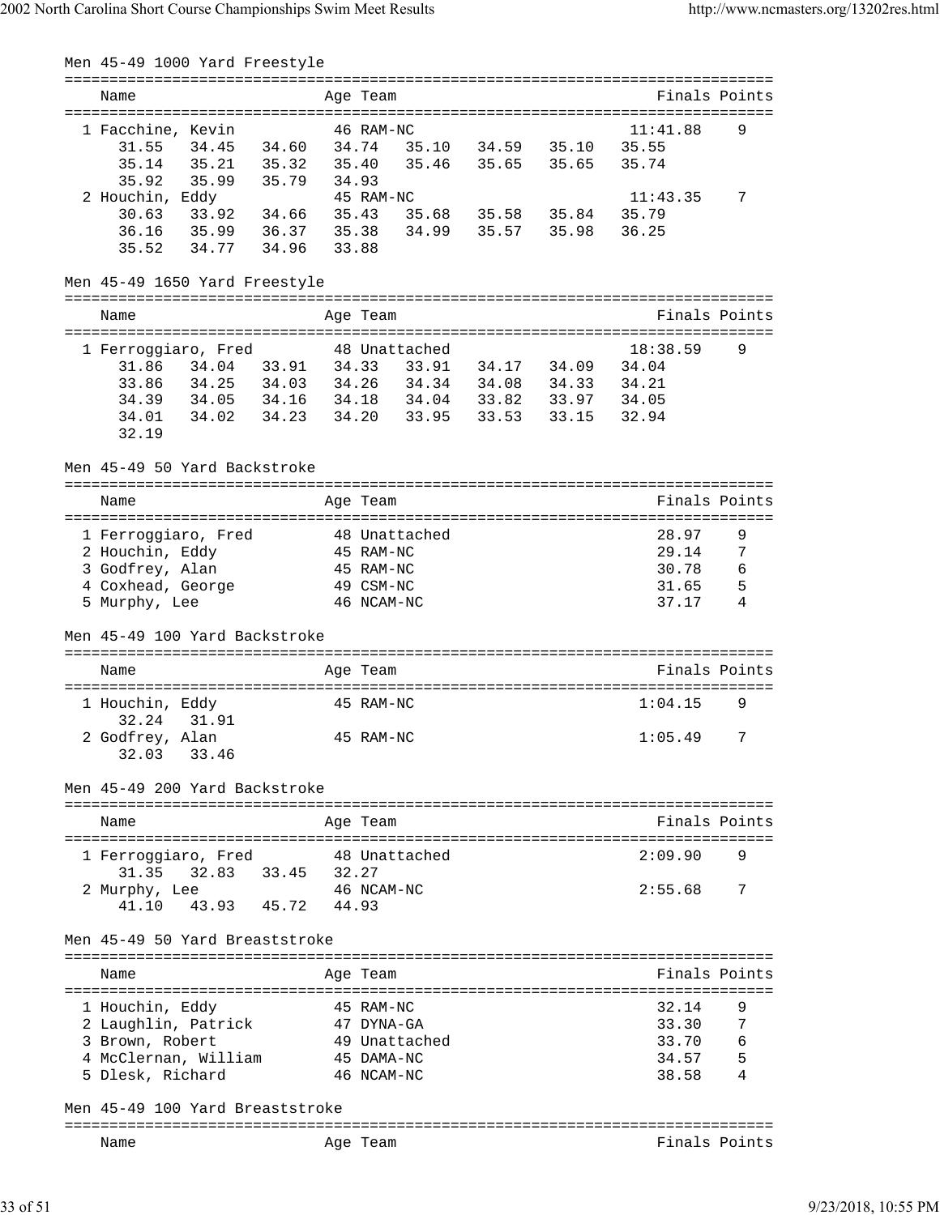## Men 45-49 1000 Yard Freestyle

```
===============================================================================
    Name                    Age Team                            Finals Points
===============================================================================
  1 Facchine, Kevin          46 RAM-NC                         11:41.88    9
     31.55   34.45   34.60   34.74   35.10   34.59   35.10   35.55
     35.14   35.21   35.32   35.40   35.46   35.65   35.65   35.74
     35.92   35.99   35.79   34.93
  2 Houchin, Eddy            45 RAM-NC                         11:43.35    7
     30.63   33.92   34.66   35.43   35.68   35.58   35.84   35.79
     36.16   35.99   36.37   35.38   34.99   35.57   35.98   36.25
     35.52   34.77   34.96   33.88
```

## Men 45-49 1650 Yard Freestyle

```
===============================================================================
    Name                    Age Team                            Finals Points
===============================================================================
  1 Ferroggiaro, Fred        48 Unattached                     18:38.59    9
     31.86   34.04   33.91   34.33   33.91   34.17   34.09   34.04
     33.86   34.25   34.03   34.26   34.34   34.08   34.33   34.21
     34.39   34.05   34.16   34.18   34.04   33.82   33.97   34.05
     34.01   34.02   34.23   34.20   33.95   33.53   33.15   32.94
     32.19
```

## Men 45-49 50 Yard Backstroke

```
===============================================================================
    Name                    Age Team                            Finals Points
===============================================================================
  1 Ferroggiaro, Fred        48 Unattached                        28.97    9
  2 Houchin, Eddy            45 RAM-NC                            29.14    7
  3 Godfrey, Alan            45 RAM-NC                            30.78    6
  4 Coxhead, George          49 CSM-NC                            31.65    5
  5 Murphy, Lee              46 NCAM-NC                           37.17    4
```

## Men 45-49 100 Yard Backstroke

```
===============================================================================
    Name                    Age Team                            Finals Points
===============================================================================
  1 Houchin, Eddy            45 RAM-NC                          1:04.15    9
     32.24   31.91
  2 Godfrey, Alan            45 RAM-NC                          1:05.49    7
     32.03   33.46
```

## Men 45-49 200 Yard Backstroke

```
===============================================================================
    Name                    Age Team                            Finals Points
===============================================================================
  1 Ferroggiaro, Fred        48 Unattached                      2:09.90    9
     31.35   32.83   33.45   32.27
  2 Murphy, Lee              46 NCAM-NC                         2:55.68    7
     41.10   43.93   45.72   44.93
```

## Men 45-49 50 Yard Breaststroke

```
===============================================================================
    Name                    Age Team                            Finals Points
===============================================================================
  1 Houchin, Eddy            45 RAM-NC                            32.14    9
  2 Laughlin, Patrick        47 DYNA-GA                           33.30    7
  3 Brown, Robert            49 Unattached                        33.70    6
  4 McClernan, William       45 DAMA-NC                           34.57    5
  5 Dlesk, Richard           46 NCAM-NC                           38.58    4
```

## Men 45-49 100 Yard Breaststroke

```
===============================================================================
    Name                    Age Team                            Finals Points
```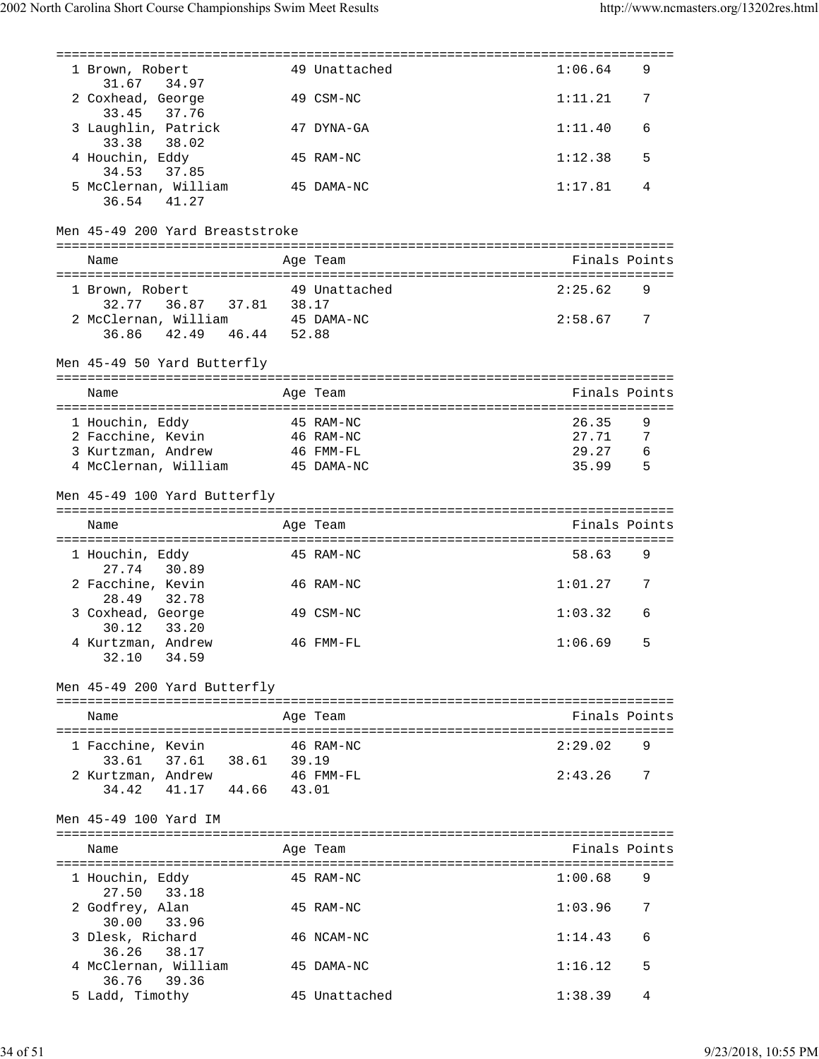| Name | Age | Team | Finals | Points |
|---|---|---|---|---|
| 1 Brown, Robert | 49 | Unattached | 1:06.64 | 9 |
| 31.67 34.97 | | | | |
| 2 Coxhead, George | 49 | CSM-NC | 1:11.21 | 7 |
| 33.45 37.76 | | | | |
| 3 Laughlin, Patrick | 47 | DYNA-GA | 1:11.40 | 6 |
| 33.38 38.02 | | | | |
| 4 Houchin, Eddy | 45 | RAM-NC | 1:12.38 | 5 |
| 34.53 37.85 | | | | |
| 5 McClernan, William | 45 | DAMA-NC | 1:17.81 | 4 |
| 36.54 41.27 | | | | |

## Men 45-49 200 Yard Breaststroke

| Name | Age | Team | Finals | Points |
|---|---|---|---|---|
| 1 Brown, Robert | 49 | Unattached | 2:25.62 | 9 |
| 32.77 36.87 37.81 38.17 | | | | |
| 2 McClernan, William | 45 | DAMA-NC | 2:58.67 | 7 |
| 36.86 42.49 46.44 52.88 | | | | |

## Men 45-49 50 Yard Butterfly

| Name | Age | Team | Finals | Points |
|---|---|---|---|---|
| 1 Houchin, Eddy | 45 | RAM-NC | 26.35 | 9 |
| 2 Facchine, Kevin | 46 | RAM-NC | 27.71 | 7 |
| 3 Kurtzman, Andrew | 46 | FMM-FL | 29.27 | 6 |
| 4 McClernan, William | 45 | DAMA-NC | 35.99 | 5 |

## Men 45-49 100 Yard Butterfly

| Name | Age | Team | Finals | Points |
|---|---|---|---|---|
| 1 Houchin, Eddy | 45 | RAM-NC | 58.63 | 9 |
| 27.74 30.89 | | | | |
| 2 Facchine, Kevin | 46 | RAM-NC | 1:01.27 | 7 |
| 28.49 32.78 | | | | |
| 3 Coxhead, George | 49 | CSM-NC | 1:03.32 | 6 |
| 30.12 33.20 | | | | |
| 4 Kurtzman, Andrew | 46 | FMM-FL | 1:06.69 | 5 |
| 32.10 34.59 | | | | |

## Men 45-49 200 Yard Butterfly

| Name | Age | Team | Finals | Points |
|---|---|---|---|---|
| 1 Facchine, Kevin | 46 | RAM-NC | 2:29.02 | 9 |
| 33.61 37.61 38.61 39.19 | | | | |
| 2 Kurtzman, Andrew | 46 | FMM-FL | 2:43.26 | 7 |
| 34.42 41.17 44.66 43.01 | | | | |

## Men 45-49 100 Yard IM

| Name | Age | Team | Finals | Points |
|---|---|---|---|---|
| 1 Houchin, Eddy | 45 | RAM-NC | 1:00.68 | 9 |
| 27.50 33.18 | | | | |
| 2 Godfrey, Alan | 45 | RAM-NC | 1:03.96 | 7 |
| 30.00 33.96 | | | | |
| 3 Dlesk, Richard | 46 | NCAM-NC | 1:14.43 | 6 |
| 36.26 38.17 | | | | |
| 4 McClernan, William | 45 | DAMA-NC | 1:16.12 | 5 |
| 36.76 39.36 | | | | |
| 5 Ladd, Timothy | 45 | Unattached | 1:38.39 | 4 |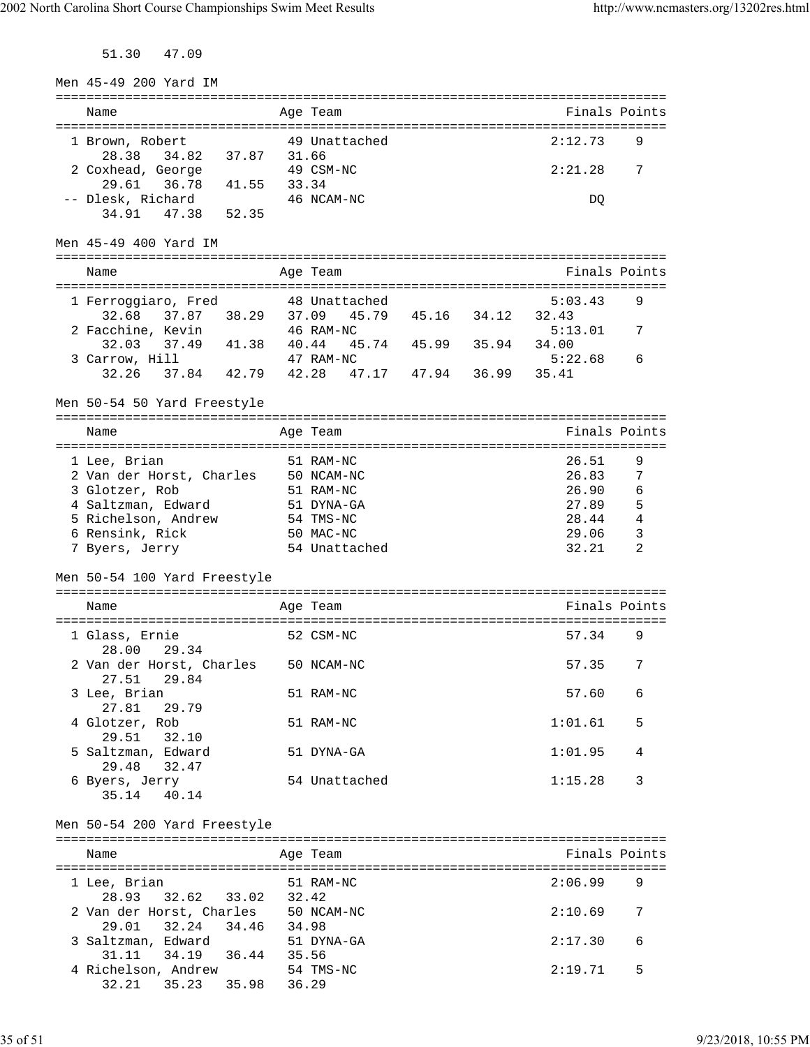51.30   47.09

## Men 45-49 200 Yard IM

| Place | Name | Age | Team | Finals | Points |
|---|---|---|---|---|---|
| 1 | Brown, Robert | 49 | Unattached | 2:12.73 | 9 |
| | 28.38   34.82   37.87   31.66 | | | | |
| 2 | Coxhead, George | 49 | CSM-NC | 2:21.28 | 7 |
| | 29.61   36.78   41.55   33.34 | | | | |
| -- | Dlesk, Richard | 46 | NCAM-NC | DQ | |
| | 34.91   47.38   52.35 | | | | |

## Men 45-49 400 Yard IM

| Place | Name | Age | Team | Finals | Points |
|---|---|---|---|---|---|
| 1 | Ferroggiaro, Fred | 48 | Unattached | 5:03.43 | 9 |
| | 32.68   37.87   38.29   37.09   45.79   45.16   34.12   32.43 | | | | |
| 2 | Facchine, Kevin | 46 | RAM-NC | 5:13.01 | 7 |
| | 32.03   37.49   41.38   40.44   45.74   45.99   35.94   34.00 | | | | |
| 3 | Carrow, Hill | 47 | RAM-NC | 5:22.68 | 6 |
| | 32.26   37.84   42.79   42.28   47.17   47.94   36.99   35.41 | | | | |

## Men 50-54 50 Yard Freestyle

| Place | Name | Age | Team | Finals | Points |
|---|---|---|---|---|---|
| 1 | Lee, Brian | 51 | RAM-NC | 26.51 | 9 |
| 2 | Van der Horst, Charles | 50 | NCAM-NC | 26.83 | 7 |
| 3 | Glotzer, Rob | 51 | RAM-NC | 26.90 | 6 |
| 4 | Saltzman, Edward | 51 | DYNA-GA | 27.89 | 5 |
| 5 | Richelson, Andrew | 54 | TMS-NC | 28.44 | 4 |
| 6 | Rensink, Rick | 50 | MAC-NC | 29.06 | 3 |
| 7 | Byers, Jerry | 54 | Unattached | 32.21 | 2 |

## Men 50-54 100 Yard Freestyle

| Place | Name | Age | Team | Finals | Points |
|---|---|---|---|---|---|
| 1 | Glass, Ernie | 52 | CSM-NC | 57.34 | 9 |
| | 28.00   29.34 | | | | |
| 2 | Van der Horst, Charles | 50 | NCAM-NC | 57.35 | 7 |
| | 27.51   29.84 | | | | |
| 3 | Lee, Brian | 51 | RAM-NC | 57.60 | 6 |
| | 27.81   29.79 | | | | |
| 4 | Glotzer, Rob | 51 | RAM-NC | 1:01.61 | 5 |
| | 29.51   32.10 | | | | |
| 5 | Saltzman, Edward | 51 | DYNA-GA | 1:01.95 | 4 |
| | 29.48   32.47 | | | | |
| 6 | Byers, Jerry | 54 | Unattached | 1:15.28 | 3 |
| | 35.14   40.14 | | | | |

## Men 50-54 200 Yard Freestyle

| Place | Name | Age | Team | Finals | Points |
|---|---|---|---|---|---|
| 1 | Lee, Brian | 51 | RAM-NC | 2:06.99 | 9 |
| | 28.93   32.62   33.02   32.42 | | | | |
| 2 | Van der Horst, Charles | 50 | NCAM-NC | 2:10.69 | 7 |
| | 29.01   32.24   34.46   34.98 | | | | |
| 3 | Saltzman, Edward | 51 | DYNA-GA | 2:17.30 | 6 |
| | 31.11   34.19   36.44   35.56 | | | | |
| 4 | Richelson, Andrew | 54 | TMS-NC | 2:19.71 | 5 |
| | 32.21   35.23   35.98   36.29 | | | | |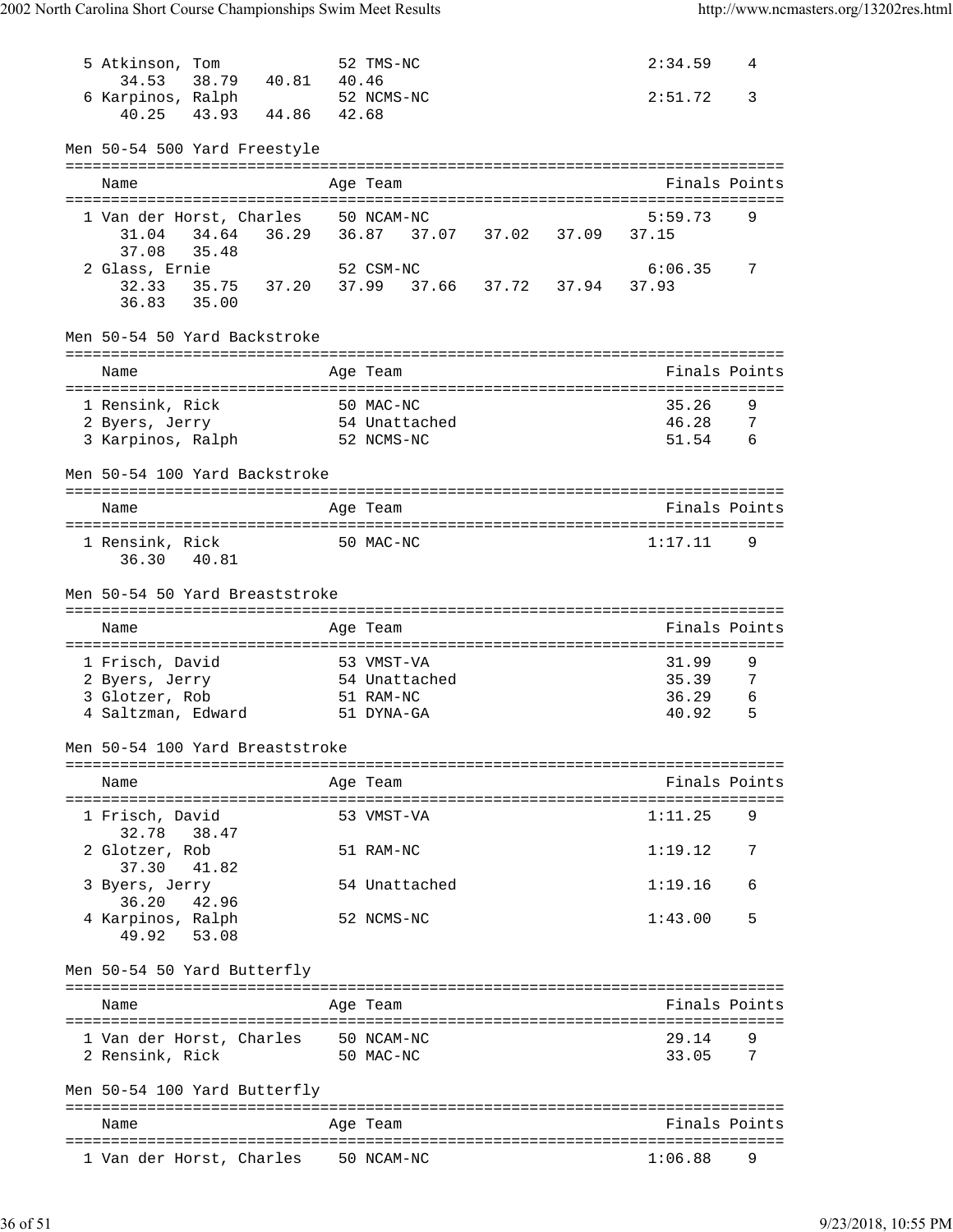```
  5 Atkinson, Tom             52 TMS-NC                        2:34.59    4
      34.53   38.79   40.81   40.46
  6 Karpinos, Ralph           52 NCMS-NC                       2:51.72    3
      40.25   43.93   44.86   42.68
```

## Men 50-54 500 Yard Freestyle

```
===============================================================================
    Name                    Age Team                            Finals Points
===============================================================================
  1 Van der Horst, Charles    50 NCAM-NC                       5:59.73    9
      31.04   34.64   36.29   36.87   37.07   37.02   37.09   37.15
      37.08   35.48
  2 Glass, Ernie              52 CSM-NC                        6:06.35    7
      32.33   35.75   37.20   37.99   37.66   37.72   37.94   37.93
      36.83   35.00
```

## Men 50-54 50 Yard Backstroke

```
===============================================================================
    Name                    Age Team                            Finals Points
===============================================================================
  1 Rensink, Rick             50 MAC-NC                          35.26    9
  2 Byers, Jerry              54 Unattached                      46.28    7
  3 Karpinos, Ralph           52 NCMS-NC                         51.54    6
```

## Men 50-54 100 Yard Backstroke

```
===============================================================================
    Name                    Age Team                            Finals Points
===============================================================================
  1 Rensink, Rick             50 MAC-NC                        1:17.11    9
      36.30   40.81
```

## Men 50-54 50 Yard Breaststroke

```
===============================================================================
    Name                    Age Team                            Finals Points
===============================================================================
  1 Frisch, David             53 VMST-VA                         31.99    9
  2 Byers, Jerry              54 Unattached                      35.39    7
  3 Glotzer, Rob              51 RAM-NC                          36.29    6
  4 Saltzman, Edward          51 DYNA-GA                         40.92    5
```

## Men 50-54 100 Yard Breaststroke

```
===============================================================================
    Name                    Age Team                            Finals Points
===============================================================================
  1 Frisch, David             53 VMST-VA                       1:11.25    9
      32.78   38.47
  2 Glotzer, Rob              51 RAM-NC                        1:19.12    7
      37.30   41.82
  3 Byers, Jerry              54 Unattached                    1:19.16    6
      36.20   42.96
  4 Karpinos, Ralph           52 NCMS-NC                       1:43.00    5
      49.92   53.08
```

## Men 50-54 50 Yard Butterfly

```
===============================================================================
    Name                    Age Team                            Finals Points
===============================================================================
  1 Van der Horst, Charles    50 NCAM-NC                         29.14    9
  2 Rensink, Rick             50 MAC-NC                          33.05    7
```

## Men 50-54 100 Yard Butterfly

```
===============================================================================
    Name                    Age Team                            Finals Points
===============================================================================
  1 Van der Horst, Charles    50 NCAM-NC                       1:06.88    9
```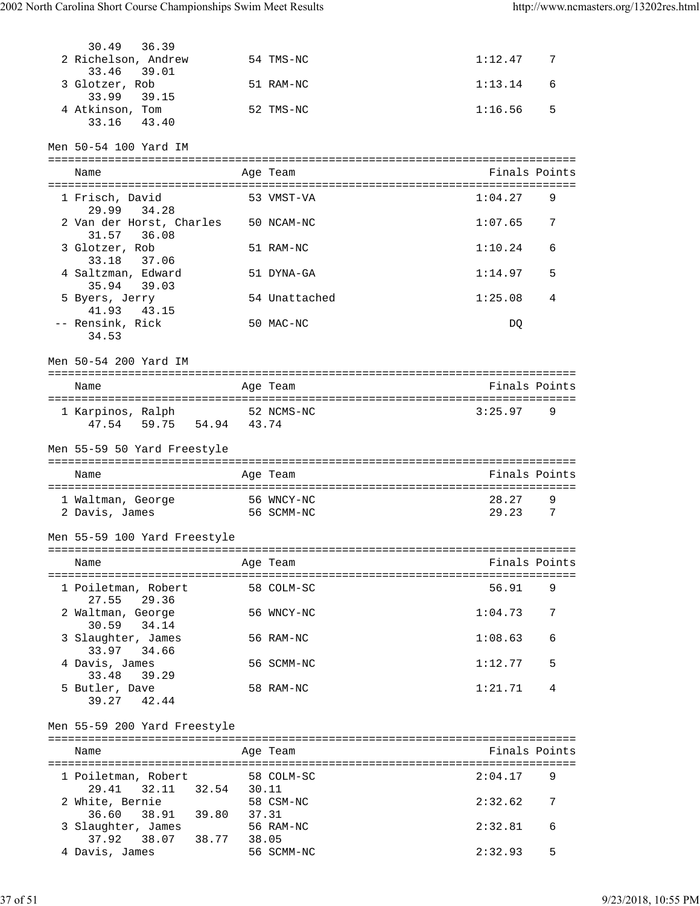| Name | Age | Team | Finals | Points |
|---|---|---|---|---|
| 30.49 36.39 | | | | |
| 2 Richelson, Andrew | 54 | TMS-NC | 1:12.47 | 7 |
| 33.46 39.01 | | | | |
| 3 Glotzer, Rob | 51 | RAM-NC | 1:13.14 | 6 |
| 33.99 39.15 | | | | |
| 4 Atkinson, Tom | 52 | TMS-NC | 1:16.56 | 5 |
| 33.16 43.40 | | | | |

### Men 50-54 100 Yard IM

| Name | Age | Team | Finals | Points |
|---|---|---|---|---|
| 1 Frisch, David | 53 | VMST-VA | 1:04.27 | 9 |
| 29.99 34.28 | | | | |
| 2 Van der Horst, Charles | 50 | NCAM-NC | 1:07.65 | 7 |
| 31.57 36.08 | | | | |
| 3 Glotzer, Rob | 51 | RAM-NC | 1:10.24 | 6 |
| 33.18 37.06 | | | | |
| 4 Saltzman, Edward | 51 | DYNA-GA | 1:14.97 | 5 |
| 35.94 39.03 | | | | |
| 5 Byers, Jerry | 54 | Unattached | 1:25.08 | 4 |
| 41.93 43.15 | | | | |
| -- Rensink, Rick | 50 | MAC-NC | DQ | |
| 34.53 | | | | |

### Men 50-54 200 Yard IM

| Name | Age | Team | Finals | Points |
|---|---|---|---|---|
| 1 Karpinos, Ralph | 52 | NCMS-NC | 3:25.97 | 9 |
| 47.54 59.75 54.94 43.74 | | | | |

### Men 55-59 50 Yard Freestyle

| Name | Age | Team | Finals | Points |
|---|---|---|---|---|
| 1 Waltman, George | 56 | WNCY-NC | 28.27 | 9 |
| 2 Davis, James | 56 | SCMM-NC | 29.23 | 7 |

### Men 55-59 100 Yard Freestyle

| Name | Age | Team | Finals | Points |
|---|---|---|---|---|
| 1 Poiletman, Robert | 58 | COLM-SC | 56.91 | 9 |
| 27.55 29.36 | | | | |
| 2 Waltman, George | 56 | WNCY-NC | 1:04.73 | 7 |
| 30.59 34.14 | | | | |
| 3 Slaughter, James | 56 | RAM-NC | 1:08.63 | 6 |
| 33.97 34.66 | | | | |
| 4 Davis, James | 56 | SCMM-NC | 1:12.77 | 5 |
| 33.48 39.29 | | | | |
| 5 Butler, Dave | 58 | RAM-NC | 1:21.71 | 4 |
| 39.27 42.44 | | | | |

### Men 55-59 200 Yard Freestyle

| Name | Age | Team | Finals | Points |
|---|---|---|---|---|
| 1 Poiletman, Robert | 58 | COLM-SC | 2:04.17 | 9 |
| 29.41 32.11 32.54 30.11 | | | | |
| 2 White, Bernie | 58 | CSM-NC | 2:32.62 | 7 |
| 36.60 38.91 39.80 37.31 | | | | |
| 3 Slaughter, James | 56 | RAM-NC | 2:32.81 | 6 |
| 37.92 38.07 38.77 38.05 | | | | |
| 4 Davis, James | 56 | SCMM-NC | 2:32.93 | 5 |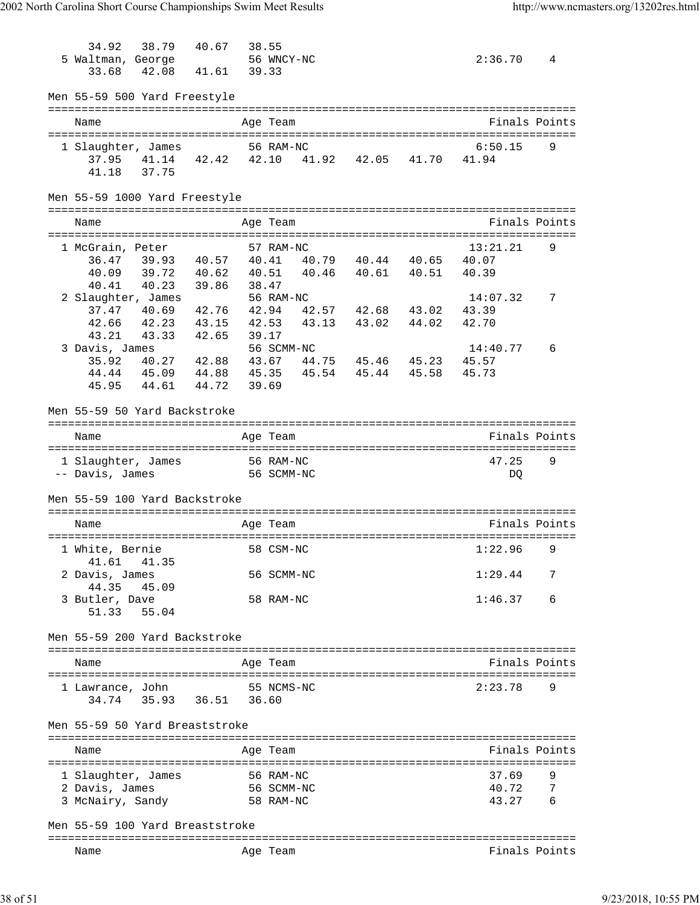34.92 38.79 40.67 38.55

| | Name | Age | Team | Finals | Points |
|---|---|---|---|---|---|
| 5 | Waltman, George | 56 | WNCY-NC | 2:36.70 | 4 |

33.68 42.08 41.61 39.33

## Men 55-59 500 Yard Freestyle

| | Name | Age | Team | Finals | Points |
|---|---|---|---|---|---|
| 1 | Slaughter, James | 56 | RAM-NC | 6:50.15 | 9 |

37.95 41.14 42.42 42.10 41.92 42.05 41.70 41.94
41.18 37.75

## Men 55-59 1000 Yard Freestyle

| | Name | Age | Team | Finals | Points |
|---|---|---|---|---|---|
| 1 | McGrain, Peter | 57 | RAM-NC | 13:21.21 | 9 |
| 2 | Slaughter, James | 56 | RAM-NC | 14:07.32 | 7 |
| 3 | Davis, James | 56 | SCMM-NC | 14:40.77 | 6 |

McGrain, Peter splits:
36.47 39.93 40.57 40.41 40.79 40.44 40.65 40.07
40.09 39.72 40.62 40.51 40.46 40.61 40.51 40.39
40.41 40.23 39.86 38.47

Slaughter, James splits:
37.47 40.69 42.76 42.94 42.57 42.68 43.02 43.39
42.66 42.23 43.15 42.53 43.13 43.02 44.02 42.70
43.21 43.33 42.65 39.17

Davis, James splits:
35.92 40.27 42.88 43.67 44.75 45.46 45.23 45.57
44.44 45.09 44.88 45.35 45.54 45.44 45.58 45.73
45.95 44.61 44.72 39.69

## Men 55-59 50 Yard Backstroke

| | Name | Age | Team | Finals | Points |
|---|---|---|---|---|---|
| 1 | Slaughter, James | 56 | RAM-NC | 47.25 | 9 |
| -- | Davis, James | 56 | SCMM-NC | DQ | |

## Men 55-59 100 Yard Backstroke

| | Name | Age | Team | Finals | Points |
|---|---|---|---|---|---|
| 1 | White, Bernie | 58 | CSM-NC | 1:22.96 | 9 |
| | 41.61 41.35 | | | | |
| 2 | Davis, James | 56 | SCMM-NC | 1:29.44 | 7 |
| | 44.35 45.09 | | | | |
| 3 | Butler, Dave | 58 | RAM-NC | 1:46.37 | 6 |
| | 51.33 55.04 | | | | |

## Men 55-59 200 Yard Backstroke

| | Name | Age | Team | Finals | Points |
|---|---|---|---|---|---|
| 1 | Lawrance, John | 55 | NCMS-NC | 2:23.78 | 9 |
| | 34.74 35.93 36.51 36.60 | | | | |

## Men 55-59 50 Yard Breaststroke

| | Name | Age | Team | Finals | Points |
|---|---|---|---|---|---|
| 1 | Slaughter, James | 56 | RAM-NC | 37.69 | 9 |
| 2 | Davis, James | 56 | SCMM-NC | 40.72 | 7 |
| 3 | McNairy, Sandy | 58 | RAM-NC | 43.27 | 6 |

## Men 55-59 100 Yard Breaststroke

| Name | Age | Team | Finals | Points |
|---|---|---|---|---|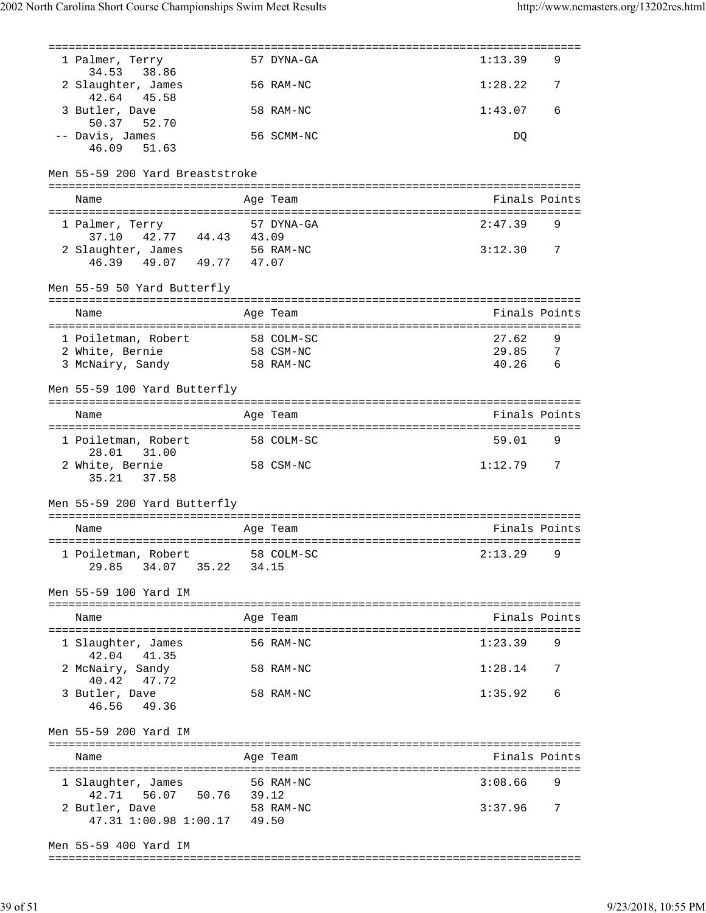| Place | Name | Age | Team | Finals | Points |
|---|---|---|---|---|---|
| 1 | Palmer, Terry | 57 | DYNA-GA | 1:13.39 | 9 |
| | 34.53 38.86 | | | | |
| 2 | Slaughter, James | 56 | RAM-NC | 1:28.22 | 7 |
| | 42.64 45.58 | | | | |
| 3 | Butler, Dave | 58 | RAM-NC | 1:43.07 | 6 |
| | 50.37 52.70 | | | | |
| -- | Davis, James | 56 | SCMM-NC | DQ | |
| | 46.09 51.63 | | | | |

## Men 55-59 200 Yard Breaststroke

| Place | Name | Age | Team | Finals | Points |
|---|---|---|---|---|---|
| 1 | Palmer, Terry | 57 | DYNA-GA | 2:47.39 | 9 |
| | 37.10 42.77 44.43 43.09 | | | | |
| 2 | Slaughter, James | 56 | RAM-NC | 3:12.30 | 7 |
| | 46.39 49.07 49.77 47.07 | | | | |

## Men 55-59 50 Yard Butterfly

| Place | Name | Age | Team | Finals | Points |
|---|---|---|---|---|---|
| 1 | Poiletman, Robert | 58 | COLM-SC | 27.62 | 9 |
| 2 | White, Bernie | 58 | CSM-NC | 29.85 | 7 |
| 3 | McNairy, Sandy | 58 | RAM-NC | 40.26 | 6 |

## Men 55-59 100 Yard Butterfly

| Place | Name | Age | Team | Finals | Points |
|---|---|---|---|---|---|
| 1 | Poiletman, Robert | 58 | COLM-SC | 59.01 | 9 |
| | 28.01 31.00 | | | | |
| 2 | White, Bernie | 58 | CSM-NC | 1:12.79 | 7 |
| | 35.21 37.58 | | | | |

## Men 55-59 200 Yard Butterfly

| Place | Name | Age | Team | Finals | Points |
|---|---|---|---|---|---|
| 1 | Poiletman, Robert | 58 | COLM-SC | 2:13.29 | 9 |
| | 29.85 34.07 35.22 34.15 | | | | |

## Men 55-59 100 Yard IM

| Place | Name | Age | Team | Finals | Points |
|---|---|---|---|---|---|
| 1 | Slaughter, James | 56 | RAM-NC | 1:23.39 | 9 |
| | 42.04 41.35 | | | | |
| 2 | McNairy, Sandy | 58 | RAM-NC | 1:28.14 | 7 |
| | 40.42 47.72 | | | | |
| 3 | Butler, Dave | 58 | RAM-NC | 1:35.92 | 6 |
| | 46.56 49.36 | | | | |

## Men 55-59 200 Yard IM

| Place | Name | Age | Team | Finals | Points |
|---|---|---|---|---|---|
| 1 | Slaughter, James | 56 | RAM-NC | 3:08.66 | 9 |
| | 42.71 56.07 50.76 39.12 | | | | |
| 2 | Butler, Dave | 58 | RAM-NC | 3:37.96 | 7 |
| | 47.31 1:00.98 1:00.17 49.50 | | | | |

## Men 55-59 400 Yard IM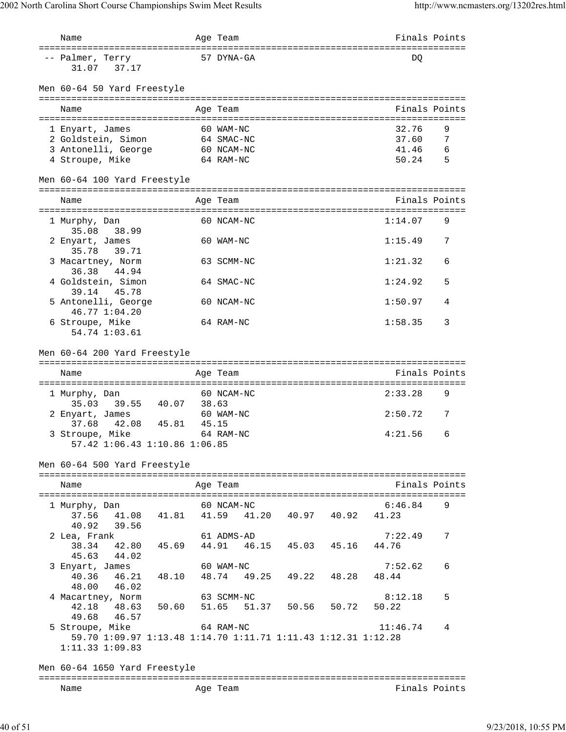| Name | Age | Team | Finals | Points |
|---|---|---|---|---|
| -- Palmer, Terry | 57 | DYNA-GA | DQ | |
| 31.07 37.17 | | | | |

Men 60-64 50 Yard Freestyle

| Name | Age | Team | Finals | Points |
|---|---|---|---|---|
| 1 Enyart, James | 60 | WAM-NC | 32.76 | 9 |
| 2 Goldstein, Simon | 64 | SMAC-NC | 37.60 | 7 |
| 3 Antonelli, George | 60 | NCAM-NC | 41.46 | 6 |
| 4 Stroupe, Mike | 64 | RAM-NC | 50.24 | 5 |

Men 60-64 100 Yard Freestyle

| Name | Age | Team | Finals | Points |
|---|---|---|---|---|
| 1 Murphy, Dan | 60 | NCAM-NC | 1:14.07 | 9 |
| 35.08 38.99 | | | | |
| 2 Enyart, James | 60 | WAM-NC | 1:15.49 | 7 |
| 35.78 39.71 | | | | |
| 3 Macartney, Norm | 63 | SCMM-NC | 1:21.32 | 6 |
| 36.38 44.94 | | | | |
| 4 Goldstein, Simon | 64 | SMAC-NC | 1:24.92 | 5 |
| 39.14 45.78 | | | | |
| 5 Antonelli, George | 60 | NCAM-NC | 1:50.97 | 4 |
| 46.77 1:04.20 | | | | |
| 6 Stroupe, Mike | 64 | RAM-NC | 1:58.35 | 3 |
| 54.74 1:03.61 | | | | |

Men 60-64 200 Yard Freestyle

| Name | Age | Team | Finals | Points |
|---|---|---|---|---|
| 1 Murphy, Dan | 60 | NCAM-NC | 2:33.28 | 9 |
| 35.03 39.55 40.07 38.63 | | | | |
| 2 Enyart, James | 60 | WAM-NC | 2:50.72 | 7 |
| 37.68 42.08 45.81 45.15 | | | | |
| 3 Stroupe, Mike | 64 | RAM-NC | 4:21.56 | 6 |
| 57.42 1:06.43 1:10.86 1:06.85 | | | | |

Men 60-64 500 Yard Freestyle

| Name | Age | Team | Finals | Points |
|---|---|---|---|---|
| 1 Murphy, Dan | 60 | NCAM-NC | 6:46.84 | 9 |
| 37.56 41.08 41.81 41.59 41.20 40.97 40.92 41.23 40.92 39.56 | | | | |
| 2 Lea, Frank | 61 | ADMS-AD | 7:22.49 | 7 |
| 38.34 42.80 45.69 44.91 46.15 45.03 45.16 44.76 45.63 44.02 | | | | |
| 3 Enyart, James | 60 | WAM-NC | 7:52.62 | 6 |
| 40.36 46.21 48.10 48.74 49.25 49.22 48.28 48.44 48.00 46.02 | | | | |
| 4 Macartney, Norm | 63 | SCMM-NC | 8:12.18 | 5 |
| 42.18 48.63 50.60 51.65 51.37 50.56 50.72 50.22 49.68 46.57 | | | | |
| 5 Stroupe, Mike | 64 | RAM-NC | 11:46.74 | 4 |
| 59.70 1:09.97 1:13.48 1:14.70 1:11.71 1:11.43 1:12.31 1:12.28 1:11.33 1:09.83 | | | | |

Men 60-64 1650 Yard Freestyle

| Name | Age | Team | Finals | Points |
|---|---|---|---|---|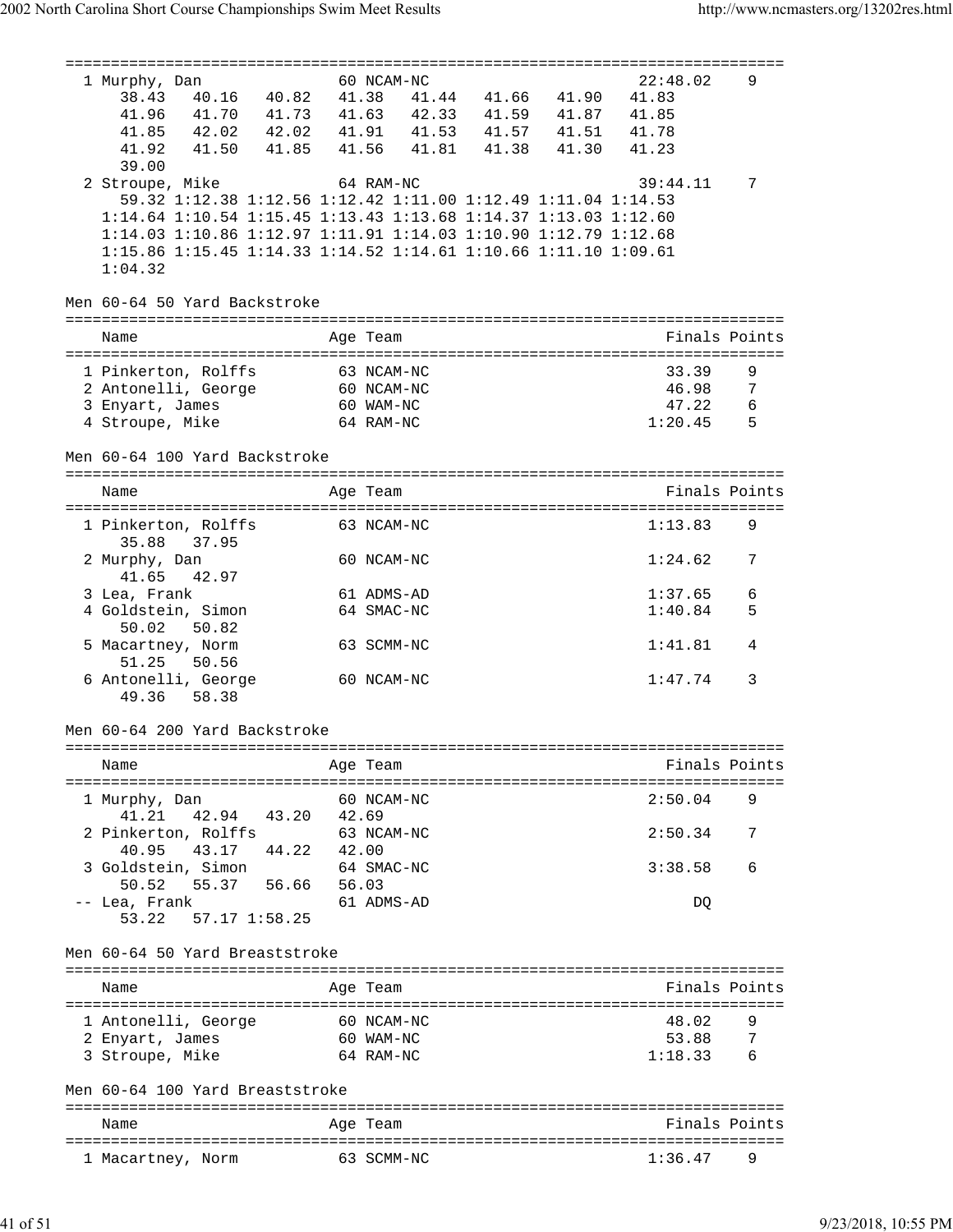```
===============================================================================
  1 Murphy, Dan               60 NCAM-NC                      22:48.02    9
     38.43   40.16   40.82   41.38   41.44   41.66   41.90   41.83
     41.96   41.70   41.73   41.63   42.33   41.59   41.87   41.85
     41.85   42.02   42.02   41.91   41.53   41.57   41.51   41.78
     41.92   41.50   41.85   41.56   41.81   41.38   41.30   41.23
     39.00
  2 Stroupe, Mike             64 RAM-NC                       39:44.11    7
     59.32 1:12.38 1:12.56 1:12.42 1:11.00 1:12.49 1:11.04 1:14.53
   1:14.64 1:10.54 1:15.45 1:13.43 1:13.68 1:14.37 1:13.03 1:12.60
   1:14.03 1:10.86 1:12.97 1:11.91 1:14.03 1:10.90 1:12.79 1:12.68
   1:15.86 1:15.45 1:14.33 1:14.52 1:14.61 1:10.66 1:11.10 1:09.61
   1:04.32
```

Men 60-64 50 Yard Backstroke

```
===============================================================================
    Name                    Age Team                            Finals Points
===============================================================================
  1 Pinkerton, Rolffs         63 NCAM-NC                         33.39    9
  2 Antonelli, George         60 NCAM-NC                         46.98    7
  3 Enyart, James             60 WAM-NC                          47.22    6
  4 Stroupe, Mike             64 RAM-NC                        1:20.45    5
```

Men 60-64 100 Yard Backstroke

```
===============================================================================
    Name                    Age Team                            Finals Points
===============================================================================
  1 Pinkerton, Rolffs         63 NCAM-NC                       1:13.83    9
     35.88   37.95
  2 Murphy, Dan               60 NCAM-NC                       1:24.62    7
     41.65   42.97
  3 Lea, Frank                61 ADMS-AD                       1:37.65    6
  4 Goldstein, Simon          64 SMAC-NC                       1:40.84    5
     50.02   50.82
  5 Macartney, Norm           63 SCMM-NC                       1:41.81    4
     51.25   50.56
  6 Antonelli, George         60 NCAM-NC                       1:47.74    3
     49.36   58.38
```

Men 60-64 200 Yard Backstroke

```
===============================================================================
    Name                    Age Team                            Finals Points
===============================================================================
  1 Murphy, Dan               60 NCAM-NC                       2:50.04    9
     41.21   42.94   43.20   42.69
  2 Pinkerton, Rolffs         63 NCAM-NC                       2:50.34    7
     40.95   43.17   44.22   42.00
  3 Goldstein, Simon          64 SMAC-NC                       3:38.58    6
     50.52   55.37   56.66   56.03
 -- Lea, Frank                61 ADMS-AD                            DQ
     53.22   57.17 1:58.25
```

Men 60-64 50 Yard Breaststroke

```
===============================================================================
    Name                    Age Team                            Finals Points
===============================================================================
  1 Antonelli, George         60 NCAM-NC                         48.02    9
  2 Enyart, James             60 WAM-NC                          53.88    7
  3 Stroupe, Mike             64 RAM-NC                        1:18.33    6
```

Men 60-64 100 Yard Breaststroke

```
===============================================================================
    Name                    Age Team                            Finals Points
===============================================================================
  1 Macartney, Norm           63 SCMM-NC                       1:36.47    9
```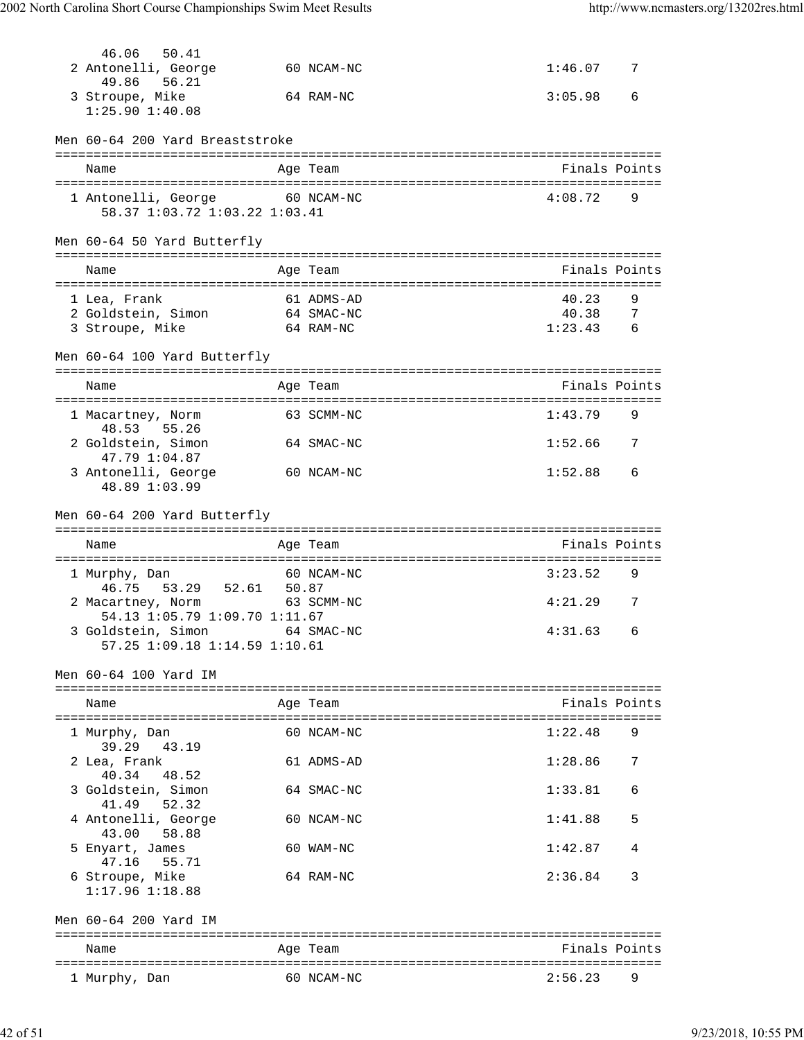46.06 50.41

| Name | Age | Team | Finals | Points |
|---|---|---|---|---|
| 2 Antonelli, George | 60 | NCAM-NC | 1:46.07 | 7 |
| 49.86 56.21 | | | | |
| 3 Stroupe, Mike | 64 | RAM-NC | 3:05.98 | 6 |
| 1:25.90 1:40.08 | | | | |

## Men 60-64 200 Yard Breaststroke

| Name | Age | Team | Finals | Points |
|---|---|---|---|---|
| 1 Antonelli, George | 60 | NCAM-NC | 4:08.72 | 9 |
| 58.37 1:03.72 1:03.22 1:03.41 | | | | |

## Men 60-64 50 Yard Butterfly

| Name | Age | Team | Finals | Points |
|---|---|---|---|---|
| 1 Lea, Frank | 61 | ADMS-AD | 40.23 | 9 |
| 2 Goldstein, Simon | 64 | SMAC-NC | 40.38 | 7 |
| 3 Stroupe, Mike | 64 | RAM-NC | 1:23.43 | 6 |

## Men 60-64 100 Yard Butterfly

| Name | Age | Team | Finals | Points |
|---|---|---|---|---|
| 1 Macartney, Norm | 63 | SCMM-NC | 1:43.79 | 9 |
| 48.53 55.26 | | | | |
| 2 Goldstein, Simon | 64 | SMAC-NC | 1:52.66 | 7 |
| 47.79 1:04.87 | | | | |
| 3 Antonelli, George | 60 | NCAM-NC | 1:52.88 | 6 |
| 48.89 1:03.99 | | | | |

## Men 60-64 200 Yard Butterfly

| Name | Age | Team | Finals | Points |
|---|---|---|---|---|
| 1 Murphy, Dan | 60 | NCAM-NC | 3:23.52 | 9 |
| 46.75 53.29 52.61 50.87 | | | | |
| 2 Macartney, Norm | 63 | SCMM-NC | 4:21.29 | 7 |
| 54.13 1:05.79 1:09.70 1:11.67 | | | | |
| 3 Goldstein, Simon | 64 | SMAC-NC | 4:31.63 | 6 |
| 57.25 1:09.18 1:14.59 1:10.61 | | | | |

## Men 60-64 100 Yard IM

| Name | Age | Team | Finals | Points |
|---|---|---|---|---|
| 1 Murphy, Dan | 60 | NCAM-NC | 1:22.48 | 9 |
| 39.29 43.19 | | | | |
| 2 Lea, Frank | 61 | ADMS-AD | 1:28.86 | 7 |
| 40.34 48.52 | | | | |
| 3 Goldstein, Simon | 64 | SMAC-NC | 1:33.81 | 6 |
| 41.49 52.32 | | | | |
| 4 Antonelli, George | 60 | NCAM-NC | 1:41.88 | 5 |
| 43.00 58.88 | | | | |
| 5 Enyart, James | 60 | WAM-NC | 1:42.87 | 4 |
| 47.16 55.71 | | | | |
| 6 Stroupe, Mike | 64 | RAM-NC | 2:36.84 | 3 |
| 1:17.96 1:18.88 | | | | |

## Men 60-64 200 Yard IM

| Name | Age | Team | Finals | Points |
|---|---|---|---|---|
| 1 Murphy, Dan | 60 | NCAM-NC | 2:56.23 | 9 |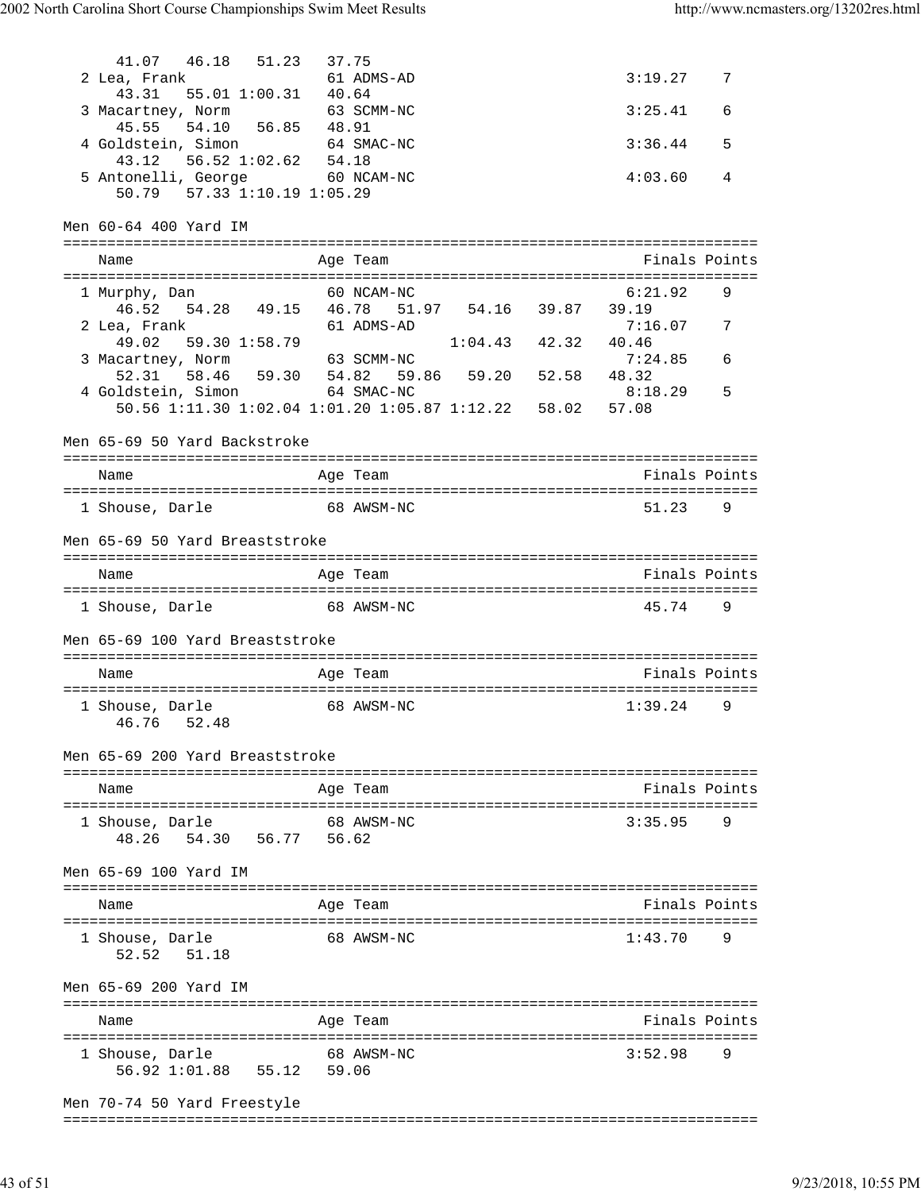```
     41.07   46.18   51.23   37.75
  2 Lea, Frank               61 ADMS-AD                      3:19.27    7
     43.31   55.01 1:00.31   40.64
  3 Macartney, Norm          63 SCMM-NC                      3:25.41    6
     45.55   54.10   56.85   48.91
  4 Goldstein, Simon         64 SMAC-NC                      3:36.44    5
     43.12   56.52 1:02.62   54.18
  5 Antonelli, George        60 NCAM-NC                      4:03.60    4
     50.79   57.33 1:10.19 1:05.29
```

Men 60-64 400 Yard IM

```
===============================================================================
    Name                    Age Team                              Finals Points
===============================================================================
  1 Murphy, Dan              60 NCAM-NC                      6:21.92    9
     46.52   54.28   49.15   46.78   51.97   54.16   39.87   39.19
  2 Lea, Frank               61 ADMS-AD                      7:16.07    7
     49.02   59.30 1:58.79                 1:04.43   42.32   40.46
  3 Macartney, Norm          63 SCMM-NC                      7:24.85    6
     52.31   58.46   59.30   54.82   59.86   59.20   52.58   48.32
  4 Goldstein, Simon         64 SMAC-NC                      8:18.29    5
     50.56 1:11.30 1:02.04 1:01.20 1:05.87 1:12.22   58.02   57.08
```

Men 65-69 50 Yard Backstroke

```
===============================================================================
    Name                    Age Team                              Finals Points
===============================================================================
  1 Shouse, Darle            68 AWSM-NC                        51.23    9
```

Men 65-69 50 Yard Breaststroke

```
===============================================================================
    Name                    Age Team                              Finals Points
===============================================================================
  1 Shouse, Darle            68 AWSM-NC                        45.74    9
```

Men 65-69 100 Yard Breaststroke

```
===============================================================================
    Name                    Age Team                              Finals Points
===============================================================================
  1 Shouse, Darle            68 AWSM-NC                      1:39.24    9
     46.76   52.48
```

Men 65-69 200 Yard Breaststroke

```
===============================================================================
    Name                    Age Team                              Finals Points
===============================================================================
  1 Shouse, Darle            68 AWSM-NC                      3:35.95    9
     48.26   54.30   56.77   56.62
```

Men 65-69 100 Yard IM

```
===============================================================================
    Name                    Age Team                              Finals Points
===============================================================================
  1 Shouse, Darle            68 AWSM-NC                      1:43.70    9
     52.52   51.18
```

Men 65-69 200 Yard IM

```
===============================================================================
    Name                    Age Team                              Finals Points
===============================================================================
  1 Shouse, Darle            68 AWSM-NC                      3:52.98    9
     56.92 1:01.88   55.12   59.06
```

Men 70-74 50 Yard Freestyle

```
===============================================================================
```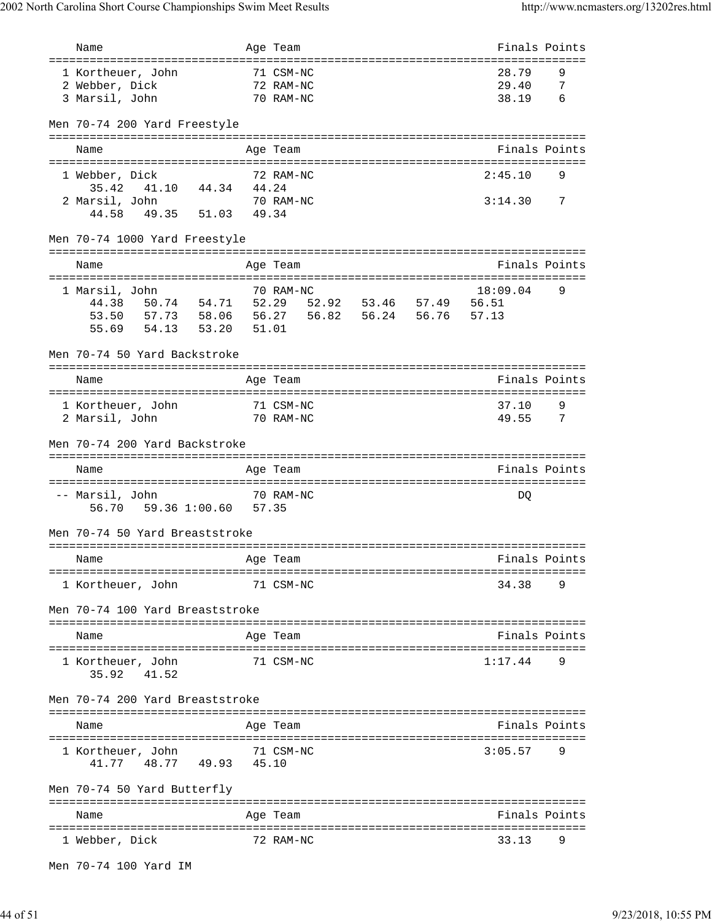| Name | Age | Team | Finals | Points |
|---|---|---|---|---|
| 1 Kortheuer, John | 71 | CSM-NC | 28.79 | 9 |
| 2 Webber, Dick | 72 | RAM-NC | 29.40 | 7 |
| 3 Marsil, John | 70 | RAM-NC | 38.19 | 6 |

## Men 70-74 200 Yard Freestyle

| Name | Age | Team | Finals | Points |
|---|---|---|---|---|
| 1 Webber, Dick | 72 | RAM-NC | 2:45.10 | 9 |
| 35.42   41.10   44.34   44.24 | | | | |
| 2 Marsil, John | 70 | RAM-NC | 3:14.30 | 7 |
| 44.58   49.35   51.03   49.34 | | | | |

## Men 70-74 1000 Yard Freestyle

| Name | Age | Team | Finals | Points |
|---|---|---|---|---|
| 1 Marsil, John | 70 | RAM-NC | 18:09.04 | 9 |
| 44.38   50.74   54.71   52.29   52.92   53.46   57.49   56.51 | | | | |
| 53.50   57.73   58.06   56.27   56.82   56.24   56.76   57.13 | | | | |
| 55.69   54.13   53.20   51.01 | | | | |

## Men 70-74 50 Yard Backstroke

| Name | Age | Team | Finals | Points |
|---|---|---|---|---|
| 1 Kortheuer, John | 71 | CSM-NC | 37.10 | 9 |
| 2 Marsil, John | 70 | RAM-NC | 49.55 | 7 |

## Men 70-74 200 Yard Backstroke

| Name | Age | Team | Finals | Points |
|---|---|---|---|---|
| -- Marsil, John | 70 | RAM-NC | DQ | |
| 56.70   59.36 1:00.60   57.35 | | | | |

## Men 70-74 50 Yard Breaststroke

| Name | Age | Team | Finals | Points |
|---|---|---|---|---|
| 1 Kortheuer, John | 71 | CSM-NC | 34.38 | 9 |

## Men 70-74 100 Yard Breaststroke

| Name | Age | Team | Finals | Points |
|---|---|---|---|---|
| 1 Kortheuer, John | 71 | CSM-NC | 1:17.44 | 9 |
| 35.92   41.52 | | | | |

## Men 70-74 200 Yard Breaststroke

| Name | Age | Team | Finals | Points |
|---|---|---|---|---|
| 1 Kortheuer, John | 71 | CSM-NC | 3:05.57 | 9 |
| 41.77   48.77   49.93   45.10 | | | | |

## Men 70-74 50 Yard Butterfly

| Name | Age | Team | Finals | Points |
|---|---|---|---|---|
| 1 Webber, Dick | 72 | RAM-NC | 33.13 | 9 |

## Men 70-74 100 Yard IM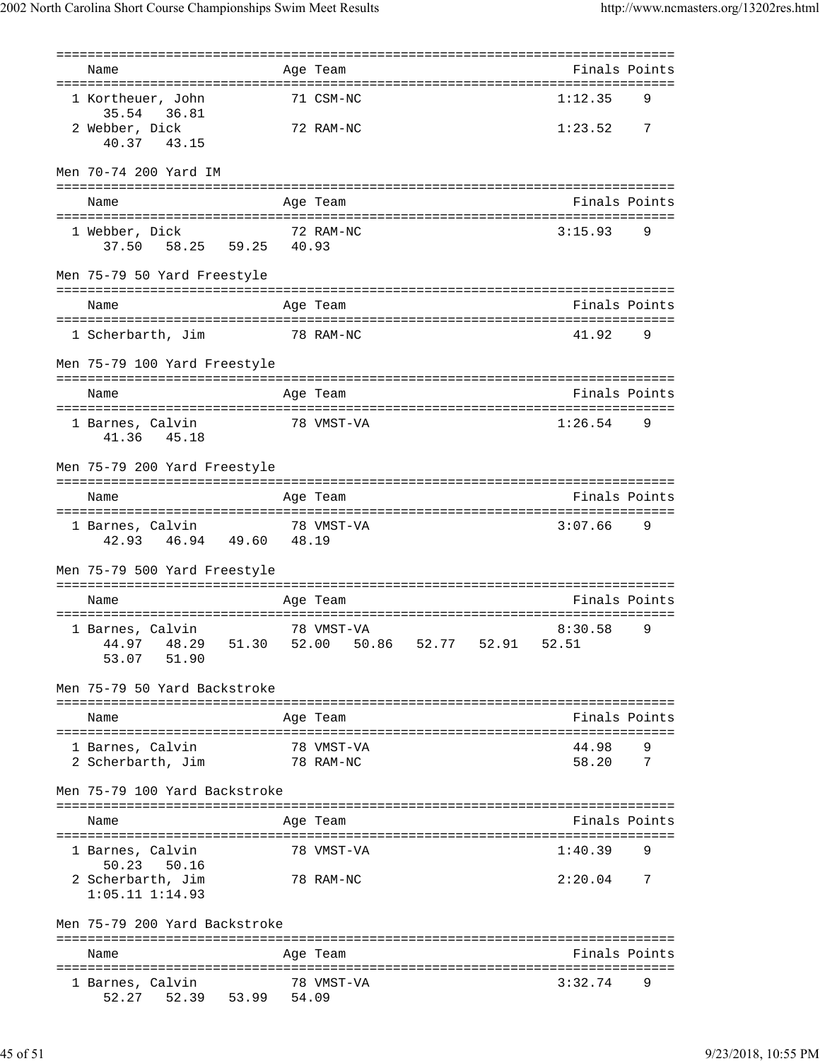| Name | Age | Team | Finals | Points |
|---|---|---|---|---|
| 1 Kortheuer, John | 71 | CSM-NC | 1:12.35 | 9 |
| 35.54   36.81 | | | | |
| 2 Webber, Dick | 72 | RAM-NC | 1:23.52 | 7 |
| 40.37   43.15 | | | | |

Men 70-74 200 Yard IM

| Name | Age | Team | Finals | Points |
|---|---|---|---|---|
| 1 Webber, Dick | 72 | RAM-NC | 3:15.93 | 9 |
| 37.50   58.25   59.25   40.93 | | | | |

Men 75-79 50 Yard Freestyle

| Name | Age | Team | Finals | Points |
|---|---|---|---|---|
| 1 Scherbarth, Jim | 78 | RAM-NC | 41.92 | 9 |

Men 75-79 100 Yard Freestyle

| Name | Age | Team | Finals | Points |
|---|---|---|---|---|
| 1 Barnes, Calvin | 78 | VMST-VA | 1:26.54 | 9 |
| 41.36   45.18 | | | | |

Men 75-79 200 Yard Freestyle

| Name | Age | Team | Finals | Points |
|---|---|---|---|---|
| 1 Barnes, Calvin | 78 | VMST-VA | 3:07.66 | 9 |
| 42.93   46.94   49.60   48.19 | | | | |

Men 75-79 500 Yard Freestyle

| Name | Age | Team | Finals | Points |
|---|---|---|---|---|
| 1 Barnes, Calvin | 78 | VMST-VA | 8:30.58 | 9 |
| 44.97   48.29   51.30   52.00   50.86   52.77   52.91   52.51 | | | | |
| 53.07   51.90 | | | | |

Men 75-79 50 Yard Backstroke

| Name | Age | Team | Finals | Points |
|---|---|---|---|---|
| 1 Barnes, Calvin | 78 | VMST-VA | 44.98 | 9 |
| 2 Scherbarth, Jim | 78 | RAM-NC | 58.20 | 7 |

Men 75-79 100 Yard Backstroke

| Name | Age | Team | Finals | Points |
|---|---|---|---|---|
| 1 Barnes, Calvin | 78 | VMST-VA | 1:40.39 | 9 |
| 50.23   50.16 | | | | |
| 2 Scherbarth, Jim | 78 | RAM-NC | 2:20.04 | 7 |
| 1:05.11 1:14.93 | | | | |

Men 75-79 200 Yard Backstroke

| Name | Age | Team | Finals | Points |
|---|---|---|---|---|
| 1 Barnes, Calvin | 78 | VMST-VA | 3:32.74 | 9 |
| 52.27   52.39   53.99   54.09 | | | | |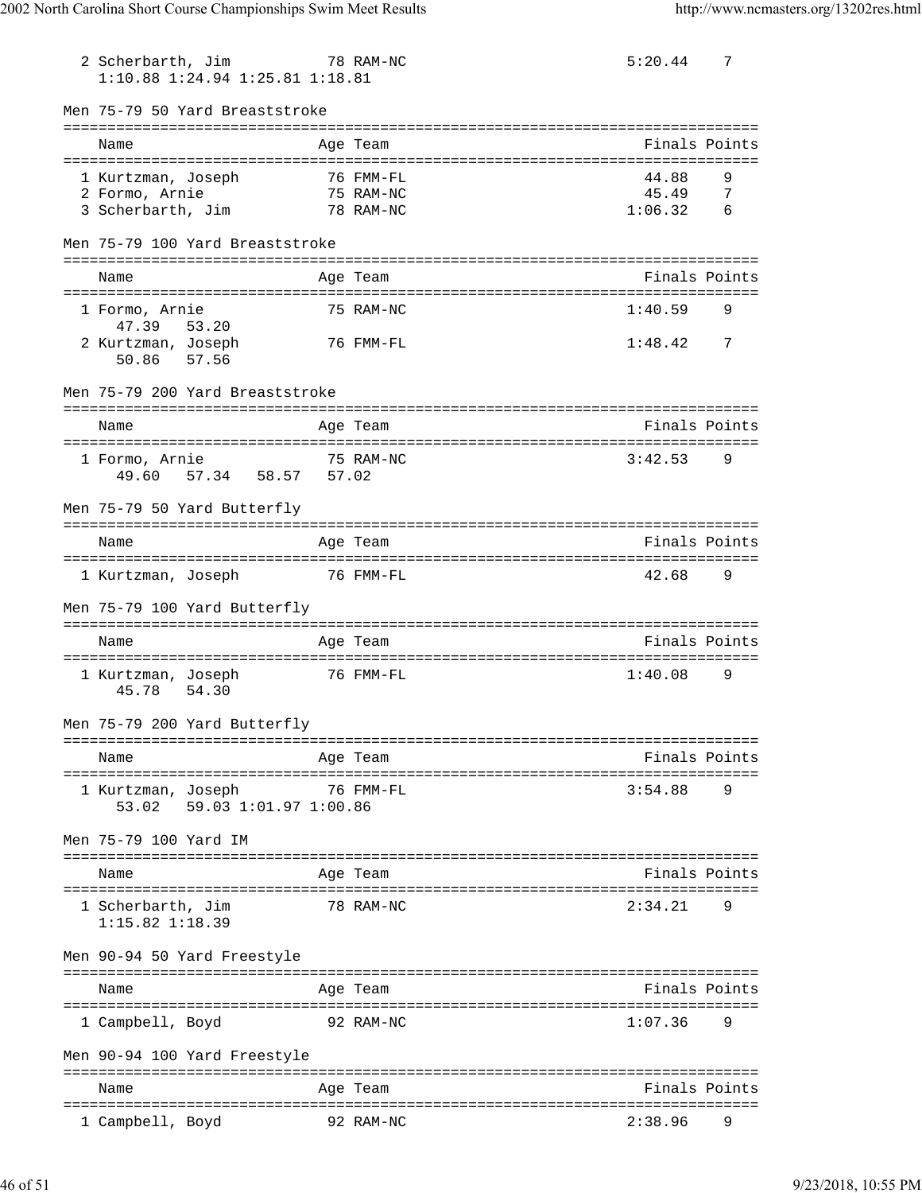2 Scherbarth, Jim 78 RAM-NC 5:20.44 7
1:10.88 1:24.94 1:25.81 1:18.81

Men 75-79 50 Yard Breaststroke

| Name | Age | Team | Finals | Points |
|---|---|---|---|---|
| 1 Kurtzman, Joseph | 76 | FMM-FL | 44.88 | 9 |
| 2 Formo, Arnie | 75 | RAM-NC | 45.49 | 7 |
| 3 Scherbarth, Jim | 78 | RAM-NC | 1:06.32 | 6 |

Men 75-79 100 Yard Breaststroke

| Name | Age | Team | Finals | Points |
|---|---|---|---|---|
| 1 Formo, Arnie | 75 | RAM-NC | 1:40.59 | 9 |
| 47.39 53.20 | | | | |
| 2 Kurtzman, Joseph | 76 | FMM-FL | 1:48.42 | 7 |
| 50.86 57.56 | | | | |

Men 75-79 200 Yard Breaststroke

| Name | Age | Team | Finals | Points |
|---|---|---|---|---|
| 1 Formo, Arnie | 75 | RAM-NC | 3:42.53 | 9 |
| 49.60 57.34 58.57 57.02 | | | | |

Men 75-79 50 Yard Butterfly

| Name | Age | Team | Finals | Points |
|---|---|---|---|---|
| 1 Kurtzman, Joseph | 76 | FMM-FL | 42.68 | 9 |

Men 75-79 100 Yard Butterfly

| Name | Age | Team | Finals | Points |
|---|---|---|---|---|
| 1 Kurtzman, Joseph | 76 | FMM-FL | 1:40.08 | 9 |
| 45.78 54.30 | | | | |

Men 75-79 200 Yard Butterfly

| Name | Age | Team | Finals | Points |
|---|---|---|---|---|
| 1 Kurtzman, Joseph | 76 | FMM-FL | 3:54.88 | 9 |
| 53.02 59.03 1:01.97 1:00.86 | | | | |

Men 75-79 100 Yard IM

| Name | Age | Team | Finals | Points |
|---|---|---|---|---|
| 1 Scherbarth, Jim | 78 | RAM-NC | 2:34.21 | 9 |
| 1:15.82 1:18.39 | | | | |

Men 90-94 50 Yard Freestyle

| Name | Age | Team | Finals | Points |
|---|---|---|---|---|
| 1 Campbell, Boyd | 92 | RAM-NC | 1:07.36 | 9 |

Men 90-94 100 Yard Freestyle

| Name | Age | Team | Finals | Points |
|---|---|---|---|---|
| 1 Campbell, Boyd | 92 | RAM-NC | 2:38.96 | 9 |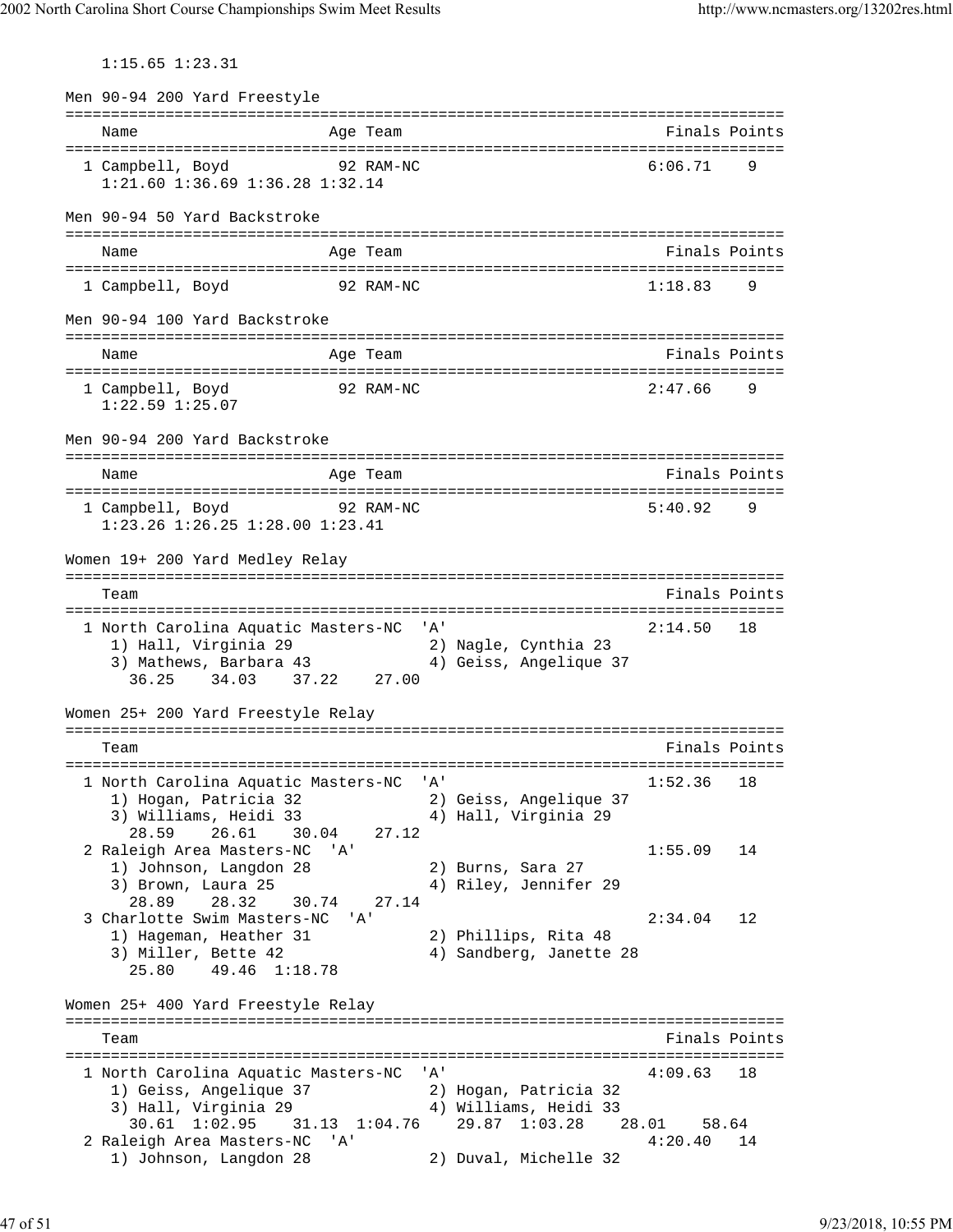1:15.65 1:23.31

Men 90-94 200 Yard Freestyle

```
===============================================================================
    Name                    Age Team                               Finals Points
===============================================================================
  1 Campbell, Boyd           92 RAM-NC                            6:06.71    9
    1:21.60 1:36.69 1:36.28 1:32.14
```

Men 90-94 50 Yard Backstroke

```
===============================================================================
    Name                    Age Team                               Finals Points
===============================================================================
  1 Campbell, Boyd           92 RAM-NC                            1:18.83    9
```

Men 90-94 100 Yard Backstroke

```
===============================================================================
    Name                    Age Team                               Finals Points
===============================================================================
  1 Campbell, Boyd           92 RAM-NC                            2:47.66    9
    1:22.59 1:25.07
```

Men 90-94 200 Yard Backstroke

```
===============================================================================
    Name                    Age Team                               Finals Points
===============================================================================
  1 Campbell, Boyd           92 RAM-NC                            5:40.92    9
    1:23.26 1:26.25 1:28.00 1:23.41
```

Women 19+ 200 Yard Medley Relay

```
===============================================================================
    Team                                                           Finals Points
===============================================================================
  1 North Carolina Aquatic Masters-NC  'A'                        2:14.50   18
     1) Hall, Virginia 29              2) Nagle, Cynthia 23
     3) Mathews, Barbara 43            4) Geiss, Angelique 37
        36.25    34.03    37.22    27.00
```

Women 25+ 200 Yard Freestyle Relay

```
===============================================================================
    Team                                                           Finals Points
===============================================================================
  1 North Carolina Aquatic Masters-NC  'A'                        1:52.36   18
     1) Hogan, Patricia 32             2) Geiss, Angelique 37
     3) Williams, Heidi 33             4) Hall, Virginia 29
        28.59    26.61    30.04    27.12
  2 Raleigh Area Masters-NC  'A'                                  1:55.09   14
     1) Johnson, Langdon 28            2) Burns, Sara 27
     3) Brown, Laura 25                4) Riley, Jennifer 29
        28.89    28.32    30.74    27.14
  3 Charlotte Swim Masters-NC  'A'                                2:34.04   12
     1) Hageman, Heather 31            2) Phillips, Rita 48
     3) Miller, Bette 42               4) Sandberg, Janette 28
        25.80    49.46  1:18.78
```

Women 25+ 400 Yard Freestyle Relay

```
===============================================================================
    Team                                                           Finals Points
===============================================================================
  1 North Carolina Aquatic Masters-NC  'A'                        4:09.63   18
     1) Geiss, Angelique 37            2) Hogan, Patricia 32
     3) Hall, Virginia 29              4) Williams, Heidi 33
        30.61  1:02.95    31.13  1:04.76    29.87  1:03.28    28.01    58.64
  2 Raleigh Area Masters-NC  'A'                                  4:20.40   14
     1) Johnson, Langdon 28            2) Duval, Michelle 32
```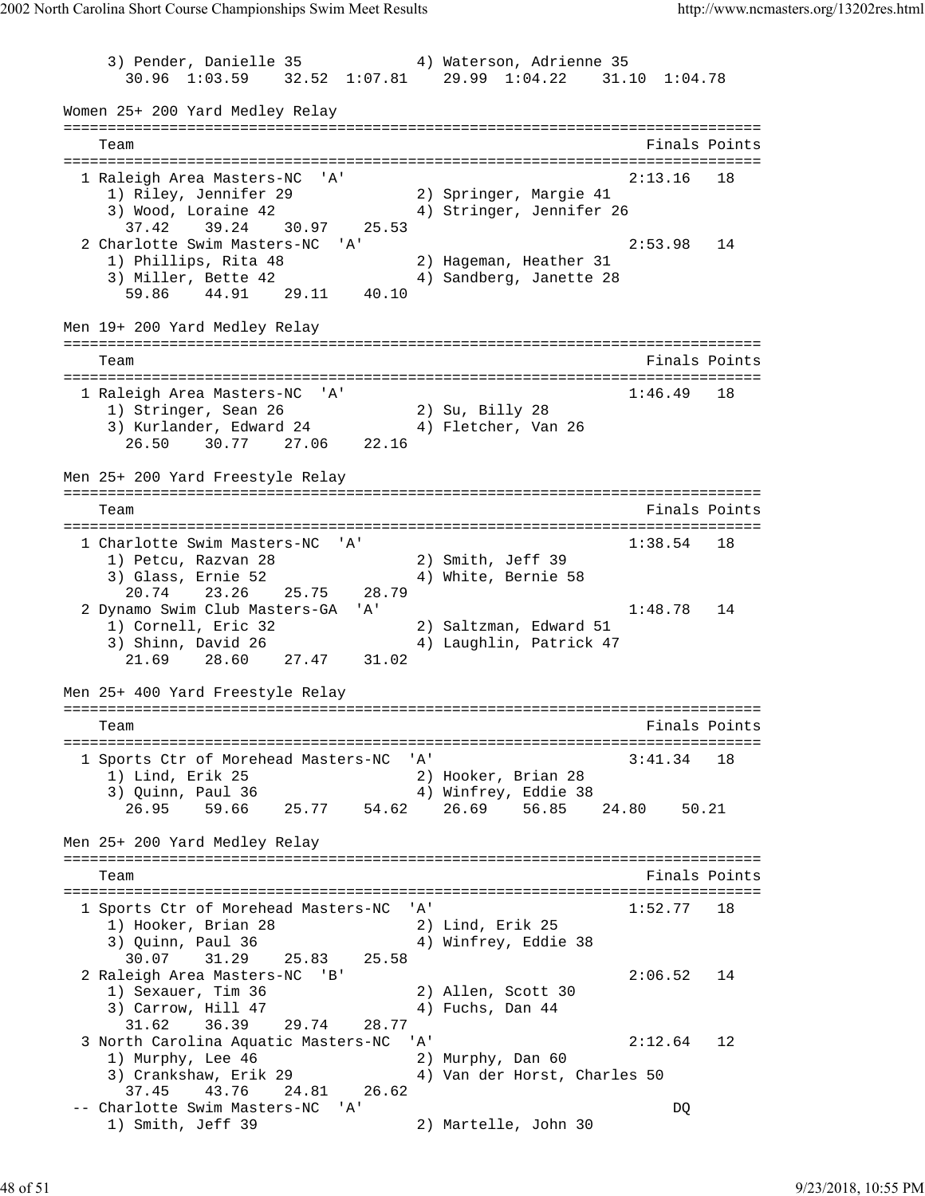```
     3) Pender, Danielle 35             4) Waterson, Adrienne 35
       30.96  1:03.59    32.52  1:07.81    29.99  1:04.22    31.10  1:04.78
```

Women 25+ 200 Yard Medley Relay

```
===============================================================================
    Team                                                       Finals Points
===============================================================================
  1 Raleigh Area Masters-NC  'A'                              2:13.16   18
     1) Riley, Jennifer 29              2) Springer, Margie 41
     3) Wood, Loraine 42                4) Stringer, Jennifer 26
       37.42    39.24    30.97    25.53
  2 Charlotte Swim Masters-NC  'A'                            2:53.98   14
     1) Phillips, Rita 48               2) Hageman, Heather 31
     3) Miller, Bette 42                4) Sandberg, Janette 28
       59.86    44.91    29.11    40.10
```

Men 19+ 200 Yard Medley Relay

```
===============================================================================
    Team                                                       Finals Points
===============================================================================
  1 Raleigh Area Masters-NC  'A'                              1:46.49   18
     1) Stringer, Sean 26               2) Su, Billy 28
     3) Kurlander, Edward 24            4) Fletcher, Van 26
       26.50    30.77    27.06    22.16
```

Men 25+ 200 Yard Freestyle Relay

```
===============================================================================
    Team                                                       Finals Points
===============================================================================
  1 Charlotte Swim Masters-NC  'A'                            1:38.54   18
     1) Petcu, Razvan 28                2) Smith, Jeff 39
     3) Glass, Ernie 52                 4) White, Bernie 58
       20.74    23.26    25.75    28.79
  2 Dynamo Swim Club Masters-GA  'A'                          1:48.78   14
     1) Cornell, Eric 32                2) Saltzman, Edward 51
     3) Shinn, David 26                 4) Laughlin, Patrick 47
       21.69    28.60    27.47    31.02
```

Men 25+ 400 Yard Freestyle Relay

```
===============================================================================
    Team                                                       Finals Points
===============================================================================
  1 Sports Ctr of Morehead Masters-NC  'A'                    3:41.34   18
     1) Lind, Erik 25                   2) Hooker, Brian 28
     3) Quinn, Paul 36                  4) Winfrey, Eddie 38
       26.95    59.66    25.77    54.62    26.69    56.85    24.80    50.21
```

Men 25+ 200 Yard Medley Relay

```
===============================================================================
    Team                                                       Finals Points
===============================================================================
  1 Sports Ctr of Morehead Masters-NC  'A'                    1:52.77   18
     1) Hooker, Brian 28                2) Lind, Erik 25
     3) Quinn, Paul 36                  4) Winfrey, Eddie 38
       30.07    31.29    25.83    25.58
  2 Raleigh Area Masters-NC  'B'                              2:06.52   14
     1) Sexauer, Tim 36                 2) Allen, Scott 30
     3) Carrow, Hill 47                 4) Fuchs, Dan 44
       31.62    36.39    29.74    28.77
  3 North Carolina Aquatic Masters-NC  'A'                    2:12.64   12
     1) Murphy, Lee 46                  2) Murphy, Dan 60
     3) Crankshaw, Erik 29              4) Van der Horst, Charles 50
       37.45    43.76    24.81    26.62
 -- Charlotte Swim Masters-NC  'A'                                 DQ
     1) Smith, Jeff 39                  2) Martelle, John 30
```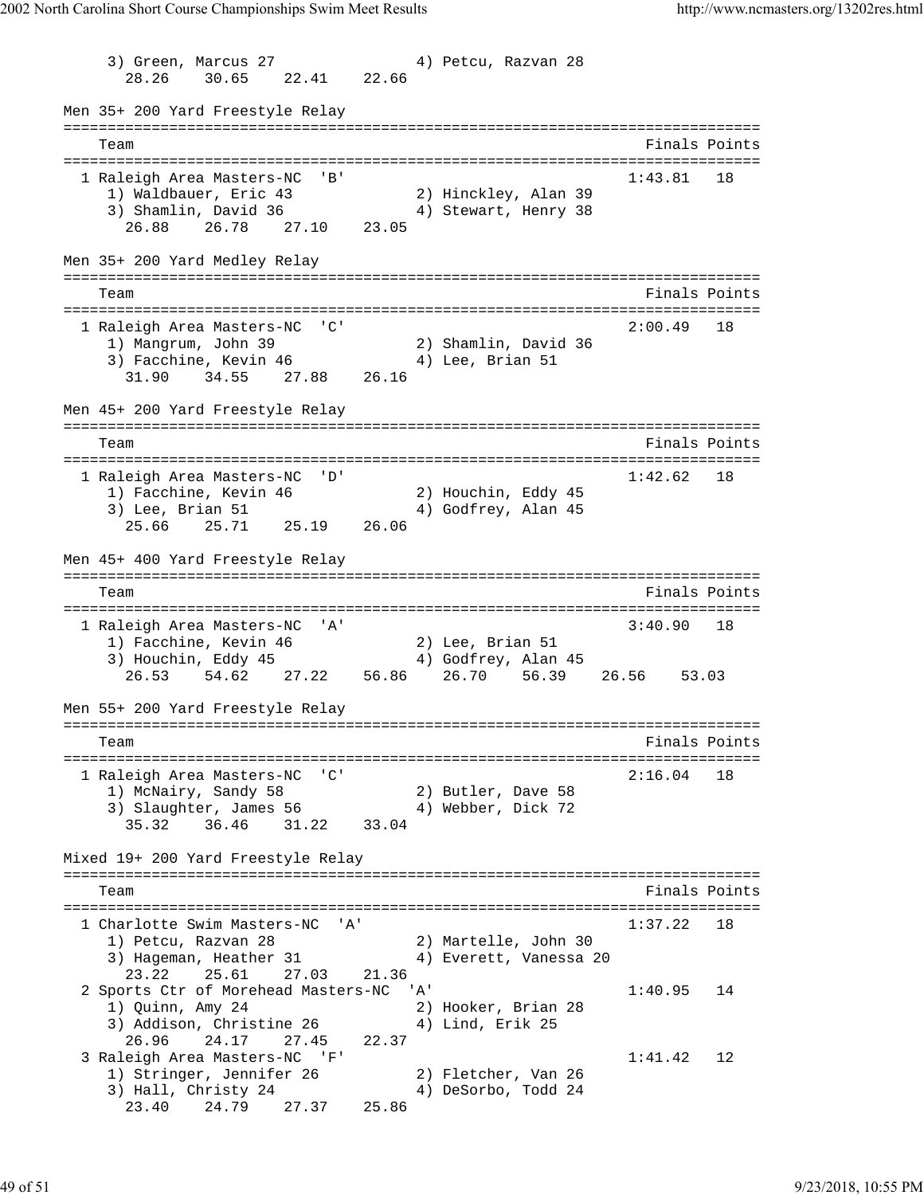```
     3) Green, Marcus 27               4) Petcu, Razvan 28
       28.26    30.65    22.41    22.66
```

Men 35+ 200 Yard Freestyle Relay

```
===============================================================================
    Team                                                          Finals Points
===============================================================================
  1 Raleigh Area Masters-NC  'B'                                 1:43.81   18
     1) Waldbauer, Eric 43             2) Hinckley, Alan 39
     3) Shamlin, David 36              4) Stewart, Henry 38
       26.88    26.78    27.10    23.05
```

Men 35+ 200 Yard Medley Relay

```
===============================================================================
    Team                                                          Finals Points
===============================================================================
  1 Raleigh Area Masters-NC  'C'                                 2:00.49   18
     1) Mangrum, John 39               2) Shamlin, David 36
     3) Facchine, Kevin 46             4) Lee, Brian 51
       31.90    34.55    27.88    26.16
```

Men 45+ 200 Yard Freestyle Relay

```
===============================================================================
    Team                                                          Finals Points
===============================================================================
  1 Raleigh Area Masters-NC  'D'                                 1:42.62   18
     1) Facchine, Kevin 46             2) Houchin, Eddy 45
     3) Lee, Brian 51                  4) Godfrey, Alan 45
       25.66    25.71    25.19    26.06
```

Men 45+ 400 Yard Freestyle Relay

```
===============================================================================
    Team                                                          Finals Points
===============================================================================
  1 Raleigh Area Masters-NC  'A'                                 3:40.90   18
     1) Facchine, Kevin 46             2) Lee, Brian 51
     3) Houchin, Eddy 45               4) Godfrey, Alan 45
       26.53    54.62    27.22    56.86    26.70    56.39    26.56    53.03
```

Men 55+ 200 Yard Freestyle Relay

```
===============================================================================
    Team                                                          Finals Points
===============================================================================
  1 Raleigh Area Masters-NC  'C'                                 2:16.04   18
     1) McNairy, Sandy 58              2) Butler, Dave 58
     3) Slaughter, James 56            4) Webber, Dick 72
       35.32    36.46    31.22    33.04
```

Mixed 19+ 200 Yard Freestyle Relay

```
===============================================================================
    Team                                                          Finals Points
===============================================================================
  1 Charlotte Swim Masters-NC  'A'                               1:37.22   18
     1) Petcu, Razvan 28               2) Martelle, John 30
     3) Hageman, Heather 31            4) Everett, Vanessa 20
       23.22    25.61    27.03    21.36
  2 Sports Ctr of Morehead Masters-NC  'A'                       1:40.95   14
     1) Quinn, Amy 24                  2) Hooker, Brian 28
     3) Addison, Christine 26          4) Lind, Erik 25
       26.96    24.17    27.45    22.37
  3 Raleigh Area Masters-NC  'F'                                 1:41.42   12
     1) Stringer, Jennifer 26          2) Fletcher, Van 26
     3) Hall, Christy 24               4) DeSorbo, Todd 24
       23.40    24.79    27.37    25.86
```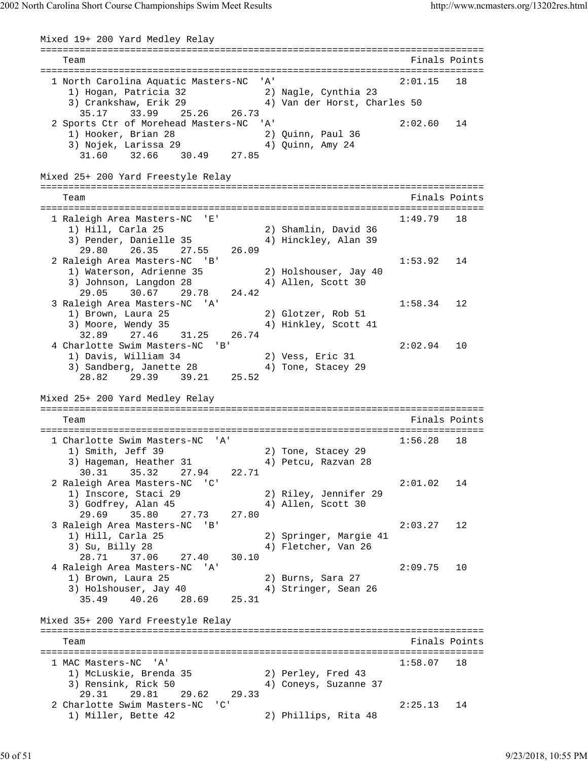Mixed 19+ 200 Yard Medley Relay

```
===============================================================================
    Team                                                      Finals Points
===============================================================================
  1 North Carolina Aquatic Masters-NC  'A'                      2:01.15   18
     1) Hogan, Patricia 32              2) Nagle, Cynthia 23
     3) Crankshaw, Erik 29              4) Van der Horst, Charles 50
       35.17    33.99    25.26    26.73
  2 Sports Ctr of Morehead Masters-NC  'A'                      2:02.60   14
     1) Hooker, Brian 28                2) Quinn, Paul 36
     3) Nojek, Larissa 29               4) Quinn, Amy 24
       31.60    32.66    30.49    27.85
```

Mixed 25+ 200 Yard Freestyle Relay

```
===============================================================================
    Team                                                      Finals Points
===============================================================================
  1 Raleigh Area Masters-NC  'E'                                1:49.79   18
     1) Hill, Carla 25                  2) Shamlin, David 36
     3) Pender, Danielle 35             4) Hinckley, Alan 39
       29.80    26.35    27.55    26.09
  2 Raleigh Area Masters-NC  'B'                                1:53.92   14
     1) Waterson, Adrienne 35           2) Holshouser, Jay 40
     3) Johnson, Langdon 28             4) Allen, Scott 30
       29.05    30.67    29.78    24.42
  3 Raleigh Area Masters-NC  'A'                                1:58.34   12
     1) Brown, Laura 25                 2) Glotzer, Rob 51
     3) Moore, Wendy 35                 4) Hinkley, Scott 41
       32.89    27.46    31.25    26.74
  4 Charlotte Swim Masters-NC  'B'                              2:02.94   10
     1) Davis, William 34               2) Vess, Eric 31
     3) Sandberg, Janette 28            4) Tone, Stacey 29
       28.82    29.39    39.21    25.52
```

Mixed 25+ 200 Yard Medley Relay

```
===============================================================================
    Team                                                      Finals Points
===============================================================================
  1 Charlotte Swim Masters-NC  'A'                              1:56.28   18
     1) Smith, Jeff 39                  2) Tone, Stacey 29
     3) Hageman, Heather 31             4) Petcu, Razvan 28
       30.31    35.32    27.94    22.71
  2 Raleigh Area Masters-NC  'C'                                2:01.02   14
     1) Inscore, Staci 29               2) Riley, Jennifer 29
     3) Godfrey, Alan 45                4) Allen, Scott 30
       29.69    35.80    27.73    27.80
  3 Raleigh Area Masters-NC  'B'                                2:03.27   12
     1) Hill, Carla 25                  2) Springer, Margie 41
     3) Su, Billy 28                    4) Fletcher, Van 26
       28.71    37.06    27.40    30.10
  4 Raleigh Area Masters-NC  'A'                                2:09.75   10
     1) Brown, Laura 25                 2) Burns, Sara 27
     3) Holshouser, Jay 40              4) Stringer, Sean 26
       35.49    40.26    28.69    25.31
```

Mixed 35+ 200 Yard Freestyle Relay

```
===============================================================================
    Team                                                      Finals Points
===============================================================================
  1 MAC Masters-NC  'A'                                         1:58.07   18
     1) McLuskie, Brenda 35             2) Perley, Fred 43
     3) Rensink, Rick 50                4) Coneys, Suzanne 37
       29.31    29.81    29.62    29.33
  2 Charlotte Swim Masters-NC  'C'                              2:25.13   14
     1) Miller, Bette 42                2) Phillips, Rita 48
```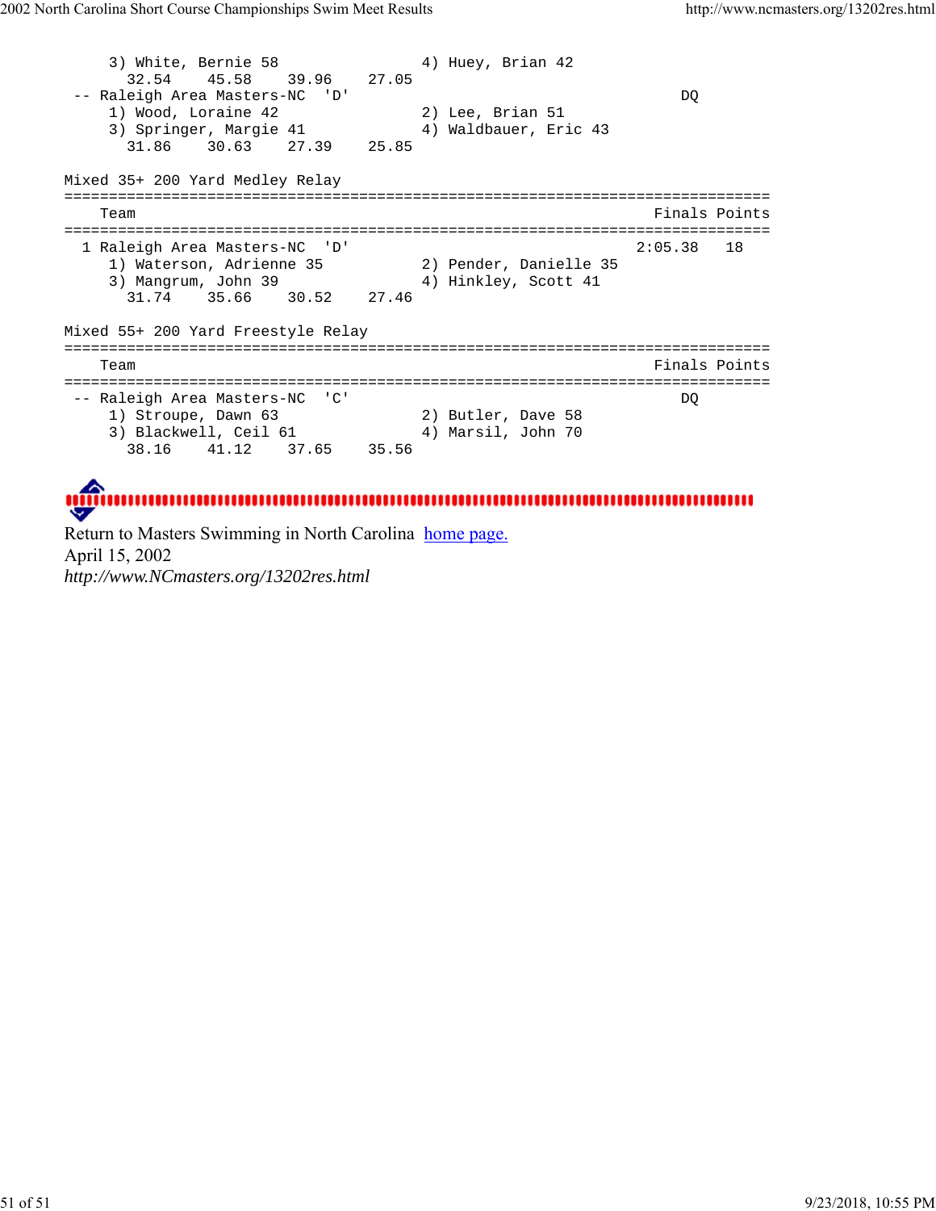```
     3) White, Bernie 58                4) Huey, Brian 42
       32.54     45.58     39.96     27.05
  -- Raleigh Area Masters-NC  'D'                                  DQ
     1) Wood, Loraine 42                2) Lee, Brian 51
     3) Springer, Margie 41             4) Waldbauer, Eric 43
       31.86     30.63     27.39     25.85
```

Mixed 35+ 200 Yard Medley Relay

```
===============================================================================
    Team                                                          Finals Points
===============================================================================
  1 Raleigh Area Masters-NC  'D'                             2:05.38   18
     1) Waterson, Adrienne 35           2) Pender, Danielle 35
     3) Mangrum, John 39                4) Hinkley, Scott 41
       31.74     35.66     30.52     27.46
```

Mixed 55+ 200 Yard Freestyle Relay

```
===============================================================================
    Team                                                          Finals Points
===============================================================================
  -- Raleigh Area Masters-NC  'C'                                  DQ
     1) Stroupe, Dawn 63                2) Butler, Dave 58
     3) Blackwell, Ceil 61              4) Marsil, John 70
       38.16     41.12     37.65     35.56
```

Return to Masters Swimming in North Carolina [home page.]

April 15, 2002

*http://www.NCmasters.org/13202res.html*